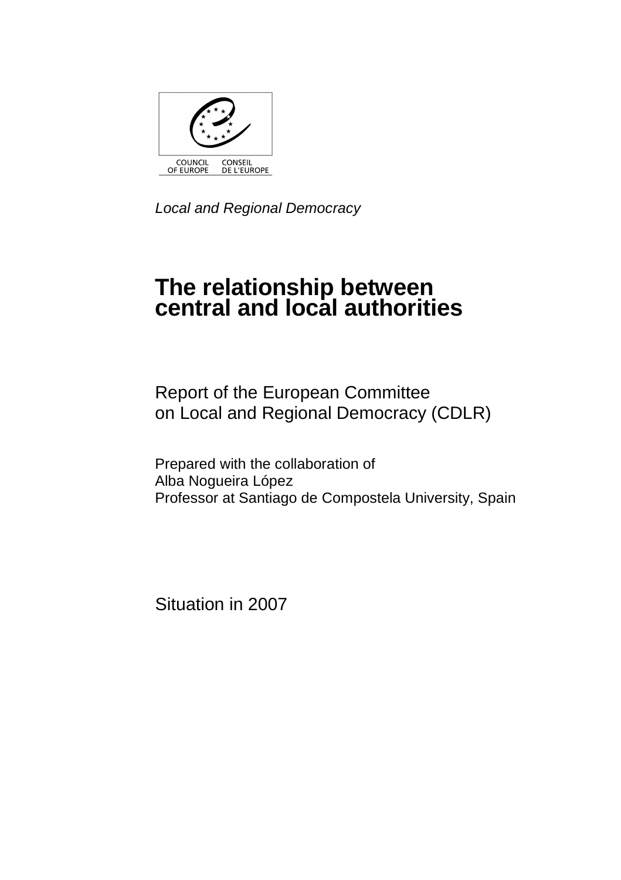COUNCIL OF EUROPE — CONSEIL DE L'EUROPE

*Local and Regional Democracy*

# The relationship between central and local authorities

Report of the European Committee on Local and Regional Democracy (CDLR)

Prepared with the collaboration of
Alba Nogueira López
Professor at Santiago de Compostela University, Spain

Situation in 2007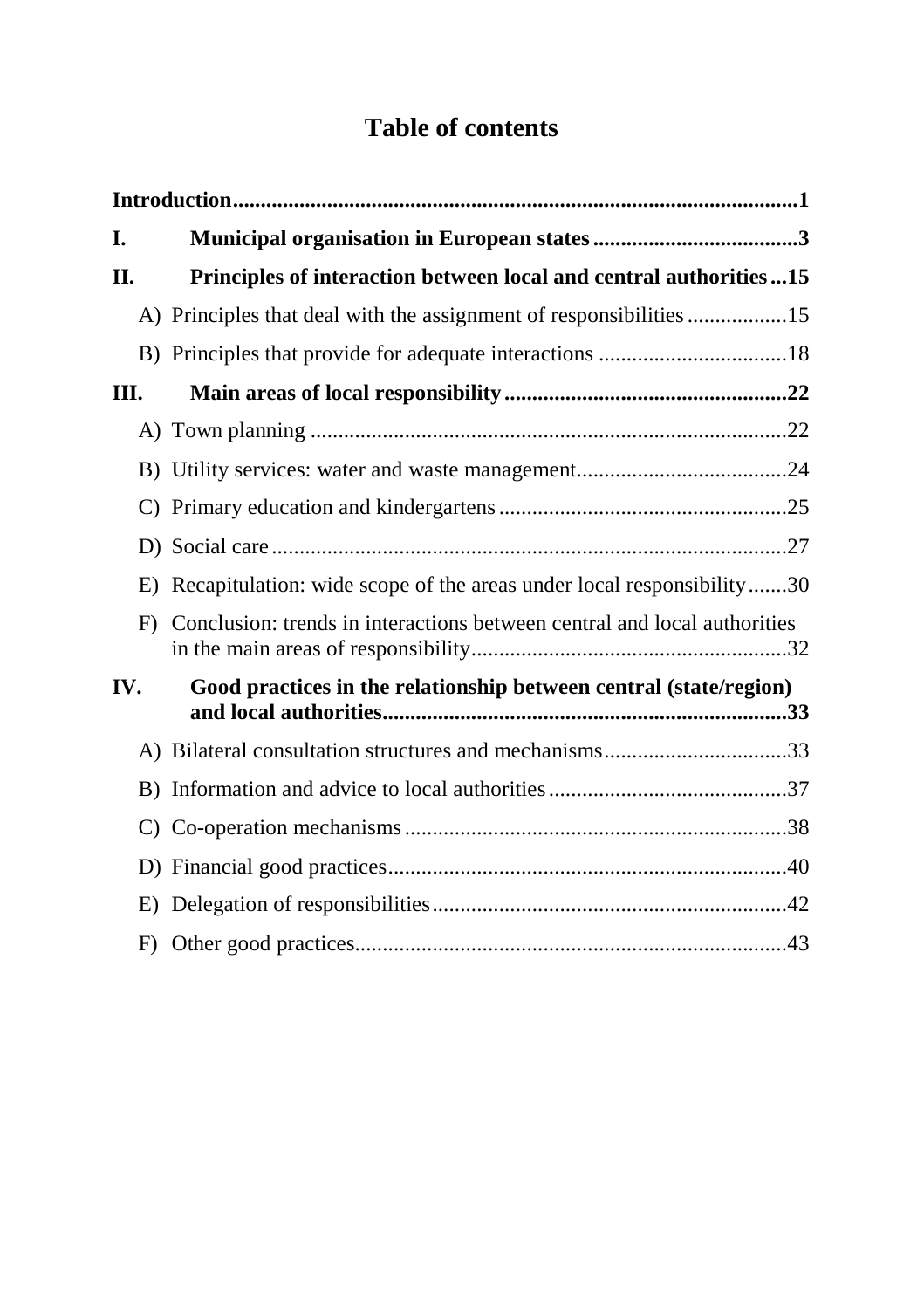# Table of contents

**Introduction......................................................................................................1**

**I. Municipal organisation in European states .....................................3**

**II. Principles of interaction between local and central authorities...15**

A) Principles that deal with the assignment of responsibilities .................15

B) Principles that provide for adequate interactions .................................18

**III. Main areas of local responsibility ..................................................22**

A) Town planning .....................................................................................22

B) Utility services: water and waste management.....................................24

C) Primary education and kindergartens ...................................................25

D) Social care ............................................................................................27

E) Recapitulation: wide scope of the areas under local responsibility.......30

F) Conclusion: trends in interactions between central and local authorities in the main areas of responsibility........................................................32

**IV. Good practices in the relationship between central (state/region) and local authorities........................................................................33**

A) Bilateral consultation structures and mechanisms.................................33

B) Information and advice to local authorities...........................................37

C) Co-operation mechanisms ....................................................................38

D) Financial good practices.......................................................................40

E) Delegation of responsibilities...............................................................42

F) Other good practices.............................................................................43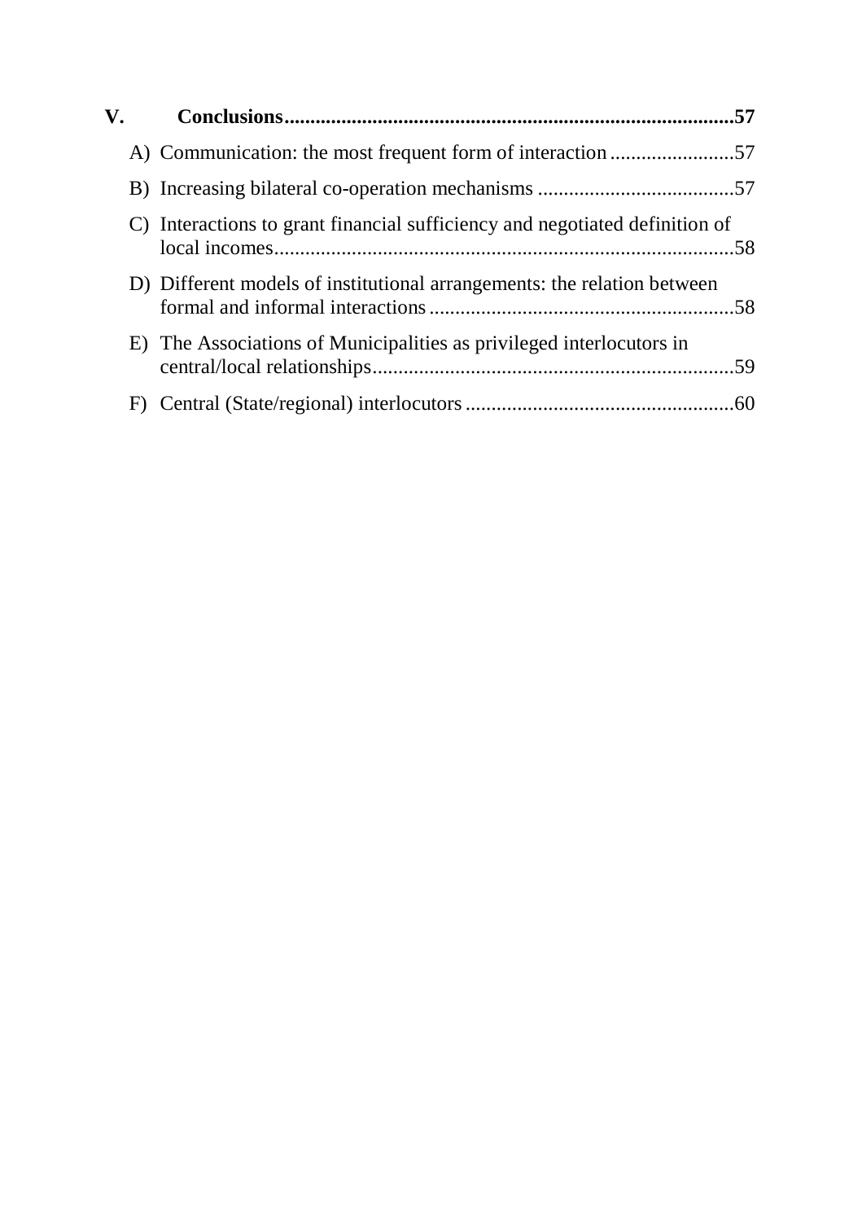**V. Conclusions ..................................................................................... 57**

- A) Communication: the most frequent form of interaction ........................ 57
- B) Increasing bilateral co-operation mechanisms ...................................... 57
- C) Interactions to grant financial sufficiency and negotiated definition of local incomes ........................................................................................ 58
- D) Different models of institutional arrangements: the relation between formal and informal interactions .......................................................... 58
- E) The Associations of Municipalities as privileged interlocutors in central/local relationships ..................................................................... 59
- F) Central (State/regional) interlocutors .................................................... 60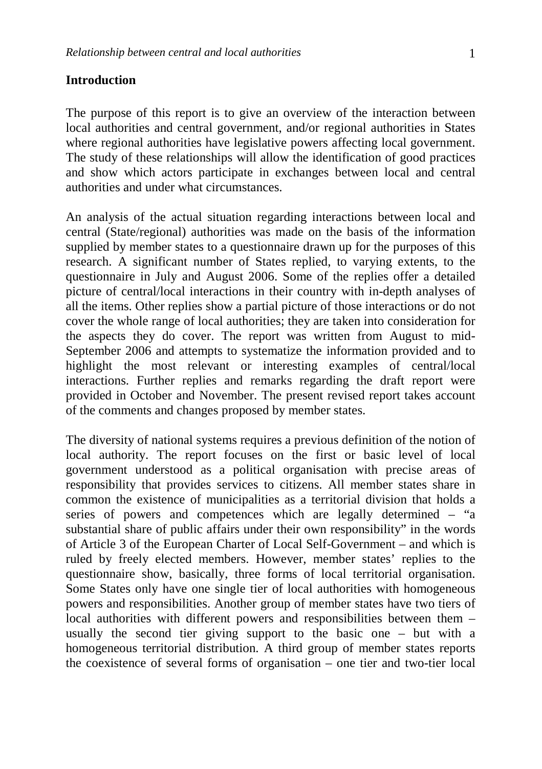## Introduction

The purpose of this report is to give an overview of the interaction between local authorities and central government, and/or regional authorities in States where regional authorities have legislative powers affecting local government. The study of these relationships will allow the identification of good practices and show which actors participate in exchanges between local and central authorities and under what circumstances.

An analysis of the actual situation regarding interactions between local and central (State/regional) authorities was made on the basis of the information supplied by member states to a questionnaire drawn up for the purposes of this research. A significant number of States replied, to varying extents, to the questionnaire in July and August 2006. Some of the replies offer a detailed picture of central/local interactions in their country with in-depth analyses of all the items. Other replies show a partial picture of those interactions or do not cover the whole range of local authorities; they are taken into consideration for the aspects they do cover. The report was written from August to mid-September 2006 and attempts to systematize the information provided and to highlight the most relevant or interesting examples of central/local interactions. Further replies and remarks regarding the draft report were provided in October and November. The present revised report takes account of the comments and changes proposed by member states.

The diversity of national systems requires a previous definition of the notion of local authority. The report focuses on the first or basic level of local government understood as a political organisation with precise areas of responsibility that provides services to citizens. All member states share in common the existence of municipalities as a territorial division that holds a series of powers and competences which are legally determined – "a substantial share of public affairs under their own responsibility" in the words of Article 3 of the European Charter of Local Self-Government – and which is ruled by freely elected members. However, member states' replies to the questionnaire show, basically, three forms of local territorial organisation. Some States only have one single tier of local authorities with homogeneous powers and responsibilities. Another group of member states have two tiers of local authorities with different powers and responsibilities between them – usually the second tier giving support to the basic one – but with a homogeneous territorial distribution. A third group of member states reports the coexistence of several forms of organisation – one tier and two-tier local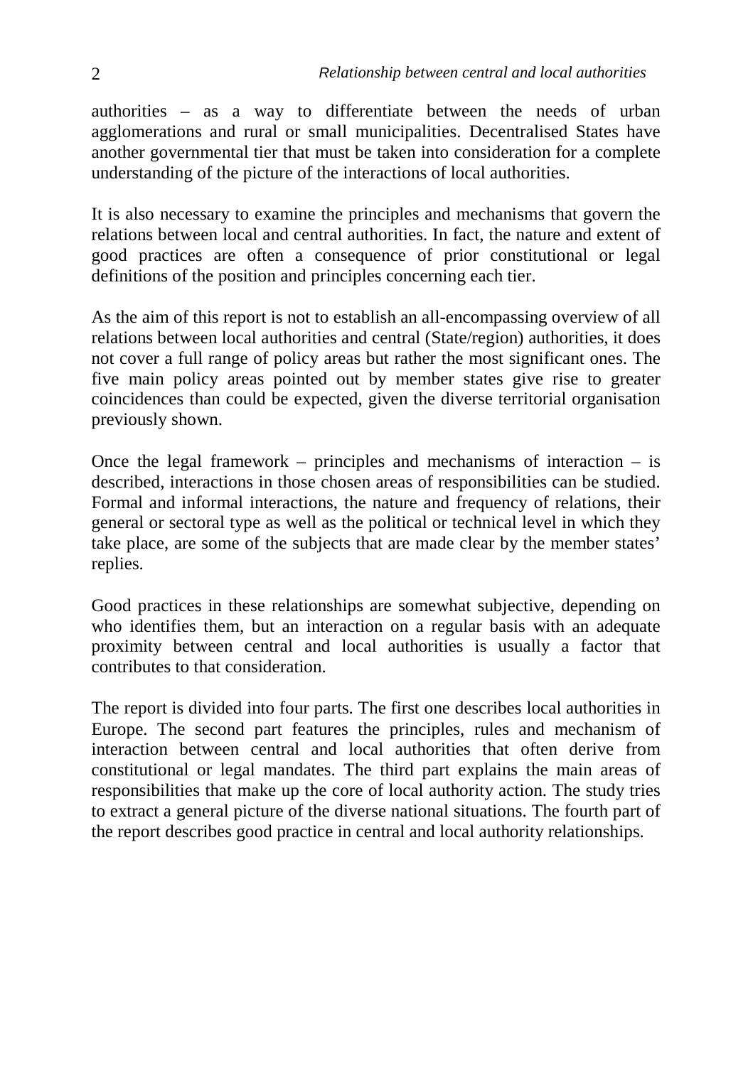authorities – as a way to differentiate between the needs of urban agglomerations and rural or small municipalities. Decentralised States have another governmental tier that must be taken into consideration for a complete understanding of the picture of the interactions of local authorities.

It is also necessary to examine the principles and mechanisms that govern the relations between local and central authorities. In fact, the nature and extent of good practices are often a consequence of prior constitutional or legal definitions of the position and principles concerning each tier.

As the aim of this report is not to establish an all-encompassing overview of all relations between local authorities and central (State/region) authorities, it does not cover a full range of policy areas but rather the most significant ones. The five main policy areas pointed out by member states give rise to greater coincidences than could be expected, given the diverse territorial organisation previously shown.

Once the legal framework – principles and mechanisms of interaction – is described, interactions in those chosen areas of responsibilities can be studied. Formal and informal interactions, the nature and frequency of relations, their general or sectoral type as well as the political or technical level in which they take place, are some of the subjects that are made clear by the member states' replies.

Good practices in these relationships are somewhat subjective, depending on who identifies them, but an interaction on a regular basis with an adequate proximity between central and local authorities is usually a factor that contributes to that consideration.

The report is divided into four parts. The first one describes local authorities in Europe. The second part features the principles, rules and mechanism of interaction between central and local authorities that often derive from constitutional or legal mandates. The third part explains the main areas of responsibilities that make up the core of local authority action. The study tries to extract a general picture of the diverse national situations. The fourth part of the report describes good practice in central and local authority relationships.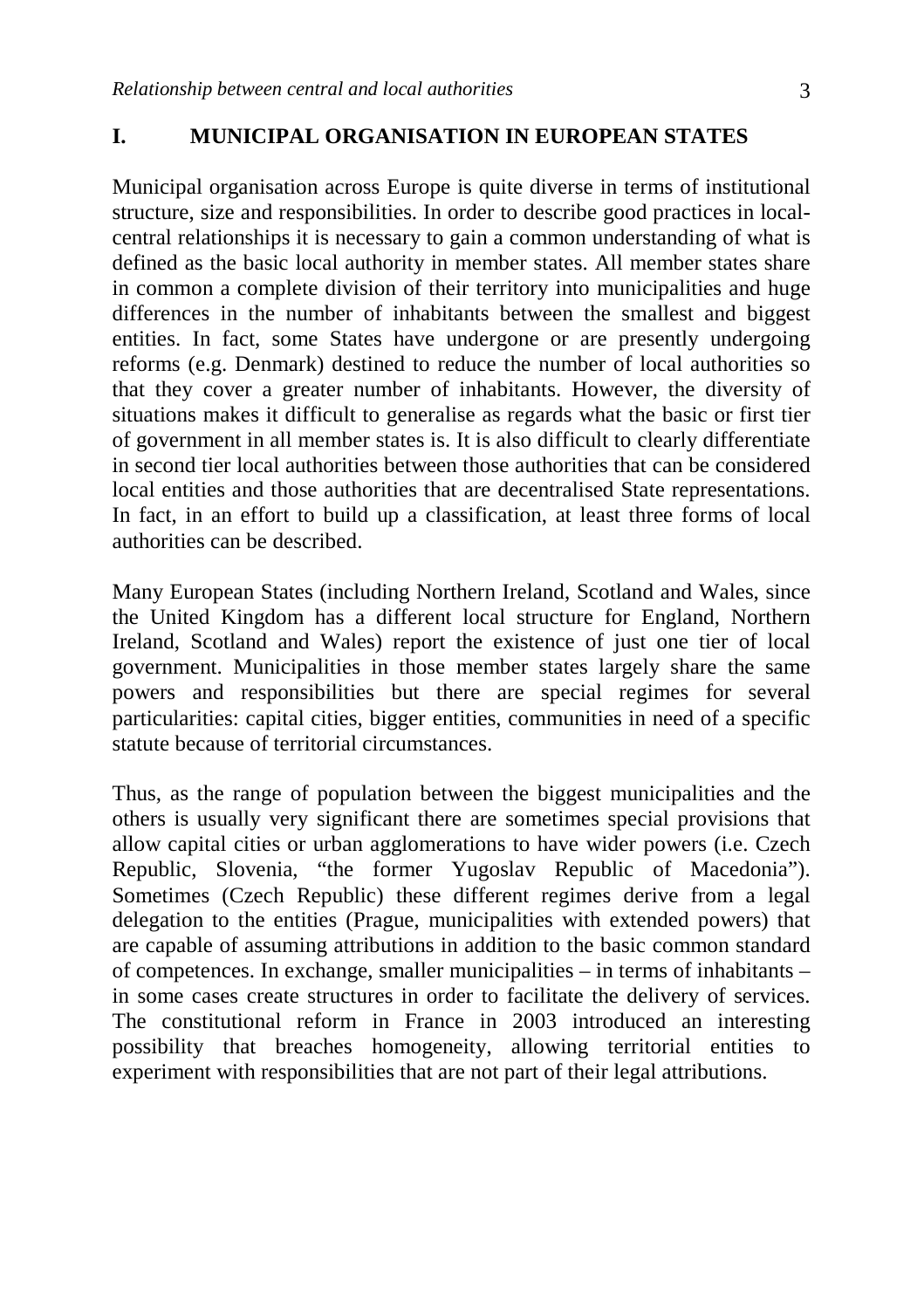## I. MUNICIPAL ORGANISATION IN EUROPEAN STATES

Municipal organisation across Europe is quite diverse in terms of institutional structure, size and responsibilities. In order to describe good practices in local-central relationships it is necessary to gain a common understanding of what is defined as the basic local authority in member states. All member states share in common a complete division of their territory into municipalities and huge differences in the number of inhabitants between the smallest and biggest entities. In fact, some States have undergone or are presently undergoing reforms (e.g. Denmark) destined to reduce the number of local authorities so that they cover a greater number of inhabitants. However, the diversity of situations makes it difficult to generalise as regards what the basic or first tier of government in all member states is. It is also difficult to clearly differentiate in second tier local authorities between those authorities that can be considered local entities and those authorities that are decentralised State representations. In fact, in an effort to build up a classification, at least three forms of local authorities can be described.

Many European States (including Northern Ireland, Scotland and Wales, since the United Kingdom has a different local structure for England, Northern Ireland, Scotland and Wales) report the existence of just one tier of local government. Municipalities in those member states largely share the same powers and responsibilities but there are special regimes for several particularities: capital cities, bigger entities, communities in need of a specific statute because of territorial circumstances.

Thus, as the range of population between the biggest municipalities and the others is usually very significant there are sometimes special provisions that allow capital cities or urban agglomerations to have wider powers (i.e. Czech Republic, Slovenia, "the former Yugoslav Republic of Macedonia"). Sometimes (Czech Republic) these different regimes derive from a legal delegation to the entities (Prague, municipalities with extended powers) that are capable of assuming attributions in addition to the basic common standard of competences. In exchange, smaller municipalities – in terms of inhabitants – in some cases create structures in order to facilitate the delivery of services. The constitutional reform in France in 2003 introduced an interesting possibility that breaches homogeneity, allowing territorial entities to experiment with responsibilities that are not part of their legal attributions.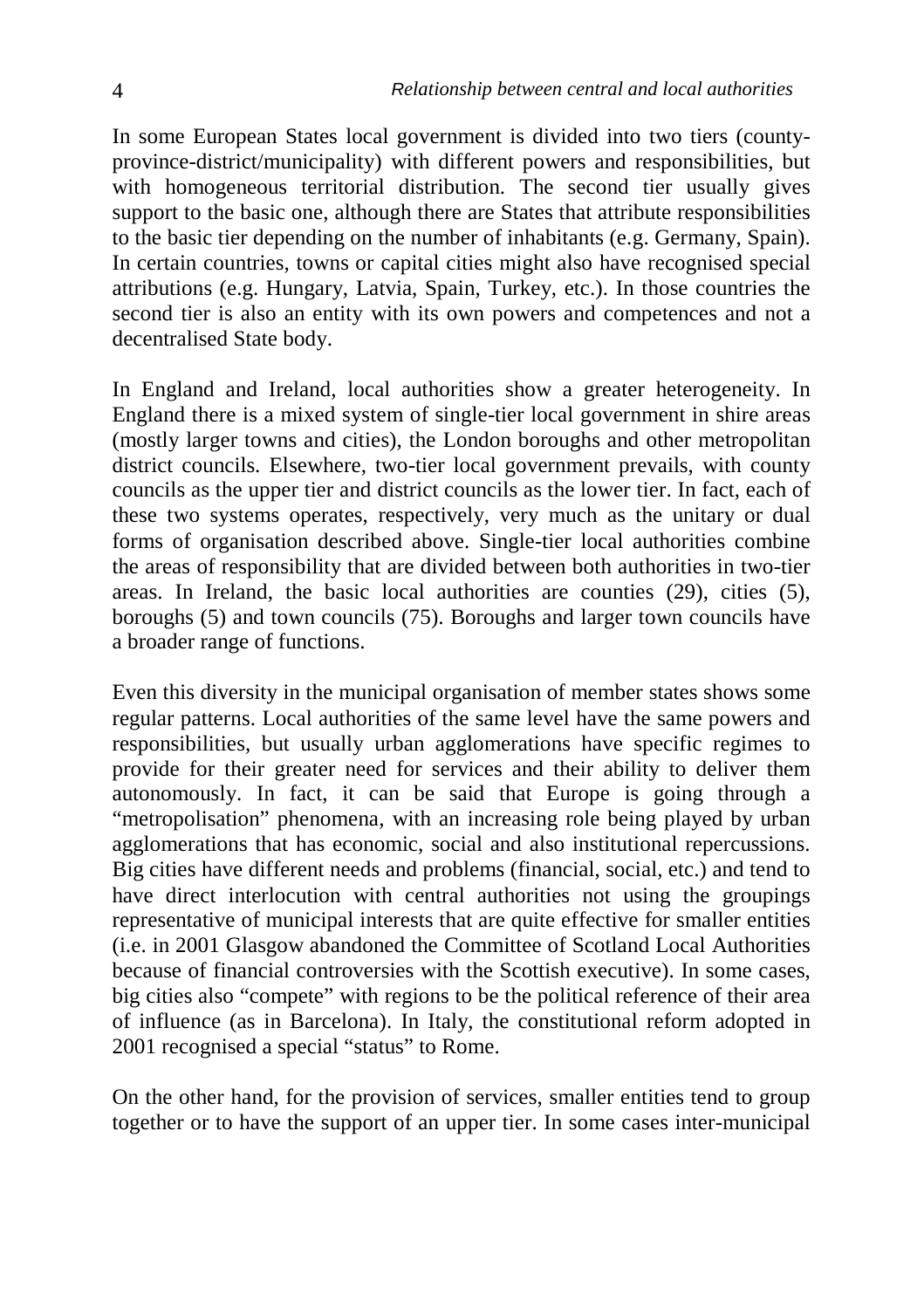In some European States local government is divided into two tiers (county-province-district/municipality) with different powers and responsibilities, but with homogeneous territorial distribution. The second tier usually gives support to the basic one, although there are States that attribute responsibilities to the basic tier depending on the number of inhabitants (e.g. Germany, Spain). In certain countries, towns or capital cities might also have recognised special attributions (e.g. Hungary, Latvia, Spain, Turkey, etc.). In those countries the second tier is also an entity with its own powers and competences and not a decentralised State body.

In England and Ireland, local authorities show a greater heterogeneity. In England there is a mixed system of single-tier local government in shire areas (mostly larger towns and cities), the London boroughs and other metropolitan district councils. Elsewhere, two-tier local government prevails, with county councils as the upper tier and district councils as the lower tier. In fact, each of these two systems operates, respectively, very much as the unitary or dual forms of organisation described above. Single-tier local authorities combine the areas of responsibility that are divided between both authorities in two-tier areas. In Ireland, the basic local authorities are counties (29), cities (5), boroughs (5) and town councils (75). Boroughs and larger town councils have a broader range of functions.

Even this diversity in the municipal organisation of member states shows some regular patterns. Local authorities of the same level have the same powers and responsibilities, but usually urban agglomerations have specific regimes to provide for their greater need for services and their ability to deliver them autonomously. In fact, it can be said that Europe is going through a "metropolisation" phenomena, with an increasing role being played by urban agglomerations that has economic, social and also institutional repercussions. Big cities have different needs and problems (financial, social, etc.) and tend to have direct interlocution with central authorities not using the groupings representative of municipal interests that are quite effective for smaller entities (i.e. in 2001 Glasgow abandoned the Committee of Scotland Local Authorities because of financial controversies with the Scottish executive). In some cases, big cities also "compete" with regions to be the political reference of their area of influence (as in Barcelona). In Italy, the constitutional reform adopted in 2001 recognised a special "status" to Rome.

On the other hand, for the provision of services, smaller entities tend to group together or to have the support of an upper tier. In some cases inter-municipal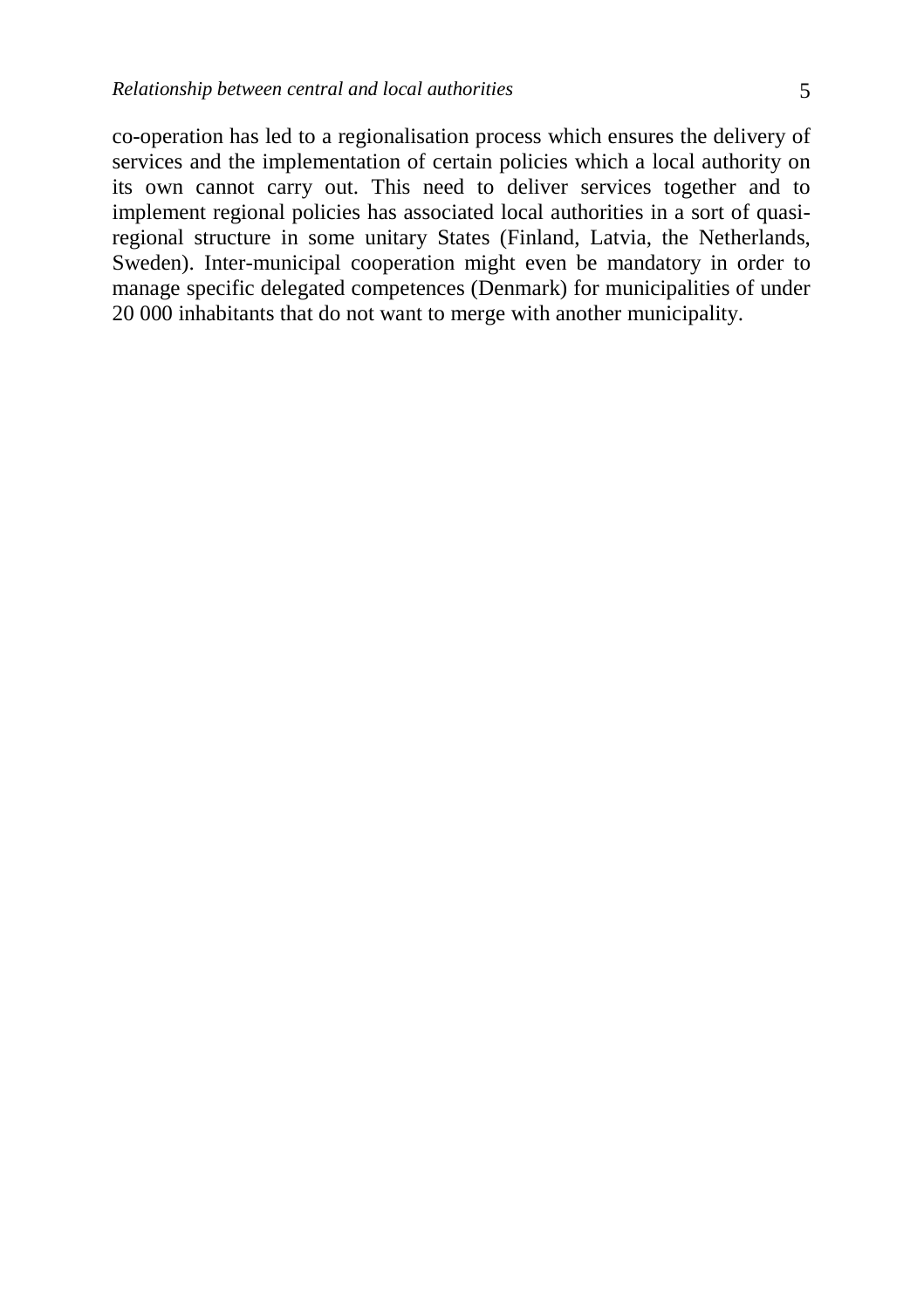co-operation has led to a regionalisation process which ensures the delivery of services and the implementation of certain policies which a local authority on its own cannot carry out. This need to deliver services together and to implement regional policies has associated local authorities in a sort of quasi-regional structure in some unitary States (Finland, Latvia, the Netherlands, Sweden). Inter-municipal cooperation might even be mandatory in order to manage specific delegated competences (Denmark) for municipalities of under 20 000 inhabitants that do not want to merge with another municipality.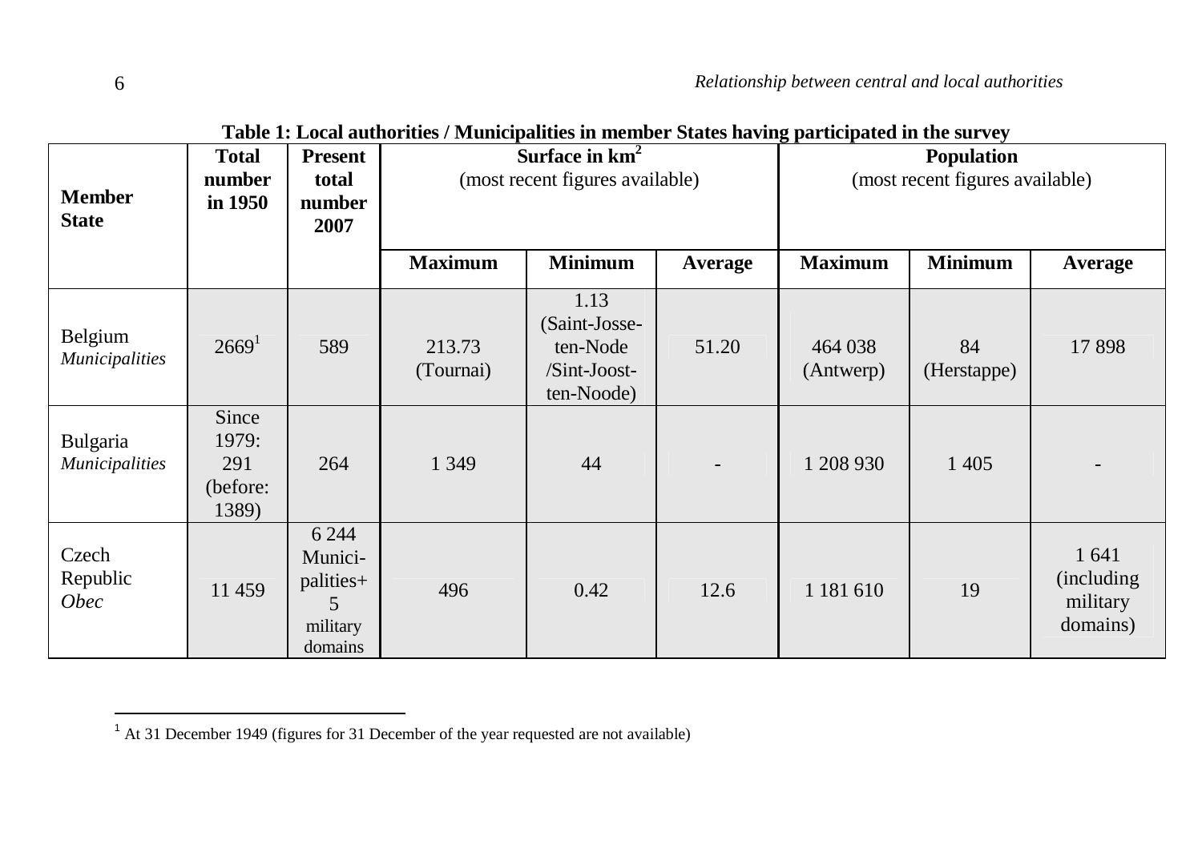**Table 1: Local authorities / Municipalities in member States having participated in the survey**

| Member State | Total number in 1950 | Present total number 2007 | Surface in km² (most recent figures available) | | | Population (most recent figures available) | | |
|---|---|---|---|---|---|---|---|---|
| | | | Maximum | Minimum | Average | Maximum | Minimum | Average |
| Belgium *Municipalities* | 2669[1] | 589 | 213.73 (Tournai) | 1.13 (Saint-Josse-ten-Node /Sint-Joost-ten-Noode) | 51.20 | 464 038 (Antwerp) | 84 (Herstappe) | 17 898 |
| Bulgaria *Municipalities* | Since 1979: 291 (before: 1389) | 264 | 1 349 | 44 | - | 1 208 930 | 1 405 | - |
| Czech Republic *Obec* | 11 459 | 6 244 Munici-palities+ 5 military domains | 496 | 0.42 | 12.6 | 1 181 610 | 19 | 1 641 (including military domains) |

[1] At 31 December 1949 (figures for 31 December of the year requested are not available)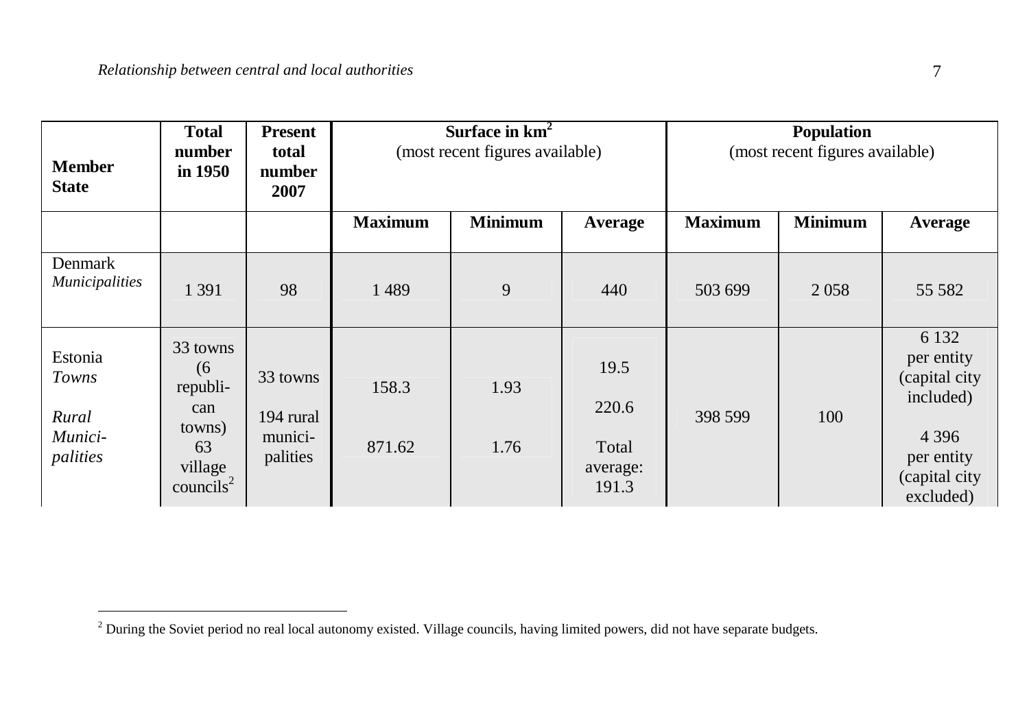| Member State | Total number in 1950 | Present total number 2007 | Surface in km² (most recent figures available) | | | Population (most recent figures available) | | |
|---|---|---|---|---|---|---|---|---|
| | | | Maximum | Minimum | Average | Maximum | Minimum | Average |
| Denmark *Municipalities* | 1 391 | 98 | 1 489 | 9 | 440 | 503 699 | 2 058 | 55 582 |
| Estonia *Towns* *Rural Munici-palities* | 33 towns (6 republi-can towns) 63 village councils[2] | 33 towns 194 rural munici-palities | 158.3 871.62 | 1.93 1.76 | 19.5 220.6 Total average: 191.3 | 398 599 | 100 | 6 132 per entity (capital city included) 4 396 per entity (capital city excluded) |

[2] During the Soviet period no real local autonomy existed. Village councils, having limited powers, did not have separate budgets.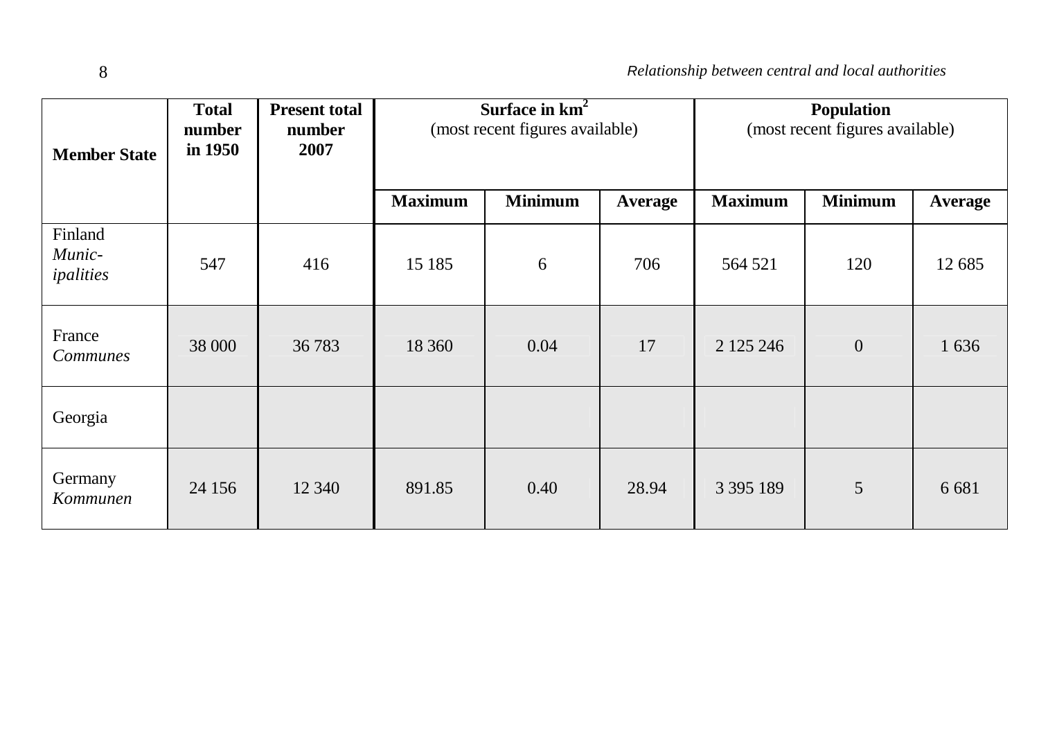| Member State | Total number in 1950 | Present total number 2007 | Surface in km$^2$ (most recent figures available) | | | Population (most recent figures available) | | |
|---|---|---|---|---|---|---|---|---|
| | | | Maximum | Minimum | Average | Maximum | Minimum | Average |
| Finland *Munic-ipalities* | 547 | 416 | 15 185 | 6 | 706 | 564 521 | 120 | 12 685 |
| France *Communes* | 38 000 | 36 783 | 18 360 | 0.04 | 17 | 2 125 246 | 0 | 1 636 |
| Georgia | | | | | | | | |
| Germany *Kommunen* | 24 156 | 12 340 | 891.85 | 0.40 | 28.94 | 3 395 189 | 5 | 6 681 |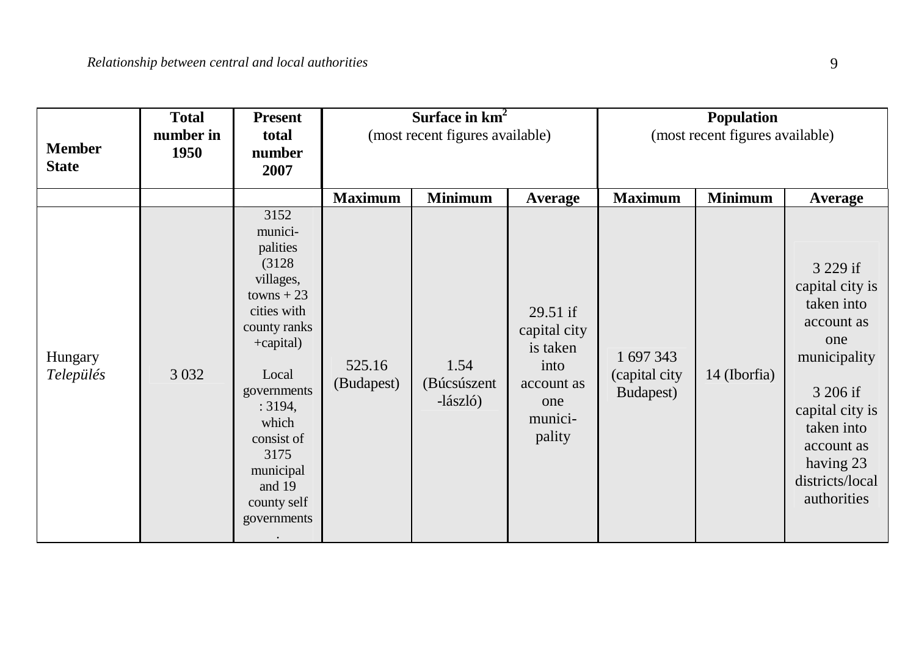| Member State | Total number in 1950 | Present total number 2007 | Surface in km² (most recent figures available) | | | Population (most recent figures available) | | |
|---|---|---|---|---|---|---|---|---|
| | | | Maximum | Minimum | Average | Maximum | Minimum | Average |
| Hungary *Település* | 3 032 | 3152 municipalities (3128 villages, towns + 23 cities with county ranks +capital)<br><br>Local governments: 3194, which consist of 3175 municipal and 19 county self governments. | 525.16 (Budapest) | 1.54 (Búcsúszentlászló) | 29.51 if capital city is taken into account as one municipality | 1 697 343 (capital city Budapest) | 14 (Iborfia) | 3 229 if capital city is taken into account as one municipality<br><br>3 206 if capital city is taken into account as having 23 districts/local authorities |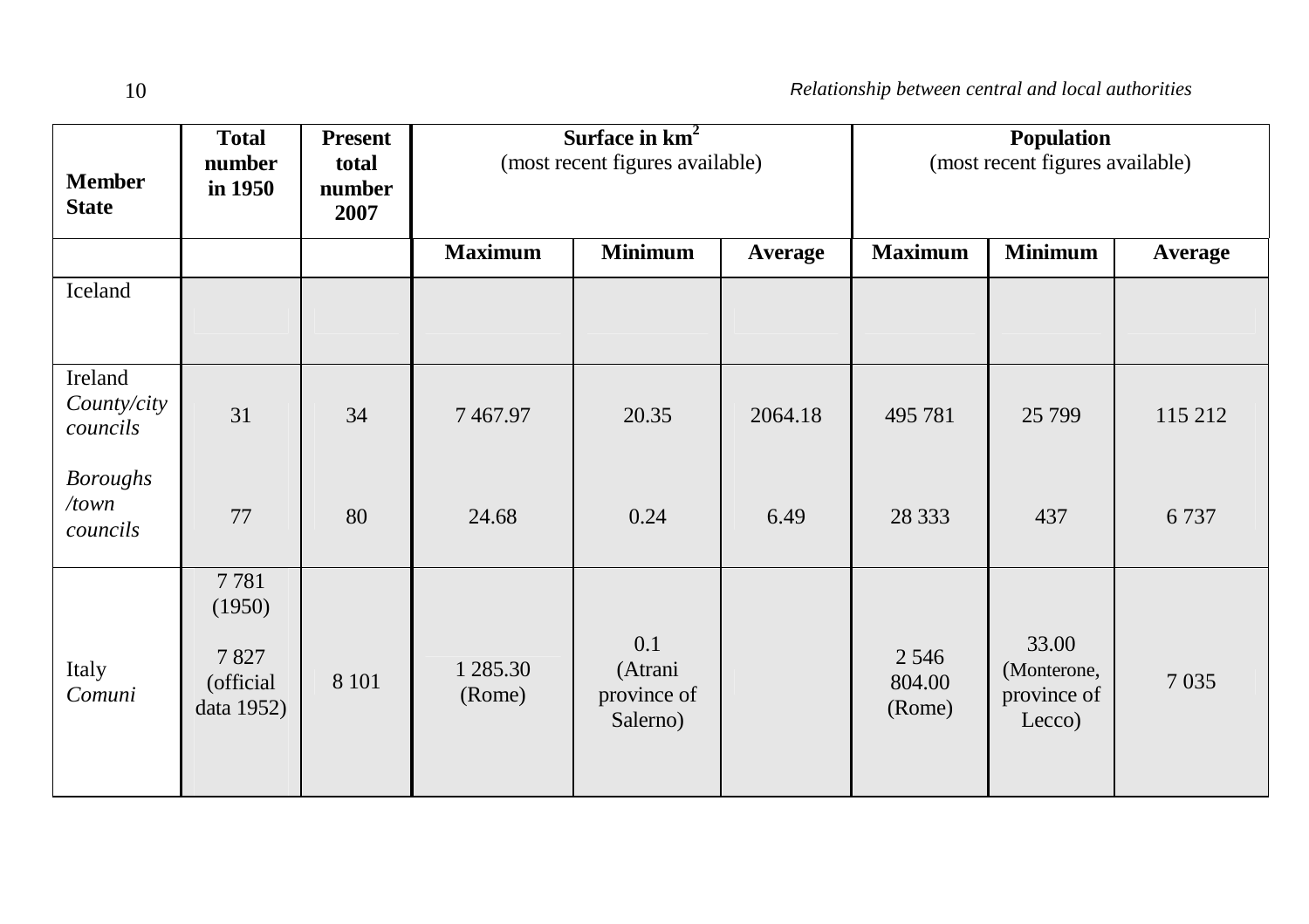| **Member State** | **Total number in 1950** | **Present total number 2007** | **Surface in km$^2$** (most recent figures available) | | | **Population** (most recent figures available) | | |
|---|---|---|---|---|---|---|---|---|
| | | | **Maximum** | **Minimum** | **Average** | **Maximum** | **Minimum** | **Average** |
| Iceland | | | | | | | | |
| Ireland *County/city councils* | 31 | 34 | 7 467.97 | 20.35 | 2064.18 | 495 781 | 25 799 | 115 212 |
| *Boroughs /town councils* | 77 | 80 | 24.68 | 0.24 | 6.49 | 28 333 | 437 | 6 737 |
| Italy *Comuni* | 7 781 (1950) 7 827 (official data 1952) | 8 101 | 1 285.30 (Rome) | 0.1 (Atrani province of Salerno) | | 2 546 804.00 (Rome) | 33.00 (Monterone, province of Lecco) | 7 035 |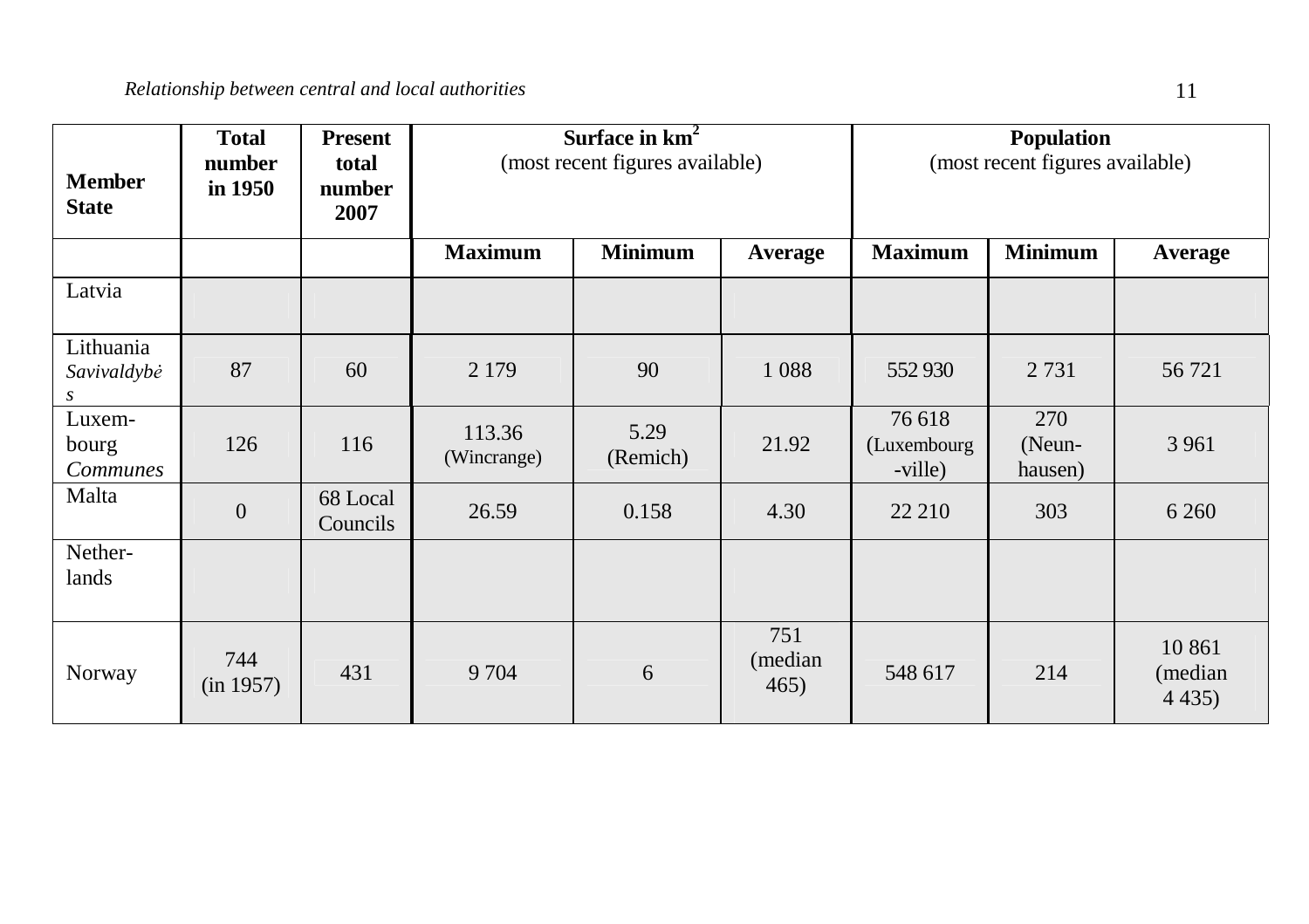| Member State | Total number in 1950 | Present total number 2007 | Surface in km² (most recent figures available) | | | Population (most recent figures available) | | |
|---|---|---|---|---|---|---|---|---|
| | | | Maximum | Minimum | Average | Maximum | Minimum | Average |
| Latvia | | | | | | | | |
| Lithuania *Savivaldybės* | 87 | 60 | 2 179 | 90 | 1 088 | 552 930 | 2 731 | 56 721 |
| Luxembourg *Communes* | 126 | 116 | 113.36 (Wincrange) | 5.29 (Remich) | 21.92 | 76 618 (Luxembourg-ville) | 270 (Neunhausen) | 3 961 |
| Malta | 0 | 68 Local Councils | 26.59 | 0.158 | 4.30 | 22 210 | 303 | 6 260 |
| Netherlands | | | | | | | | |
| Norway | 744 (in 1957) | 431 | 9 704 | 6 | 751 (median 465) | 548 617 | 214 | 10 861 (median 4 435) |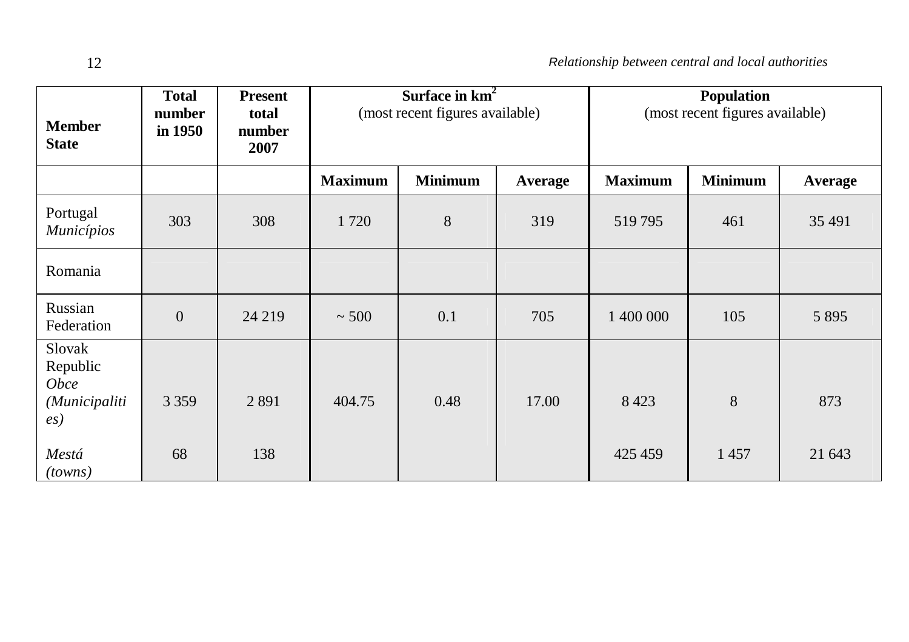| Member State | Total number in 1950 | Present total number 2007 | Surface in km$^2$ (most recent figures available) | | | Population (most recent figures available) | | |
|---|---|---|---|---|---|---|---|---|
| | | | **Maximum** | **Minimum** | **Average** | **Maximum** | **Minimum** | **Average** |
| Portugal *Municípios* | 303 | 308 | 1 720 | 8 | 319 | 519 795 | 461 | 35 491 |
| Romania | | | | | | | | |
| Russian Federation | 0 | 24 219 | ~ 500 | 0.1 | 705 | 1 400 000 | 105 | 5 895 |
| Slovak Republic *Obce (Municipalities)* | 3 359 | 2 891 | 404.75 | 0.48 | 17.00 | 8 423 | 8 | 873 |
| *Mestá (towns)* | 68 | 138 | | | | 425 459 | 1 457 | 21 643 |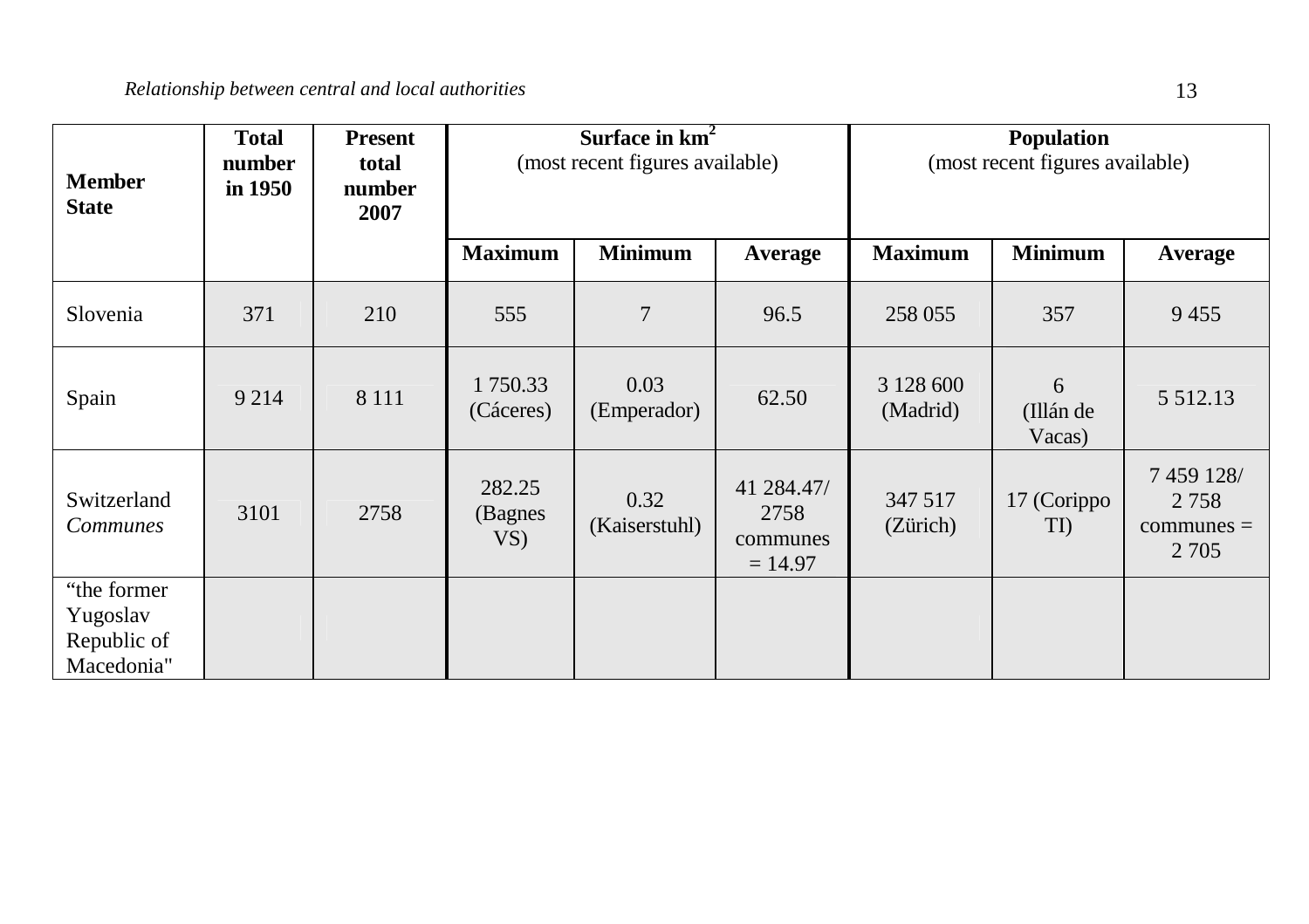| Member State | Total number in 1950 | Present total number 2007 | Surface in km$^2$ (most recent figures available) | | | Population (most recent figures available) | | |
|---|---|---|---|---|---|---|---|---|
| | | | Maximum | Minimum | Average | Maximum | Minimum | Average |
| Slovenia | 371 | 210 | 555 | 7 | 96.5 | 258 055 | 357 | 9 455 |
| Spain | 9 214 | 8 111 | 1 750.33 (Cáceres) | 0.03 (Emperador) | 62.50 | 3 128 600 (Madrid) | 6 (Illán de Vacas) | 5 512.13 |
| Switzerland *Communes* | 3101 | 2758 | 282.25 (Bagnes VS) | 0.32 (Kaiserstuhl) | 41 284.47/ 2758 communes = 14.97 | 347 517 (Zürich) | 17 (Corippo TI) | 7 459 128/ 2 758 communes = 2 705 |
| "the former Yugoslav Republic of Macedonia" | | | | | | | | |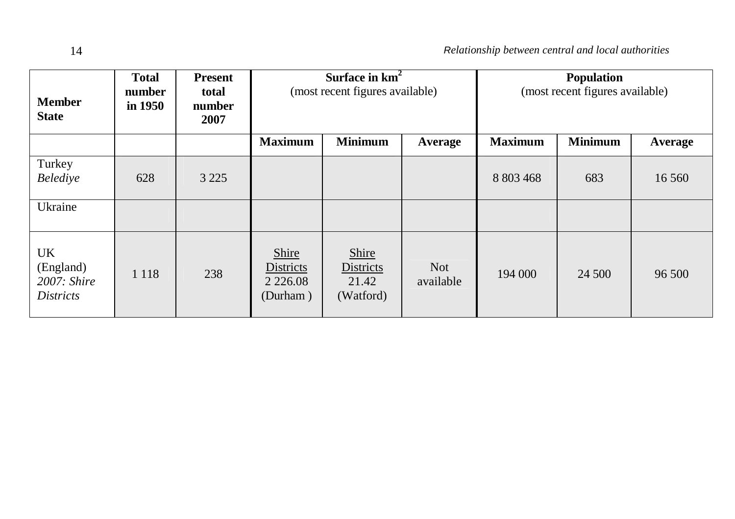| Member State | Total number in 1950 | Present total number 2007 | Surface in km$^2$ (most recent figures available) | | | Population (most recent figures available) | | |
|---|---|---|---|---|---|---|---|---|
| | | | **Maximum** | **Minimum** | **Average** | **Maximum** | **Minimum** | **Average** |
| Turkey *Belediye* | 628 | 3 225 | | | | 8 803 468 | 683 | 16 560 |
| Ukraine | | | | | | | | |
| UK (England) *2007: Shire Districts* | 1 118 | 238 | Shire Districts 2 226.08 (Durham ) | Shire Districts 21.42 (Watford) | Not available | 194 000 | 24 500 | 96 500 |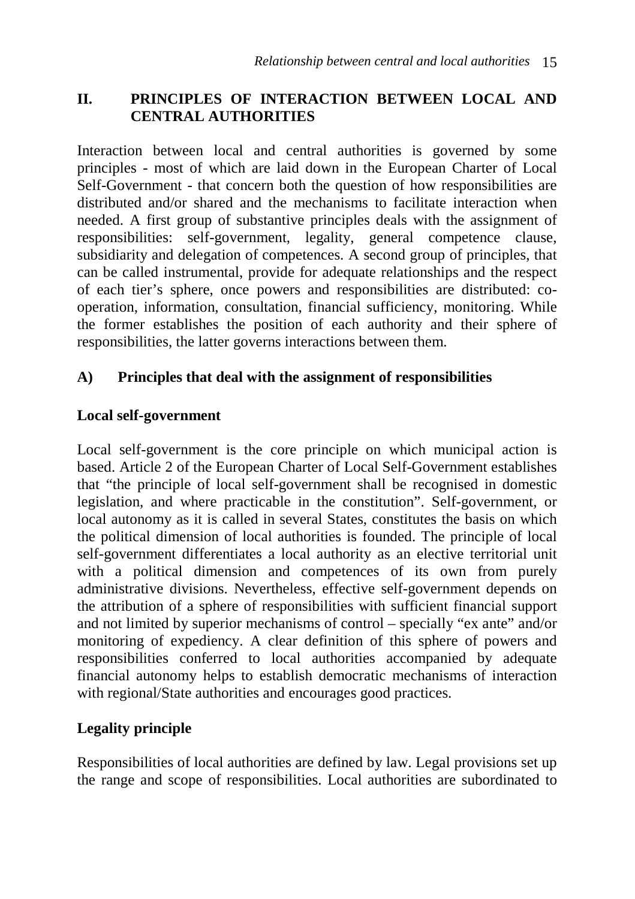## II. PRINCIPLES OF INTERACTION BETWEEN LOCAL AND CENTRAL AUTHORITIES

Interaction between local and central authorities is governed by some principles - most of which are laid down in the European Charter of Local Self-Government - that concern both the question of how responsibilities are distributed and/or shared and the mechanisms to facilitate interaction when needed. A first group of substantive principles deals with the assignment of responsibilities: self-government, legality, general competence clause, subsidiarity and delegation of competences. A second group of principles, that can be called instrumental, provide for adequate relationships and the respect of each tier's sphere, once powers and responsibilities are distributed: co-operation, information, consultation, financial sufficiency, monitoring. While the former establishes the position of each authority and their sphere of responsibilities, the latter governs interactions between them.

### A) Principles that deal with the assignment of responsibilities

#### Local self-government

Local self-government is the core principle on which municipal action is based. Article 2 of the European Charter of Local Self-Government establishes that "the principle of local self-government shall be recognised in domestic legislation, and where practicable in the constitution". Self-government, or local autonomy as it is called in several States, constitutes the basis on which the political dimension of local authorities is founded. The principle of local self-government differentiates a local authority as an elective territorial unit with a political dimension and competences of its own from purely administrative divisions. Nevertheless, effective self-government depends on the attribution of a sphere of responsibilities with sufficient financial support and not limited by superior mechanisms of control – specially "ex ante" and/or monitoring of expediency. A clear definition of this sphere of powers and responsibilities conferred to local authorities accompanied by adequate financial autonomy helps to establish democratic mechanisms of interaction with regional/State authorities and encourages good practices.

#### Legality principle

Responsibilities of local authorities are defined by law. Legal provisions set up the range and scope of responsibilities. Local authorities are subordinated to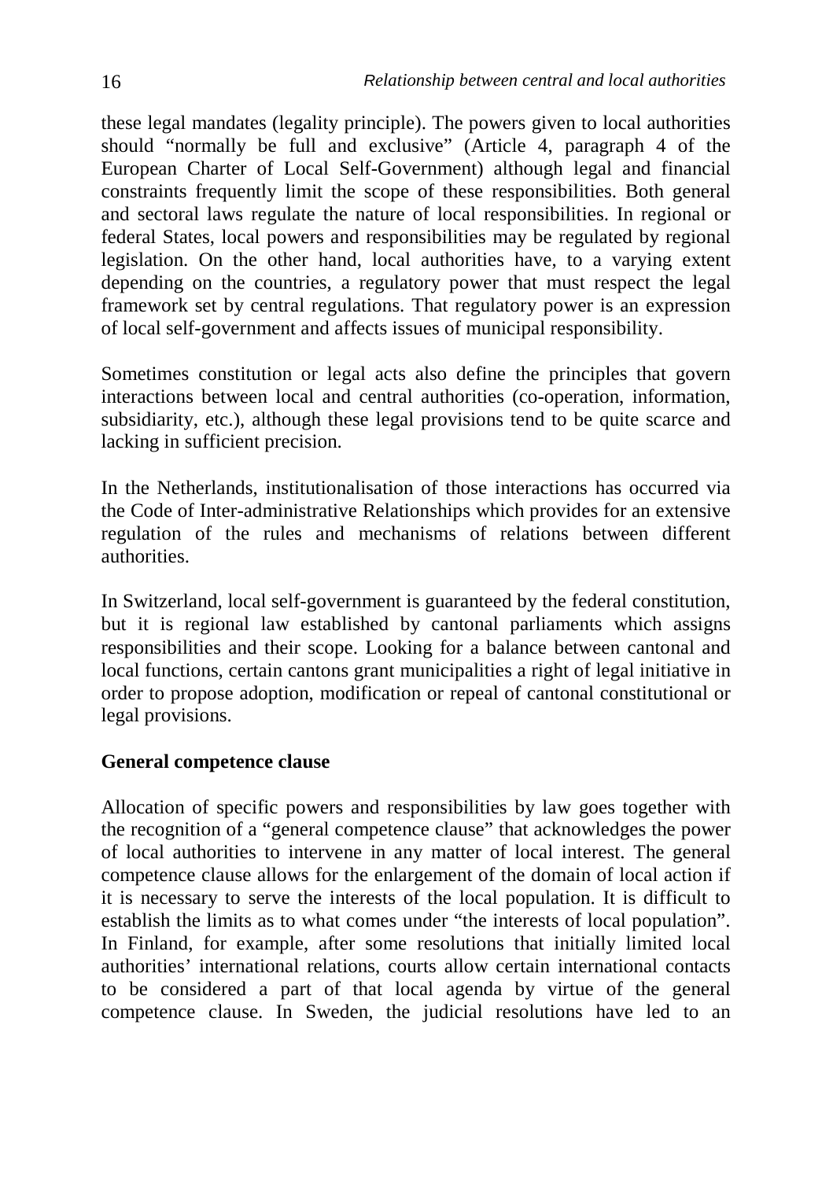these legal mandates (legality principle). The powers given to local authorities should "normally be full and exclusive" (Article 4, paragraph 4 of the European Charter of Local Self-Government) although legal and financial constraints frequently limit the scope of these responsibilities. Both general and sectoral laws regulate the nature of local responsibilities. In regional or federal States, local powers and responsibilities may be regulated by regional legislation. On the other hand, local authorities have, to a varying extent depending on the countries, a regulatory power that must respect the legal framework set by central regulations. That regulatory power is an expression of local self-government and affects issues of municipal responsibility.

Sometimes constitution or legal acts also define the principles that govern interactions between local and central authorities (co-operation, information, subsidiarity, etc.), although these legal provisions tend to be quite scarce and lacking in sufficient precision.

In the Netherlands, institutionalisation of those interactions has occurred via the Code of Inter-administrative Relationships which provides for an extensive regulation of the rules and mechanisms of relations between different authorities.

In Switzerland, local self-government is guaranteed by the federal constitution, but it is regional law established by cantonal parliaments which assigns responsibilities and their scope. Looking for a balance between cantonal and local functions, certain cantons grant municipalities a right of legal initiative in order to propose adoption, modification or repeal of cantonal constitutional or legal provisions.

**General competence clause**

Allocation of specific powers and responsibilities by law goes together with the recognition of a "general competence clause" that acknowledges the power of local authorities to intervene in any matter of local interest. The general competence clause allows for the enlargement of the domain of local action if it is necessary to serve the interests of the local population. It is difficult to establish the limits as to what comes under "the interests of local population". In Finland, for example, after some resolutions that initially limited local authorities' international relations, courts allow certain international contacts to be considered a part of that local agenda by virtue of the general competence clause. In Sweden, the judicial resolutions have led to an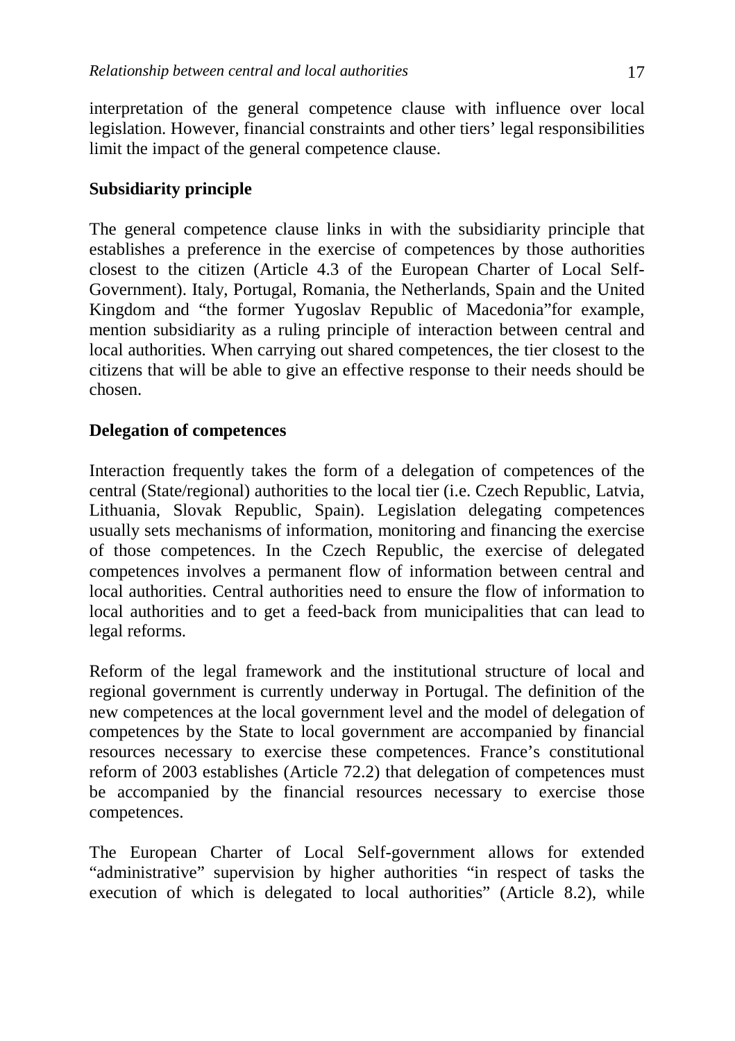interpretation of the general competence clause with influence over local legislation. However, financial constraints and other tiers' legal responsibilities limit the impact of the general competence clause.

## Subsidiarity principle

The general competence clause links in with the subsidiarity principle that establishes a preference in the exercise of competences by those authorities closest to the citizen (Article 4.3 of the European Charter of Local Self-Government). Italy, Portugal, Romania, the Netherlands, Spain and the United Kingdom and "the former Yugoslav Republic of Macedonia"for example, mention subsidiarity as a ruling principle of interaction between central and local authorities. When carrying out shared competences, the tier closest to the citizens that will be able to give an effective response to their needs should be chosen.

## Delegation of competences

Interaction frequently takes the form of a delegation of competences of the central (State/regional) authorities to the local tier (i.e. Czech Republic, Latvia, Lithuania, Slovak Republic, Spain). Legislation delegating competences usually sets mechanisms of information, monitoring and financing the exercise of those competences. In the Czech Republic, the exercise of delegated competences involves a permanent flow of information between central and local authorities. Central authorities need to ensure the flow of information to local authorities and to get a feed-back from municipalities that can lead to legal reforms.

Reform of the legal framework and the institutional structure of local and regional government is currently underway in Portugal. The definition of the new competences at the local government level and the model of delegation of competences by the State to local government are accompanied by financial resources necessary to exercise these competences. France's constitutional reform of 2003 establishes (Article 72.2) that delegation of competences must be accompanied by the financial resources necessary to exercise those competences.

The European Charter of Local Self-government allows for extended "administrative" supervision by higher authorities "in respect of tasks the execution of which is delegated to local authorities" (Article 8.2), while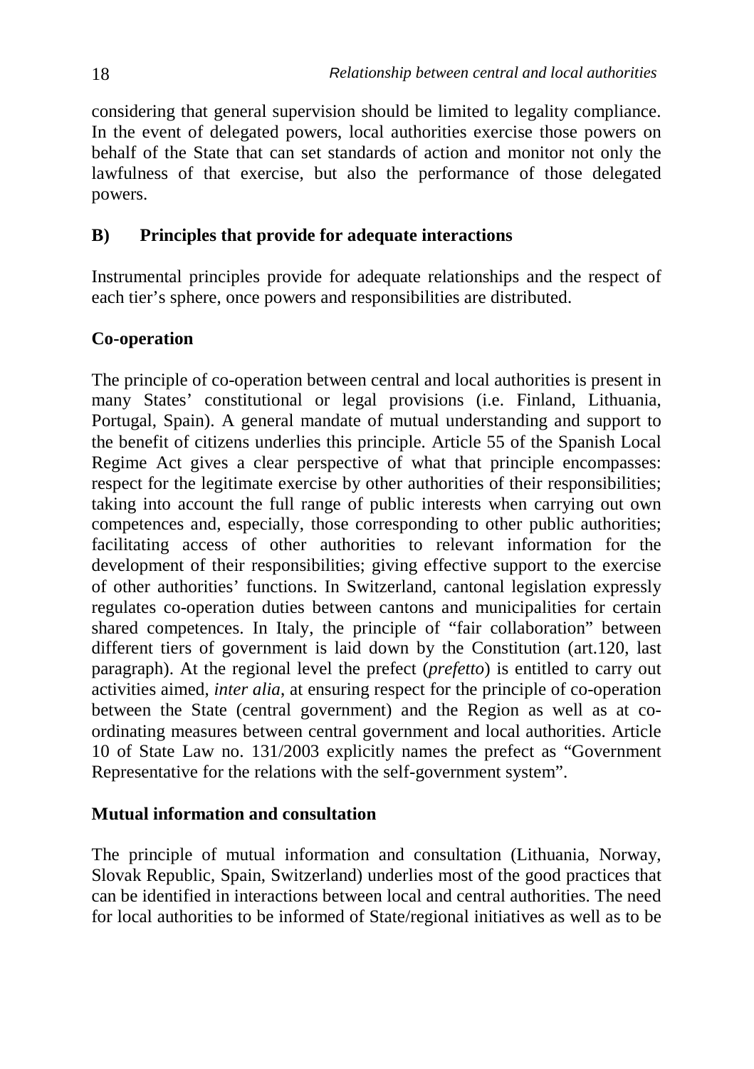considering that general supervision should be limited to legality compliance. In the event of delegated powers, local authorities exercise those powers on behalf of the State that can set standards of action and monitor not only the lawfulness of that exercise, but also the performance of those delegated powers.

### B) Principles that provide for adequate interactions

Instrumental principles provide for adequate relationships and the respect of each tier's sphere, once powers and responsibilities are distributed.

#### Co-operation

The principle of co-operation between central and local authorities is present in many States' constitutional or legal provisions (i.e. Finland, Lithuania, Portugal, Spain). A general mandate of mutual understanding and support to the benefit of citizens underlies this principle. Article 55 of the Spanish Local Regime Act gives a clear perspective of what that principle encompasses: respect for the legitimate exercise by other authorities of their responsibilities; taking into account the full range of public interests when carrying out own competences and, especially, those corresponding to other public authorities; facilitating access of other authorities to relevant information for the development of their responsibilities; giving effective support to the exercise of other authorities' functions. In Switzerland, cantonal legislation expressly regulates co-operation duties between cantons and municipalities for certain shared competences. In Italy, the principle of "fair collaboration" between different tiers of government is laid down by the Constitution (art.120, last paragraph). At the regional level the prefect (*prefetto*) is entitled to carry out activities aimed, *inter alia*, at ensuring respect for the principle of co-operation between the State (central government) and the Region as well as at co-ordinating measures between central government and local authorities. Article 10 of State Law no. 131/2003 explicitly names the prefect as "Government Representative for the relations with the self-government system".

#### Mutual information and consultation

The principle of mutual information and consultation (Lithuania, Norway, Slovak Republic, Spain, Switzerland) underlies most of the good practices that can be identified in interactions between local and central authorities. The need for local authorities to be informed of State/regional initiatives as well as to be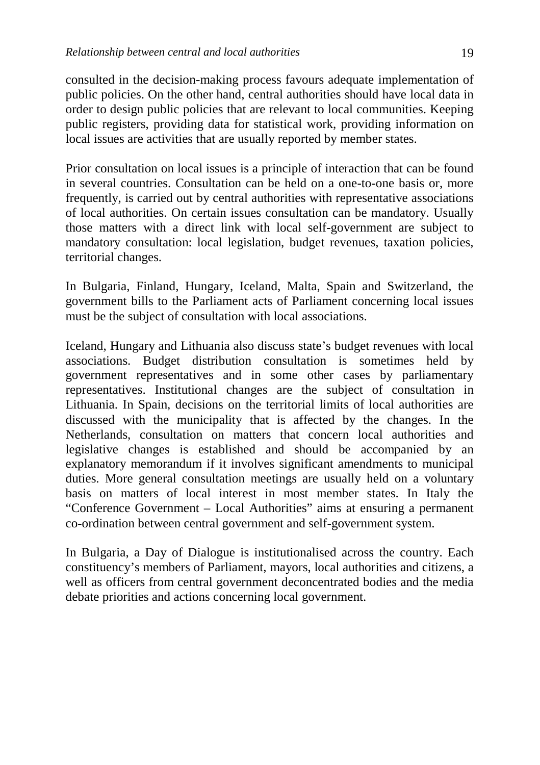consulted in the decision-making process favours adequate implementation of public policies. On the other hand, central authorities should have local data in order to design public policies that are relevant to local communities. Keeping public registers, providing data for statistical work, providing information on local issues are activities that are usually reported by member states.

Prior consultation on local issues is a principle of interaction that can be found in several countries. Consultation can be held on a one-to-one basis or, more frequently, is carried out by central authorities with representative associations of local authorities. On certain issues consultation can be mandatory. Usually those matters with a direct link with local self-government are subject to mandatory consultation: local legislation, budget revenues, taxation policies, territorial changes.

In Bulgaria, Finland, Hungary, Iceland, Malta, Spain and Switzerland, the government bills to the Parliament acts of Parliament concerning local issues must be the subject of consultation with local associations.

Iceland, Hungary and Lithuania also discuss state's budget revenues with local associations. Budget distribution consultation is sometimes held by government representatives and in some other cases by parliamentary representatives. Institutional changes are the subject of consultation in Lithuania. In Spain, decisions on the territorial limits of local authorities are discussed with the municipality that is affected by the changes. In the Netherlands, consultation on matters that concern local authorities and legislative changes is established and should be accompanied by an explanatory memorandum if it involves significant amendments to municipal duties. More general consultation meetings are usually held on a voluntary basis on matters of local interest in most member states. In Italy the "Conference Government – Local Authorities" aims at ensuring a permanent co-ordination between central government and self-government system.

In Bulgaria, a Day of Dialogue is institutionalised across the country. Each constituency's members of Parliament, mayors, local authorities and citizens, a well as officers from central government deconcentrated bodies and the media debate priorities and actions concerning local government.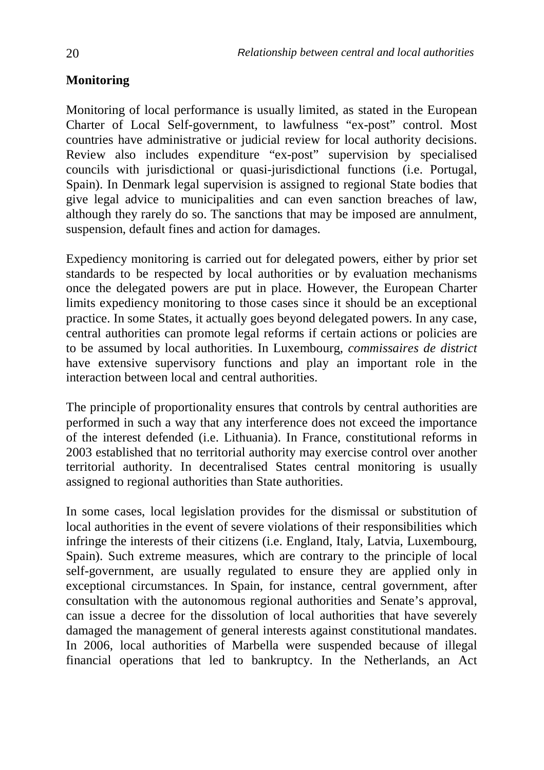**Monitoring**

Monitoring of local performance is usually limited, as stated in the European Charter of Local Self-government, to lawfulness "ex-post" control. Most countries have administrative or judicial review for local authority decisions. Review also includes expenditure "ex-post" supervision by specialised councils with jurisdictional or quasi-jurisdictional functions (i.e. Portugal, Spain). In Denmark legal supervision is assigned to regional State bodies that give legal advice to municipalities and can even sanction breaches of law, although they rarely do so. The sanctions that may be imposed are annulment, suspension, default fines and action for damages.

Expediency monitoring is carried out for delegated powers, either by prior set standards to be respected by local authorities or by evaluation mechanisms once the delegated powers are put in place. However, the European Charter limits expediency monitoring to those cases since it should be an exceptional practice. In some States, it actually goes beyond delegated powers. In any case, central authorities can promote legal reforms if certain actions or policies are to be assumed by local authorities. In Luxembourg, *commissaires de district* have extensive supervisory functions and play an important role in the interaction between local and central authorities.

The principle of proportionality ensures that controls by central authorities are performed in such a way that any interference does not exceed the importance of the interest defended (i.e. Lithuania). In France, constitutional reforms in 2003 established that no territorial authority may exercise control over another territorial authority. In decentralised States central monitoring is usually assigned to regional authorities than State authorities.

In some cases, local legislation provides for the dismissal or substitution of local authorities in the event of severe violations of their responsibilities which infringe the interests of their citizens (i.e. England, Italy, Latvia, Luxembourg, Spain). Such extreme measures, which are contrary to the principle of local self-government, are usually regulated to ensure they are applied only in exceptional circumstances. In Spain, for instance, central government, after consultation with the autonomous regional authorities and Senate's approval, can issue a decree for the dissolution of local authorities that have severely damaged the management of general interests against constitutional mandates. In 2006, local authorities of Marbella were suspended because of illegal financial operations that led to bankruptcy. In the Netherlands, an Act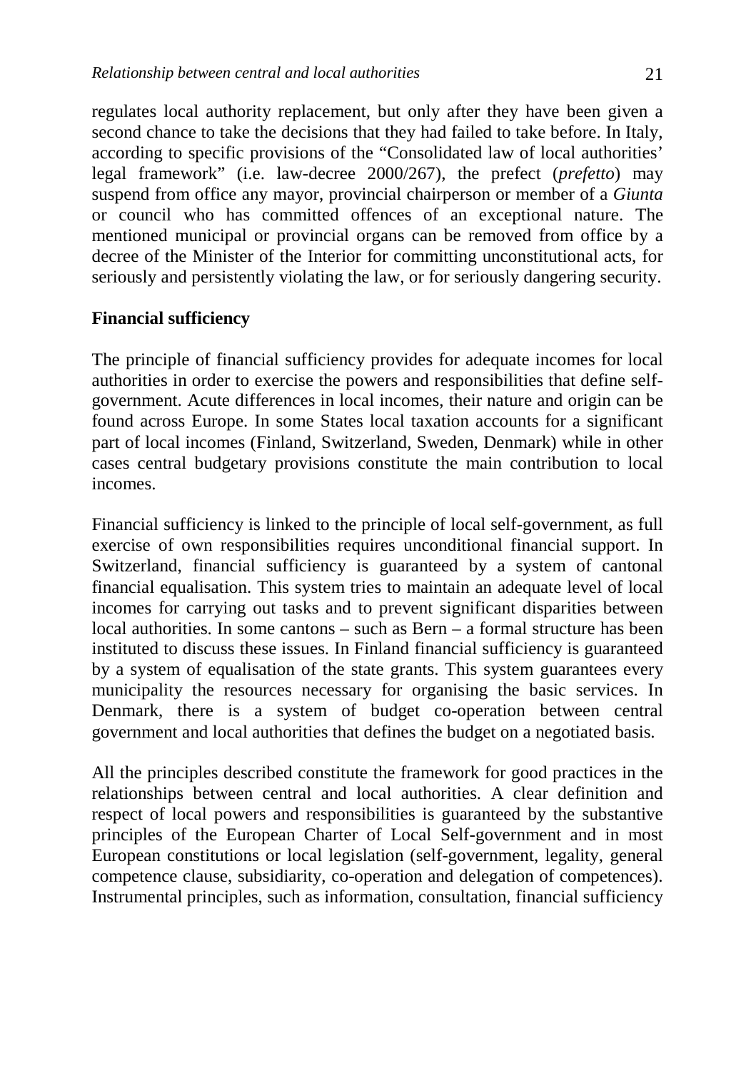regulates local authority replacement, but only after they have been given a second chance to take the decisions that they had failed to take before. In Italy, according to specific provisions of the "Consolidated law of local authorities' legal framework" (i.e. law-decree 2000/267), the prefect (*prefetto*) may suspend from office any mayor, provincial chairperson or member of a *Giunta* or council who has committed offences of an exceptional nature. The mentioned municipal or provincial organs can be removed from office by a decree of the Minister of the Interior for committing unconstitutional acts, for seriously and persistently violating the law, or for seriously dangering security.

**Financial sufficiency**

The principle of financial sufficiency provides for adequate incomes for local authorities in order to exercise the powers and responsibilities that define self-government. Acute differences in local incomes, their nature and origin can be found across Europe. In some States local taxation accounts for a significant part of local incomes (Finland, Switzerland, Sweden, Denmark) while in other cases central budgetary provisions constitute the main contribution to local incomes.

Financial sufficiency is linked to the principle of local self-government, as full exercise of own responsibilities requires unconditional financial support. In Switzerland, financial sufficiency is guaranteed by a system of cantonal financial equalisation. This system tries to maintain an adequate level of local incomes for carrying out tasks and to prevent significant disparities between local authorities. In some cantons – such as Bern – a formal structure has been instituted to discuss these issues. In Finland financial sufficiency is guaranteed by a system of equalisation of the state grants. This system guarantees every municipality the resources necessary for organising the basic services. In Denmark, there is a system of budget co-operation between central government and local authorities that defines the budget on a negotiated basis.

All the principles described constitute the framework for good practices in the relationships between central and local authorities. A clear definition and respect of local powers and responsibilities is guaranteed by the substantive principles of the European Charter of Local Self-government and in most European constitutions or local legislation (self-government, legality, general competence clause, subsidiarity, co-operation and delegation of competences). Instrumental principles, such as information, consultation, financial sufficiency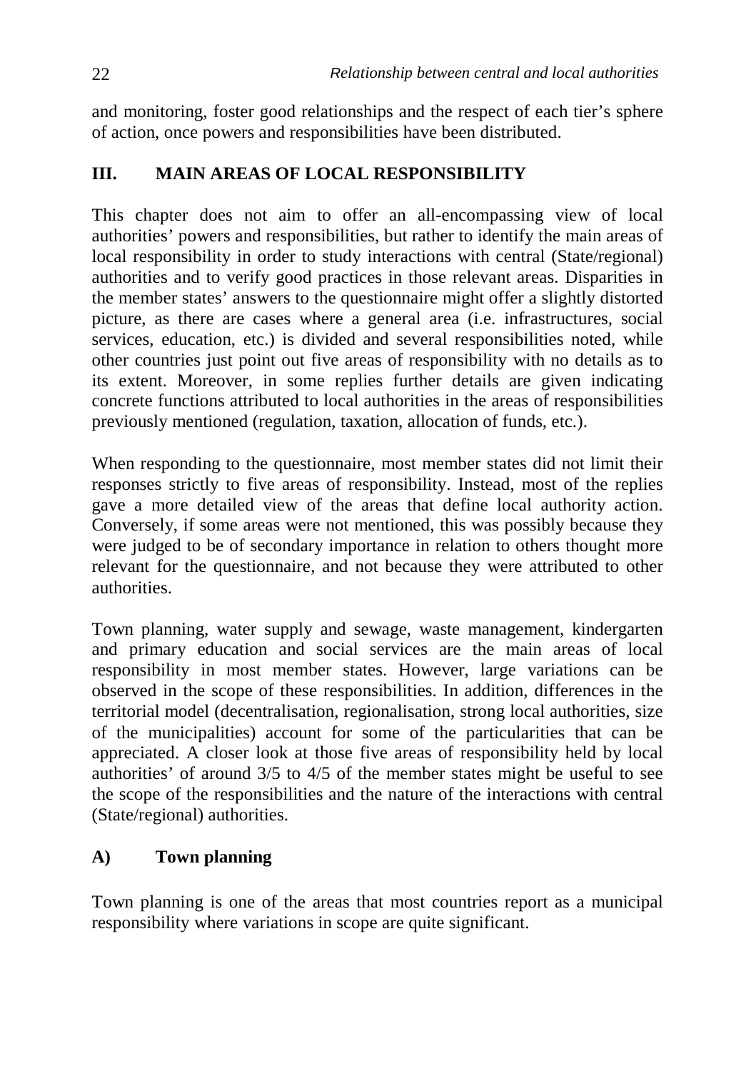and monitoring, foster good relationships and the respect of each tier's sphere of action, once powers and responsibilities have been distributed.

## III. MAIN AREAS OF LOCAL RESPONSIBILITY

This chapter does not aim to offer an all-encompassing view of local authorities' powers and responsibilities, but rather to identify the main areas of local responsibility in order to study interactions with central (State/regional) authorities and to verify good practices in those relevant areas. Disparities in the member states' answers to the questionnaire might offer a slightly distorted picture, as there are cases where a general area (i.e. infrastructures, social services, education, etc.) is divided and several responsibilities noted, while other countries just point out five areas of responsibility with no details as to its extent. Moreover, in some replies further details are given indicating concrete functions attributed to local authorities in the areas of responsibilities previously mentioned (regulation, taxation, allocation of funds, etc.).

When responding to the questionnaire, most member states did not limit their responses strictly to five areas of responsibility. Instead, most of the replies gave a more detailed view of the areas that define local authority action. Conversely, if some areas were not mentioned, this was possibly because they were judged to be of secondary importance in relation to others thought more relevant for the questionnaire, and not because they were attributed to other authorities.

Town planning, water supply and sewage, waste management, kindergarten and primary education and social services are the main areas of local responsibility in most member states. However, large variations can be observed in the scope of these responsibilities. In addition, differences in the territorial model (decentralisation, regionalisation, strong local authorities, size of the municipalities) account for some of the particularities that can be appreciated. A closer look at those five areas of responsibility held by local authorities' of around 3/5 to 4/5 of the member states might be useful to see the scope of the responsibilities and the nature of the interactions with central (State/regional) authorities.

### A) Town planning

Town planning is one of the areas that most countries report as a municipal responsibility where variations in scope are quite significant.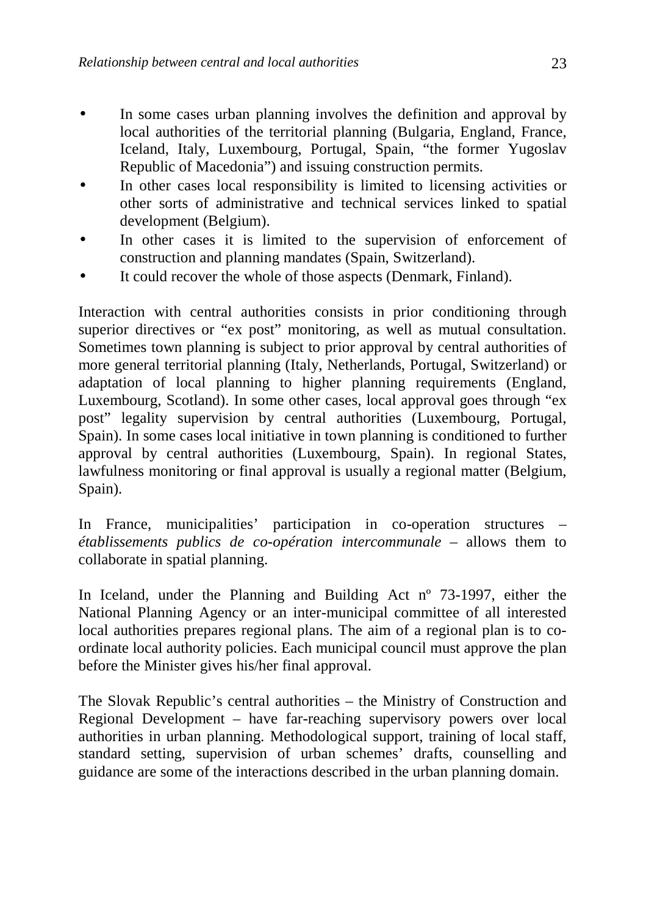- In some cases urban planning involves the definition and approval by local authorities of the territorial planning (Bulgaria, England, France, Iceland, Italy, Luxembourg, Portugal, Spain, "the former Yugoslav Republic of Macedonia") and issuing construction permits.
- In other cases local responsibility is limited to licensing activities or other sorts of administrative and technical services linked to spatial development (Belgium).
- In other cases it is limited to the supervision of enforcement of construction and planning mandates (Spain, Switzerland).
- It could recover the whole of those aspects (Denmark, Finland).

Interaction with central authorities consists in prior conditioning through superior directives or "ex post" monitoring, as well as mutual consultation. Sometimes town planning is subject to prior approval by central authorities of more general territorial planning (Italy, Netherlands, Portugal, Switzerland) or adaptation of local planning to higher planning requirements (England, Luxembourg, Scotland). In some other cases, local approval goes through "ex post" legality supervision by central authorities (Luxembourg, Portugal, Spain). In some cases local initiative in town planning is conditioned to further approval by central authorities (Luxembourg, Spain). In regional States, lawfulness monitoring or final approval is usually a regional matter (Belgium, Spain).

In France, municipalities' participation in co-operation structures – *établissements publics de co-opération intercommunale* – allows them to collaborate in spatial planning.

In Iceland, under the Planning and Building Act nº 73-1997, either the National Planning Agency or an inter-municipal committee of all interested local authorities prepares regional plans. The aim of a regional plan is to co-ordinate local authority policies. Each municipal council must approve the plan before the Minister gives his/her final approval.

The Slovak Republic's central authorities – the Ministry of Construction and Regional Development – have far-reaching supervisory powers over local authorities in urban planning. Methodological support, training of local staff, standard setting, supervision of urban schemes' drafts, counselling and guidance are some of the interactions described in the urban planning domain.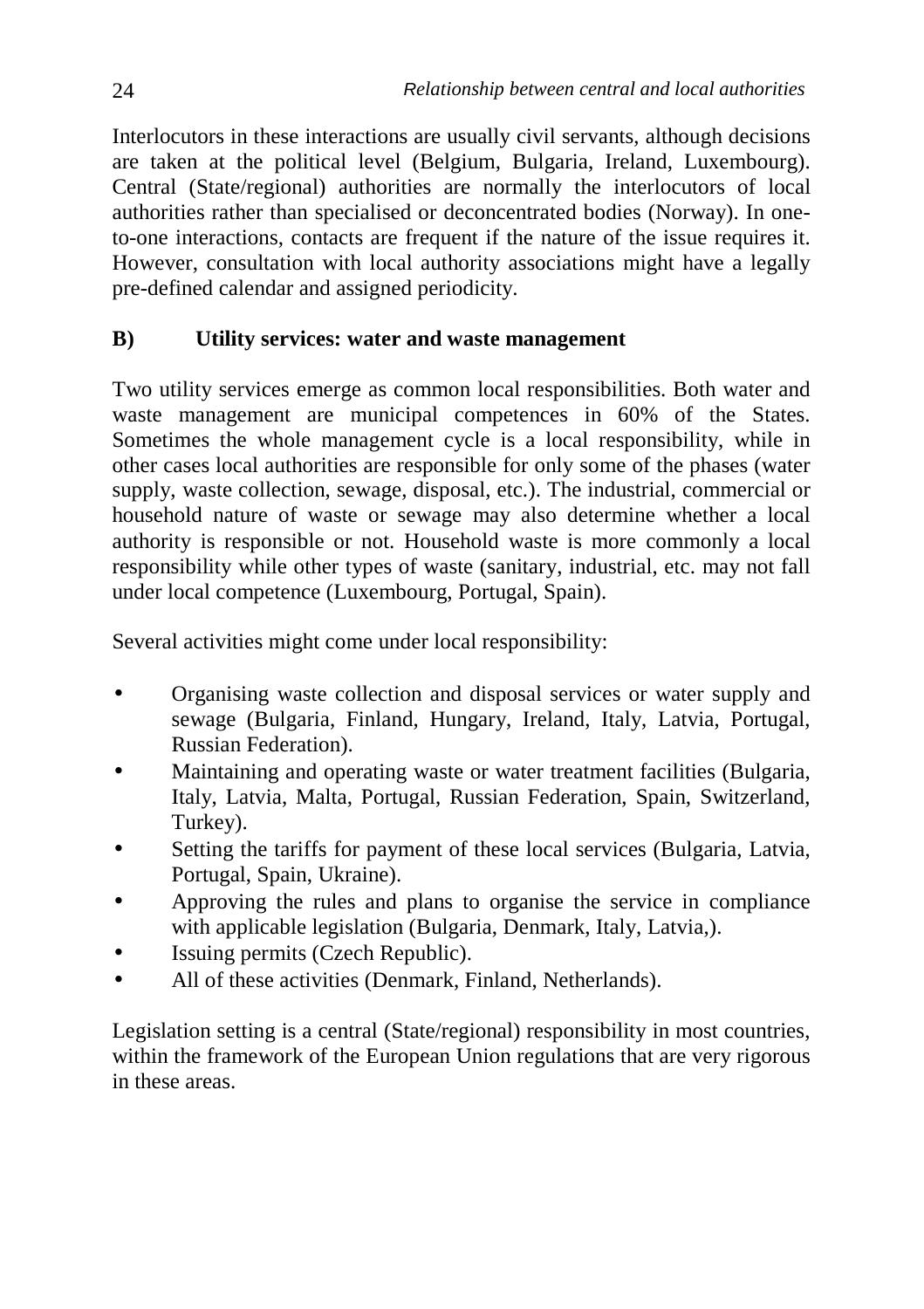Interlocutors in these interactions are usually civil servants, although decisions are taken at the political level (Belgium, Bulgaria, Ireland, Luxembourg). Central (State/regional) authorities are normally the interlocutors of local authorities rather than specialised or deconcentrated bodies (Norway). In one-to-one interactions, contacts are frequent if the nature of the issue requires it. However, consultation with local authority associations might have a legally pre-defined calendar and assigned periodicity.

**B) Utility services: water and waste management**

Two utility services emerge as common local responsibilities. Both water and waste management are municipal competences in 60% of the States. Sometimes the whole management cycle is a local responsibility, while in other cases local authorities are responsible for only some of the phases (water supply, waste collection, sewage, disposal, etc.). The industrial, commercial or household nature of waste or sewage may also determine whether a local authority is responsible or not. Household waste is more commonly a local responsibility while other types of waste (sanitary, industrial, etc. may not fall under local competence (Luxembourg, Portugal, Spain).

Several activities might come under local responsibility:

- Organising waste collection and disposal services or water supply and sewage (Bulgaria, Finland, Hungary, Ireland, Italy, Latvia, Portugal, Russian Federation).
- Maintaining and operating waste or water treatment facilities (Bulgaria, Italy, Latvia, Malta, Portugal, Russian Federation, Spain, Switzerland, Turkey).
- Setting the tariffs for payment of these local services (Bulgaria, Latvia, Portugal, Spain, Ukraine).
- Approving the rules and plans to organise the service in compliance with applicable legislation (Bulgaria, Denmark, Italy, Latvia,).
- Issuing permits (Czech Republic).
- All of these activities (Denmark, Finland, Netherlands).

Legislation setting is a central (State/regional) responsibility in most countries, within the framework of the European Union regulations that are very rigorous in these areas.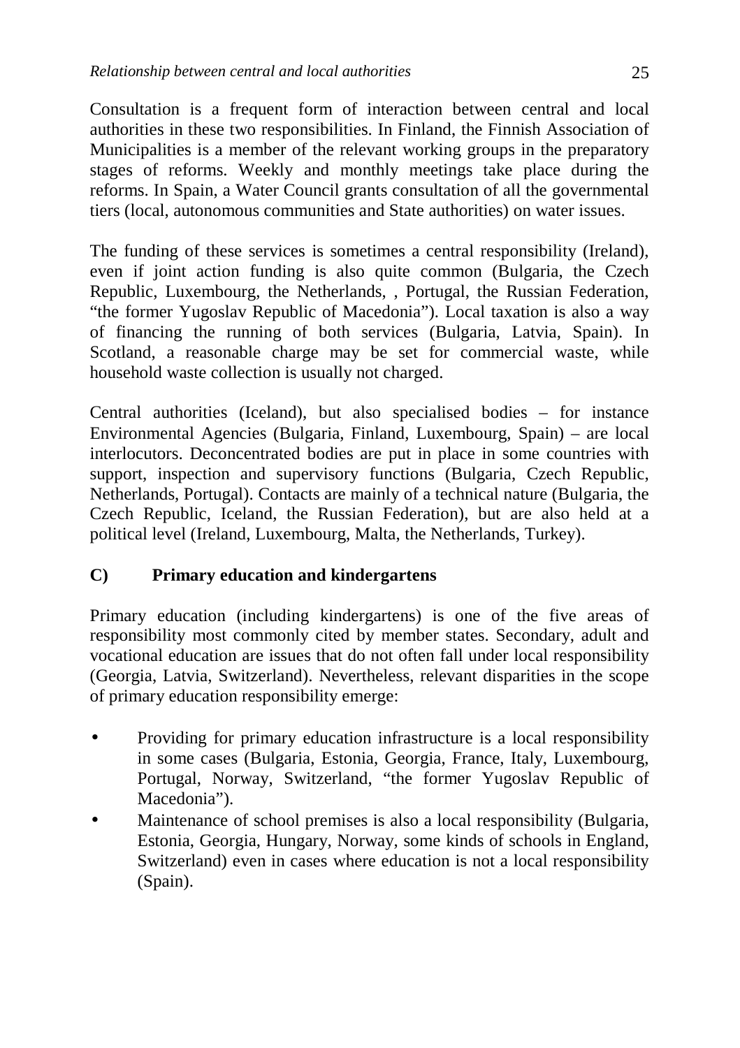Consultation is a frequent form of interaction between central and local authorities in these two responsibilities. In Finland, the Finnish Association of Municipalities is a member of the relevant working groups in the preparatory stages of reforms. Weekly and monthly meetings take place during the reforms. In Spain, a Water Council grants consultation of all the governmental tiers (local, autonomous communities and State authorities) on water issues.

The funding of these services is sometimes a central responsibility (Ireland), even if joint action funding is also quite common (Bulgaria, the Czech Republic, Luxembourg, the Netherlands, , Portugal, the Russian Federation, "the former Yugoslav Republic of Macedonia"). Local taxation is also a way of financing the running of both services (Bulgaria, Latvia, Spain). In Scotland, a reasonable charge may be set for commercial waste, while household waste collection is usually not charged.

Central authorities (Iceland), but also specialised bodies – for instance Environmental Agencies (Bulgaria, Finland, Luxembourg, Spain) – are local interlocutors. Deconcentrated bodies are put in place in some countries with support, inspection and supervisory functions (Bulgaria, Czech Republic, Netherlands, Portugal). Contacts are mainly of a technical nature (Bulgaria, the Czech Republic, Iceland, the Russian Federation), but are also held at a political level (Ireland, Luxembourg, Malta, the Netherlands, Turkey).

### C) Primary education and kindergartens

Primary education (including kindergartens) is one of the five areas of responsibility most commonly cited by member states. Secondary, adult and vocational education are issues that do not often fall under local responsibility (Georgia, Latvia, Switzerland). Nevertheless, relevant disparities in the scope of primary education responsibility emerge:

- Providing for primary education infrastructure is a local responsibility in some cases (Bulgaria, Estonia, Georgia, France, Italy, Luxembourg, Portugal, Norway, Switzerland, "the former Yugoslav Republic of Macedonia").
- Maintenance of school premises is also a local responsibility (Bulgaria, Estonia, Georgia, Hungary, Norway, some kinds of schools in England, Switzerland) even in cases where education is not a local responsibility (Spain).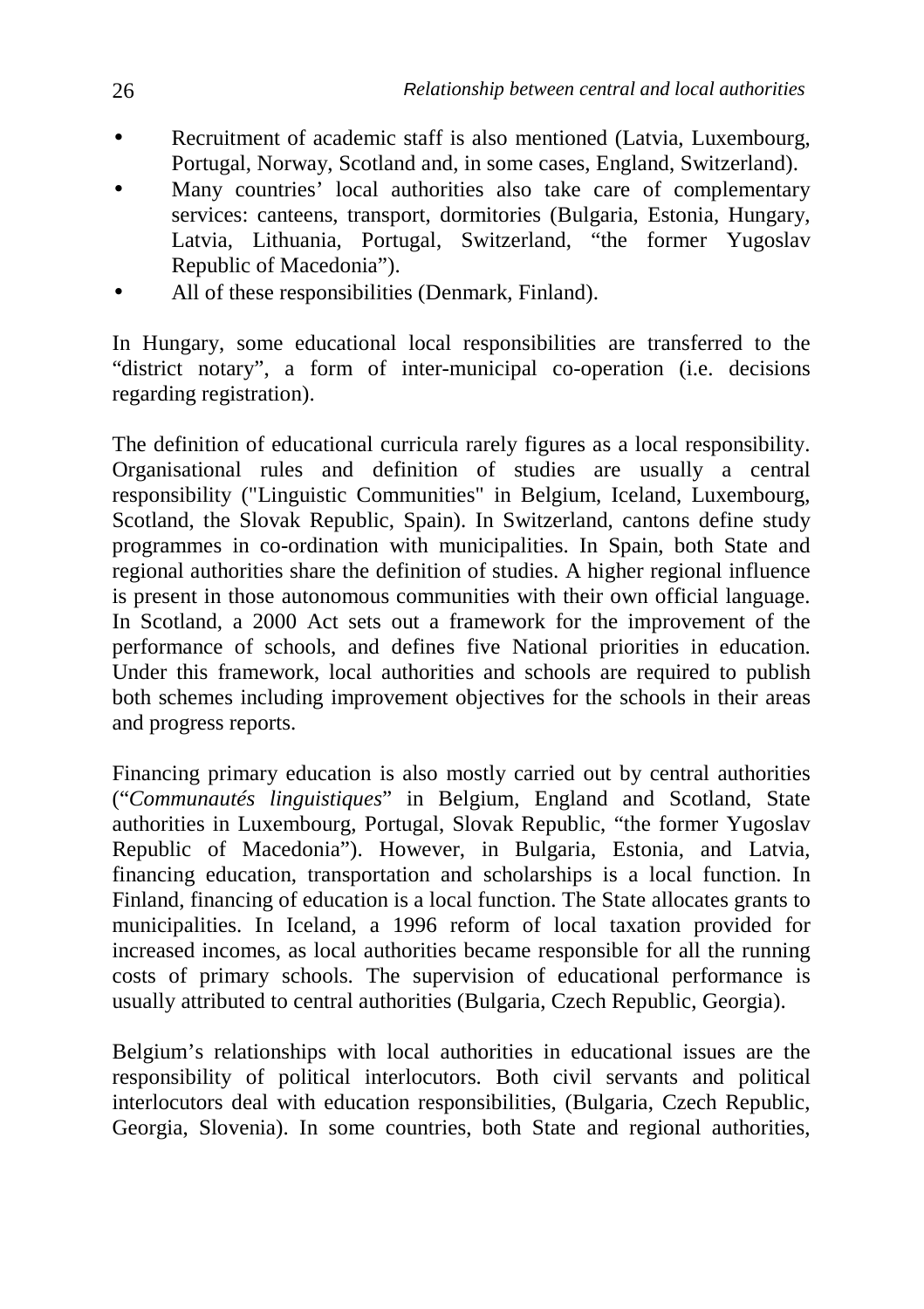- Recruitment of academic staff is also mentioned (Latvia, Luxembourg, Portugal, Norway, Scotland and, in some cases, England, Switzerland).
- Many countries' local authorities also take care of complementary services: canteens, transport, dormitories (Bulgaria, Estonia, Hungary, Latvia, Lithuania, Portugal, Switzerland, "the former Yugoslav Republic of Macedonia").
- All of these responsibilities (Denmark, Finland).

In Hungary, some educational local responsibilities are transferred to the "district notary", a form of inter-municipal co-operation (i.e. decisions regarding registration).

The definition of educational curricula rarely figures as a local responsibility. Organisational rules and definition of studies are usually a central responsibility ("Linguistic Communities" in Belgium, Iceland, Luxembourg, Scotland, the Slovak Republic, Spain). In Switzerland, cantons define study programmes in co-ordination with municipalities. In Spain, both State and regional authorities share the definition of studies. A higher regional influence is present in those autonomous communities with their own official language. In Scotland, a 2000 Act sets out a framework for the improvement of the performance of schools, and defines five National priorities in education. Under this framework, local authorities and schools are required to publish both schemes including improvement objectives for the schools in their areas and progress reports.

Financing primary education is also mostly carried out by central authorities ("*Communautés linguistiques*" in Belgium, England and Scotland, State authorities in Luxembourg, Portugal, Slovak Republic, "the former Yugoslav Republic of Macedonia"). However, in Bulgaria, Estonia, and Latvia, financing education, transportation and scholarships is a local function. In Finland, financing of education is a local function. The State allocates grants to municipalities. In Iceland, a 1996 reform of local taxation provided for increased incomes, as local authorities became responsible for all the running costs of primary schools. The supervision of educational performance is usually attributed to central authorities (Bulgaria, Czech Republic, Georgia).

Belgium's relationships with local authorities in educational issues are the responsibility of political interlocutors. Both civil servants and political interlocutors deal with education responsibilities, (Bulgaria, Czech Republic, Georgia, Slovenia). In some countries, both State and regional authorities,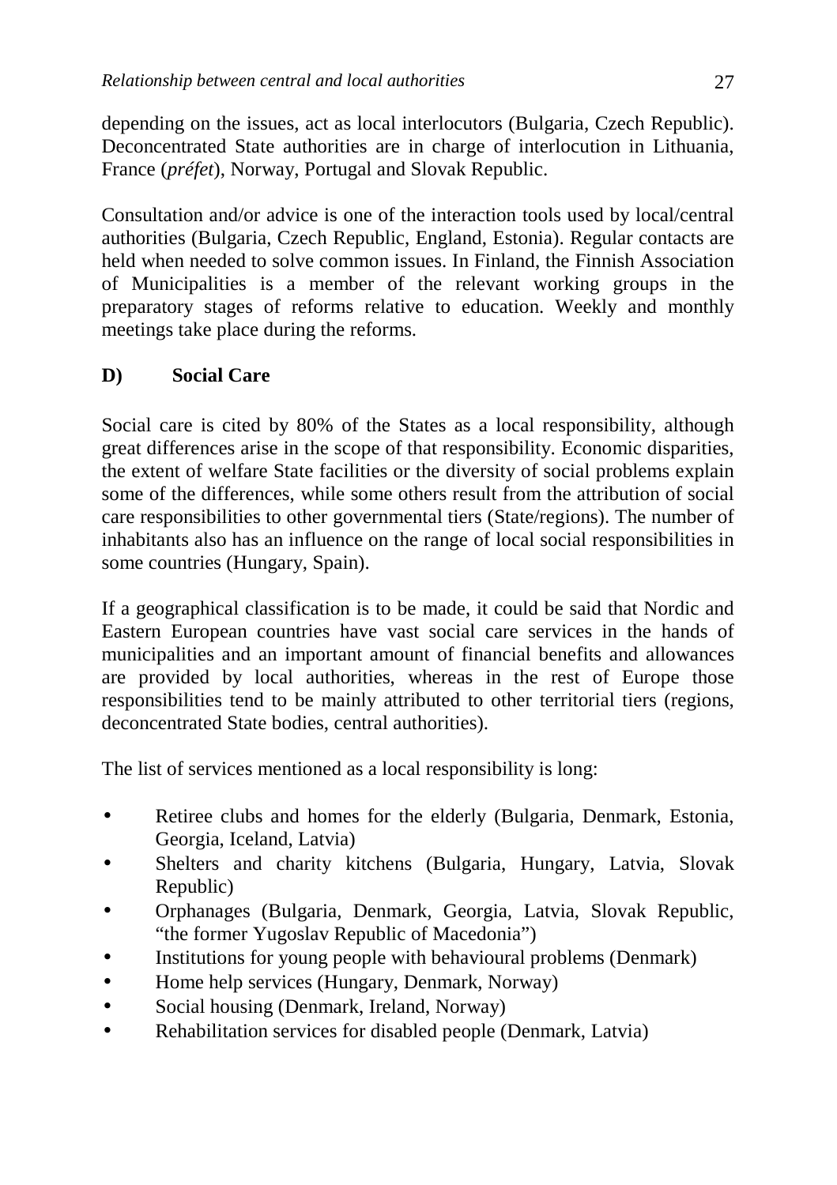depending on the issues, act as local interlocutors (Bulgaria, Czech Republic). Deconcentrated State authorities are in charge of interlocution in Lithuania, France (*préfet*), Norway, Portugal and Slovak Republic.

Consultation and/or advice is one of the interaction tools used by local/central authorities (Bulgaria, Czech Republic, England, Estonia). Regular contacts are held when needed to solve common issues. In Finland, the Finnish Association of Municipalities is a member of the relevant working groups in the preparatory stages of reforms relative to education. Weekly and monthly meetings take place during the reforms.

## D) Social Care

Social care is cited by 80% of the States as a local responsibility, although great differences arise in the scope of that responsibility. Economic disparities, the extent of welfare State facilities or the diversity of social problems explain some of the differences, while some others result from the attribution of social care responsibilities to other governmental tiers (State/regions). The number of inhabitants also has an influence on the range of local social responsibilities in some countries (Hungary, Spain).

If a geographical classification is to be made, it could be said that Nordic and Eastern European countries have vast social care services in the hands of municipalities and an important amount of financial benefits and allowances are provided by local authorities, whereas in the rest of Europe those responsibilities tend to be mainly attributed to other territorial tiers (regions, deconcentrated State bodies, central authorities).

The list of services mentioned as a local responsibility is long:

- Retiree clubs and homes for the elderly (Bulgaria, Denmark, Estonia, Georgia, Iceland, Latvia)
- Shelters and charity kitchens (Bulgaria, Hungary, Latvia, Slovak Republic)
- Orphanages (Bulgaria, Denmark, Georgia, Latvia, Slovak Republic, "the former Yugoslav Republic of Macedonia")
- Institutions for young people with behavioural problems (Denmark)
- Home help services (Hungary, Denmark, Norway)
- Social housing (Denmark, Ireland, Norway)
- Rehabilitation services for disabled people (Denmark, Latvia)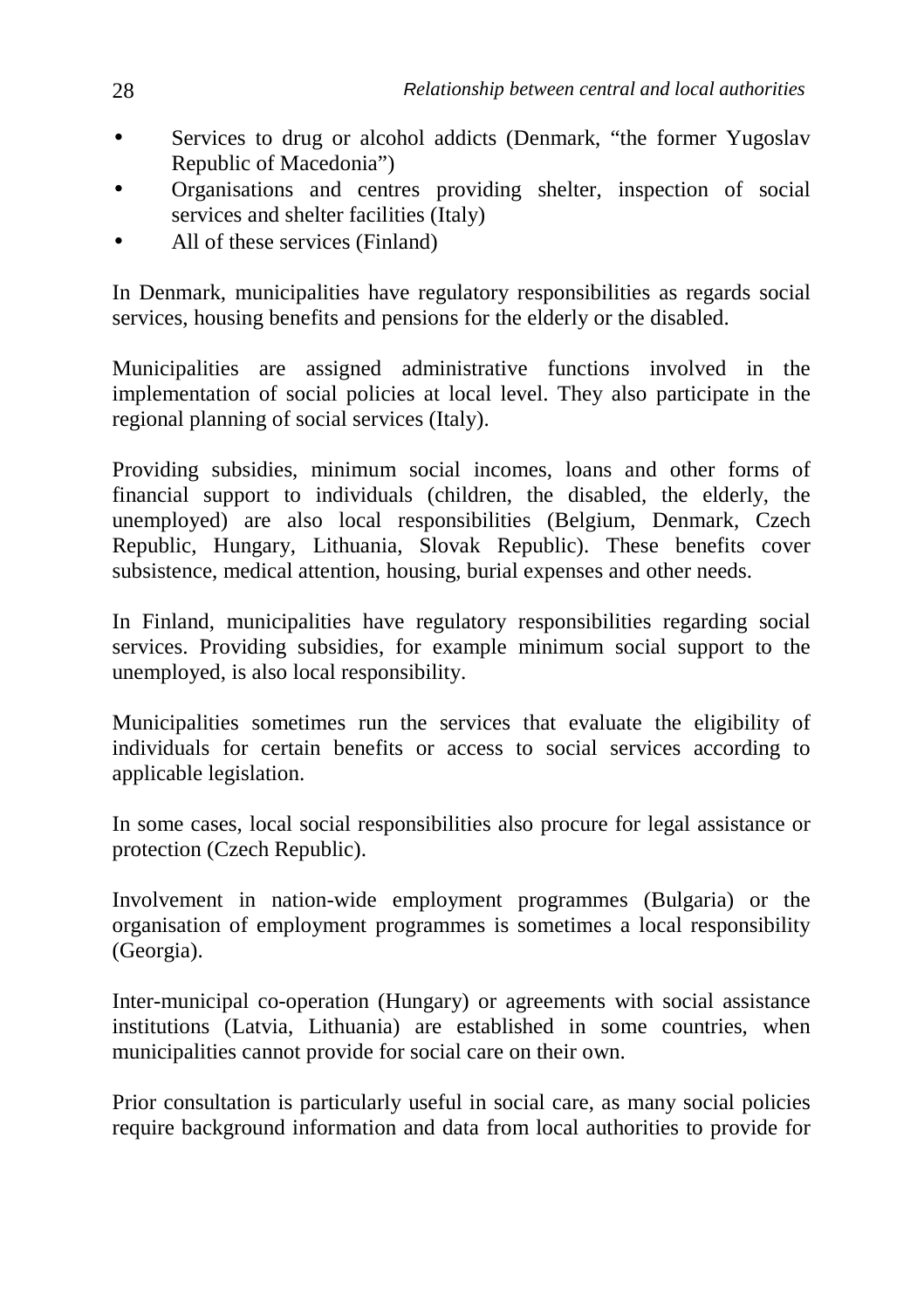- Services to drug or alcohol addicts (Denmark, “the former Yugoslav Republic of Macedonia”)
- Organisations and centres providing shelter, inspection of social services and shelter facilities (Italy)
- All of these services (Finland)

In Denmark, municipalities have regulatory responsibilities as regards social services, housing benefits and pensions for the elderly or the disabled.

Municipalities are assigned administrative functions involved in the implementation of social policies at local level. They also participate in the regional planning of social services (Italy).

Providing subsidies, minimum social incomes, loans and other forms of financial support to individuals (children, the disabled, the elderly, the unemployed) are also local responsibilities (Belgium, Denmark, Czech Republic, Hungary, Lithuania, Slovak Republic). These benefits cover subsistence, medical attention, housing, burial expenses and other needs.

In Finland, municipalities have regulatory responsibilities regarding social services. Providing subsidies, for example minimum social support to the unemployed, is also local responsibility.

Municipalities sometimes run the services that evaluate the eligibility of individuals for certain benefits or access to social services according to applicable legislation.

In some cases, local social responsibilities also procure for legal assistance or protection (Czech Republic).

Involvement in nation-wide employment programmes (Bulgaria) or the organisation of employment programmes is sometimes a local responsibility (Georgia).

Inter-municipal co-operation (Hungary) or agreements with social assistance institutions (Latvia, Lithuania) are established in some countries, when municipalities cannot provide for social care on their own.

Prior consultation is particularly useful in social care, as many social policies require background information and data from local authorities to provide for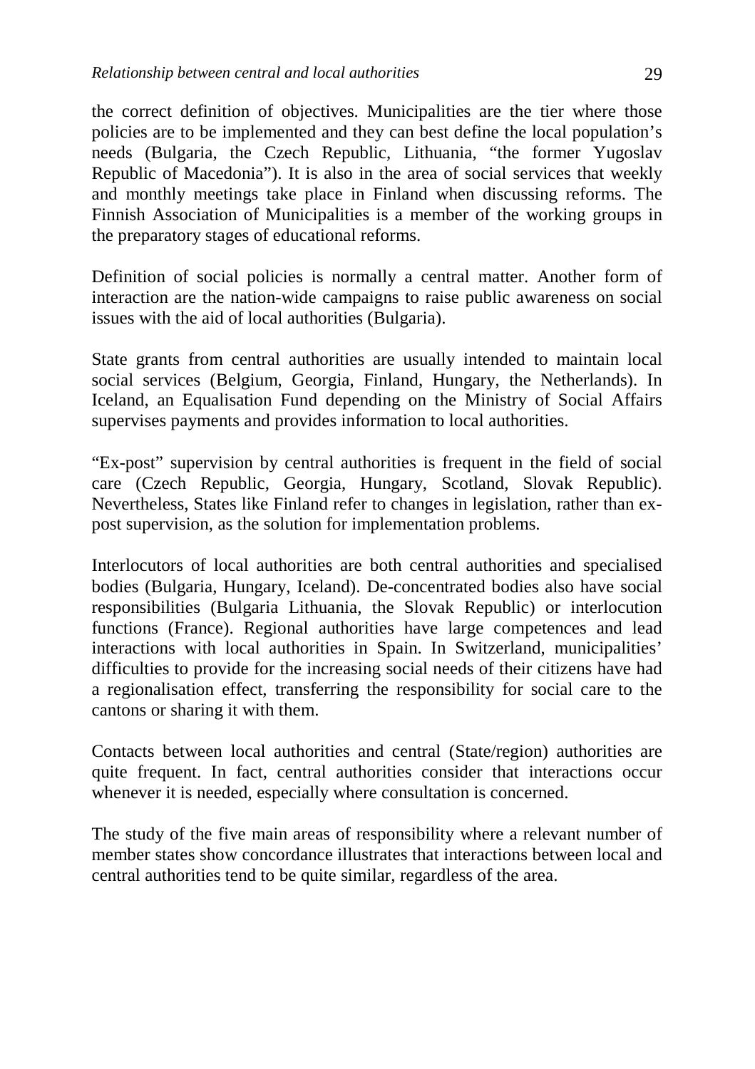the correct definition of objectives. Municipalities are the tier where those policies are to be implemented and they can best define the local population's needs (Bulgaria, the Czech Republic, Lithuania, "the former Yugoslav Republic of Macedonia"). It is also in the area of social services that weekly and monthly meetings take place in Finland when discussing reforms. The Finnish Association of Municipalities is a member of the working groups in the preparatory stages of educational reforms.

Definition of social policies is normally a central matter. Another form of interaction are the nation-wide campaigns to raise public awareness on social issues with the aid of local authorities (Bulgaria).

State grants from central authorities are usually intended to maintain local social services (Belgium, Georgia, Finland, Hungary, the Netherlands). In Iceland, an Equalisation Fund depending on the Ministry of Social Affairs supervises payments and provides information to local authorities.

"Ex-post" supervision by central authorities is frequent in the field of social care (Czech Republic, Georgia, Hungary, Scotland, Slovak Republic). Nevertheless, States like Finland refer to changes in legislation, rather than ex-post supervision, as the solution for implementation problems.

Interlocutors of local authorities are both central authorities and specialised bodies (Bulgaria, Hungary, Iceland). De-concentrated bodies also have social responsibilities (Bulgaria Lithuania, the Slovak Republic) or interlocution functions (France). Regional authorities have large competences and lead interactions with local authorities in Spain. In Switzerland, municipalities' difficulties to provide for the increasing social needs of their citizens have had a regionalisation effect, transferring the responsibility for social care to the cantons or sharing it with them.

Contacts between local authorities and central (State/region) authorities are quite frequent. In fact, central authorities consider that interactions occur whenever it is needed, especially where consultation is concerned.

The study of the five main areas of responsibility where a relevant number of member states show concordance illustrates that interactions between local and central authorities tend to be quite similar, regardless of the area.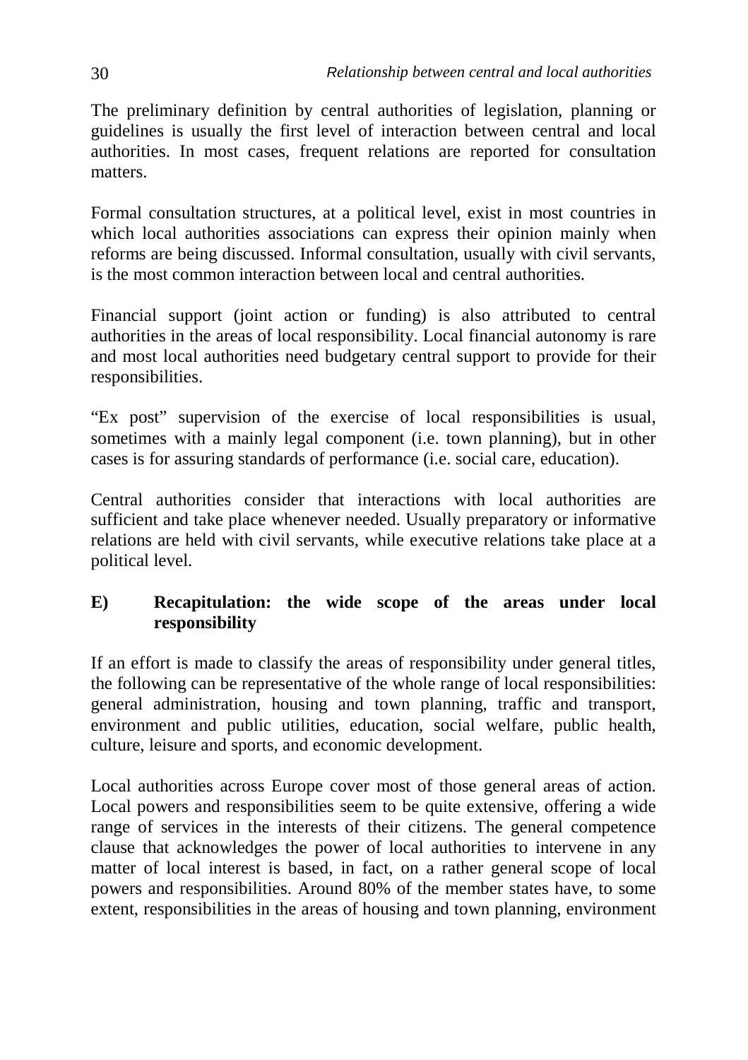The preliminary definition by central authorities of legislation, planning or guidelines is usually the first level of interaction between central and local authorities. In most cases, frequent relations are reported for consultation matters.

Formal consultation structures, at a political level, exist in most countries in which local authorities associations can express their opinion mainly when reforms are being discussed. Informal consultation, usually with civil servants, is the most common interaction between local and central authorities.

Financial support (joint action or funding) is also attributed to central authorities in the areas of local responsibility. Local financial autonomy is rare and most local authorities need budgetary central support to provide for their responsibilities.

"Ex post" supervision of the exercise of local responsibilities is usual, sometimes with a mainly legal component (i.e. town planning), but in other cases is for assuring standards of performance (i.e. social care, education).

Central authorities consider that interactions with local authorities are sufficient and take place whenever needed. Usually preparatory or informative relations are held with civil servants, while executive relations take place at a political level.

## E) Recapitulation: the wide scope of the areas under local responsibility

If an effort is made to classify the areas of responsibility under general titles, the following can be representative of the whole range of local responsibilities: general administration, housing and town planning, traffic and transport, environment and public utilities, education, social welfare, public health, culture, leisure and sports, and economic development.

Local authorities across Europe cover most of those general areas of action. Local powers and responsibilities seem to be quite extensive, offering a wide range of services in the interests of their citizens. The general competence clause that acknowledges the power of local authorities to intervene in any matter of local interest is based, in fact, on a rather general scope of local powers and responsibilities. Around 80% of the member states have, to some extent, responsibilities in the areas of housing and town planning, environment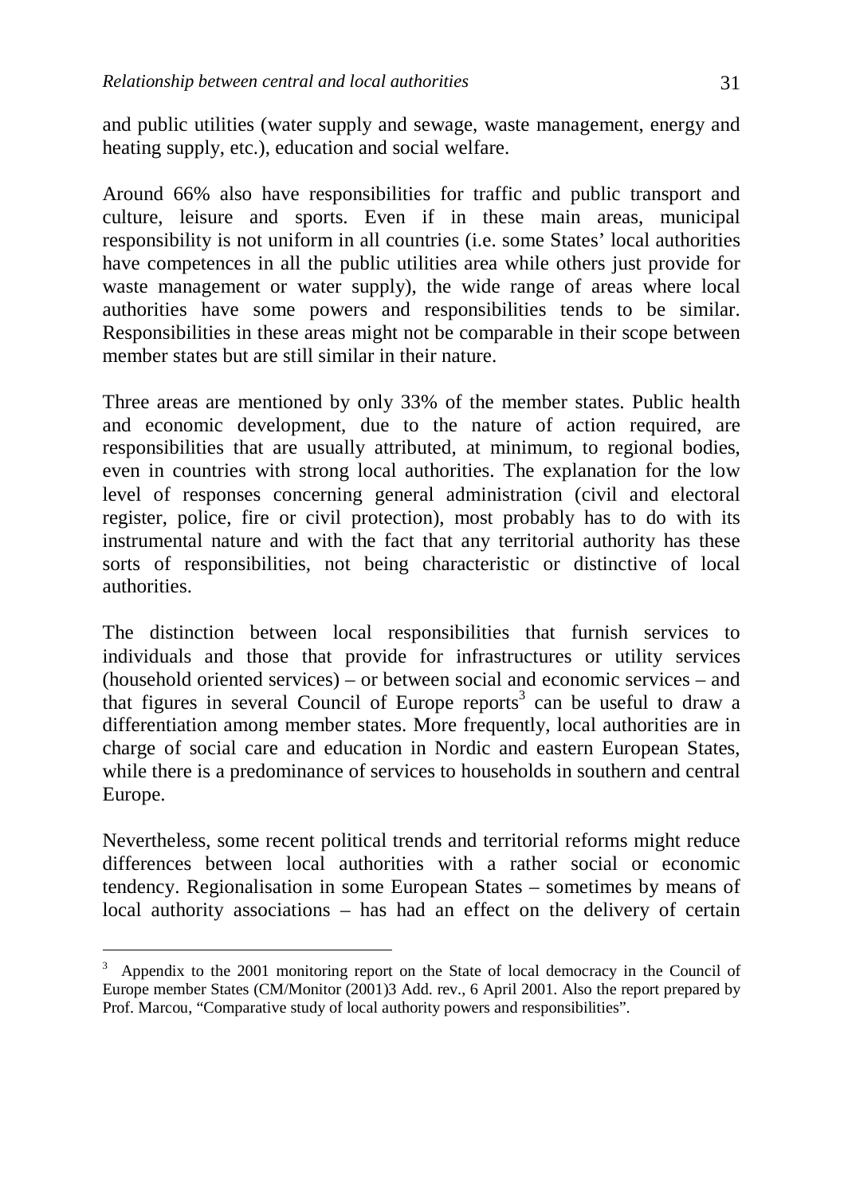and public utilities (water supply and sewage, waste management, energy and heating supply, etc.), education and social welfare.

Around 66% also have responsibilities for traffic and public transport and culture, leisure and sports. Even if in these main areas, municipal responsibility is not uniform in all countries (i.e. some States' local authorities have competences in all the public utilities area while others just provide for waste management or water supply), the wide range of areas where local authorities have some powers and responsibilities tends to be similar. Responsibilities in these areas might not be comparable in their scope between member states but are still similar in their nature.

Three areas are mentioned by only 33% of the member states. Public health and economic development, due to the nature of action required, are responsibilities that are usually attributed, at minimum, to regional bodies, even in countries with strong local authorities. The explanation for the low level of responses concerning general administration (civil and electoral register, police, fire or civil protection), most probably has to do with its instrumental nature and with the fact that any territorial authority has these sorts of responsibilities, not being characteristic or distinctive of local authorities.

The distinction between local responsibilities that furnish services to individuals and those that provide for infrastructures or utility services (household oriented services) – or between social and economic services – and that figures in several Council of Europe reports[3] can be useful to draw a differentiation among member states. More frequently, local authorities are in charge of social care and education in Nordic and eastern European States, while there is a predominance of services to households in southern and central Europe.

Nevertheless, some recent political trends and territorial reforms might reduce differences between local authorities with a rather social or economic tendency. Regionalisation in some European States – sometimes by means of local authority associations – has had an effect on the delivery of certain

---

[3] Appendix to the 2001 monitoring report on the State of local democracy in the Council of Europe member States (CM/Monitor (2001)3 Add. rev., 6 April 2001. Also the report prepared by Prof. Marcou, "Comparative study of local authority powers and responsibilities".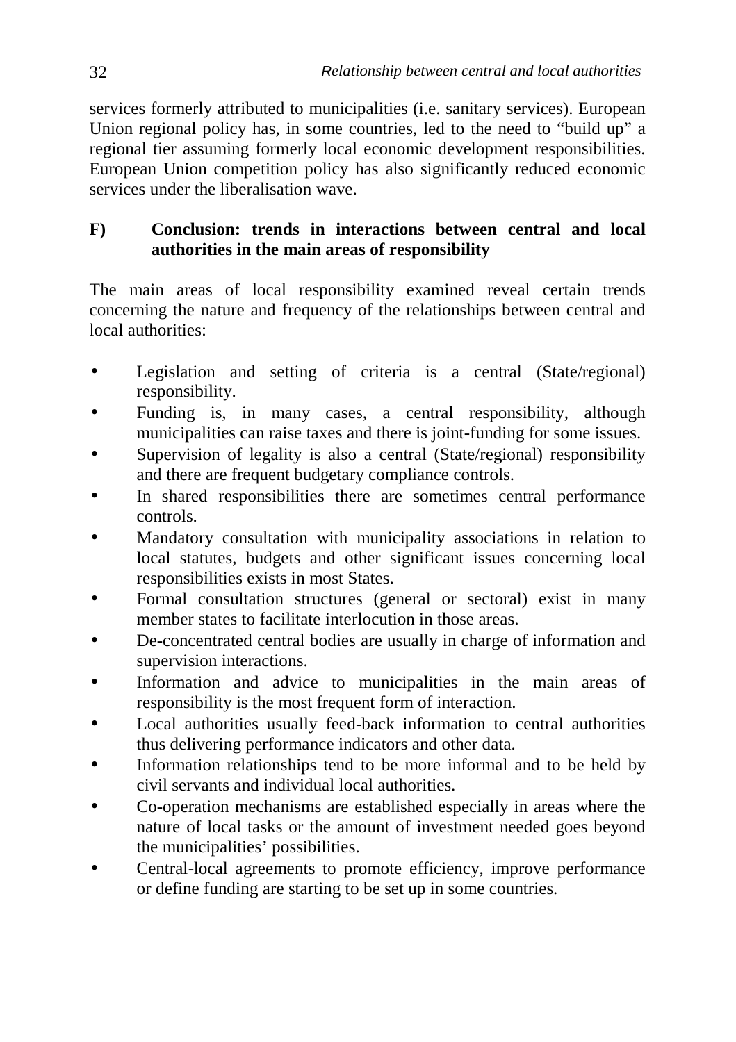services formerly attributed to municipalities (i.e. sanitary services). European Union regional policy has, in some countries, led to the need to "build up" a regional tier assuming formerly local economic development responsibilities. European Union competition policy has also significantly reduced economic services under the liberalisation wave.

### F) Conclusion: trends in interactions between central and local authorities in the main areas of responsibility

The main areas of local responsibility examined reveal certain trends concerning the nature and frequency of the relationships between central and local authorities:

- Legislation and setting of criteria is a central (State/regional) responsibility.
- Funding is, in many cases, a central responsibility, although municipalities can raise taxes and there is joint-funding for some issues.
- Supervision of legality is also a central (State/regional) responsibility and there are frequent budgetary compliance controls.
- In shared responsibilities there are sometimes central performance controls.
- Mandatory consultation with municipality associations in relation to local statutes, budgets and other significant issues concerning local responsibilities exists in most States.
- Formal consultation structures (general or sectoral) exist in many member states to facilitate interlocution in those areas.
- De-concentrated central bodies are usually in charge of information and supervision interactions.
- Information and advice to municipalities in the main areas of responsibility is the most frequent form of interaction.
- Local authorities usually feed-back information to central authorities thus delivering performance indicators and other data.
- Information relationships tend to be more informal and to be held by civil servants and individual local authorities.
- Co-operation mechanisms are established especially in areas where the nature of local tasks or the amount of investment needed goes beyond the municipalities' possibilities.
- Central-local agreements to promote efficiency, improve performance or define funding are starting to be set up in some countries.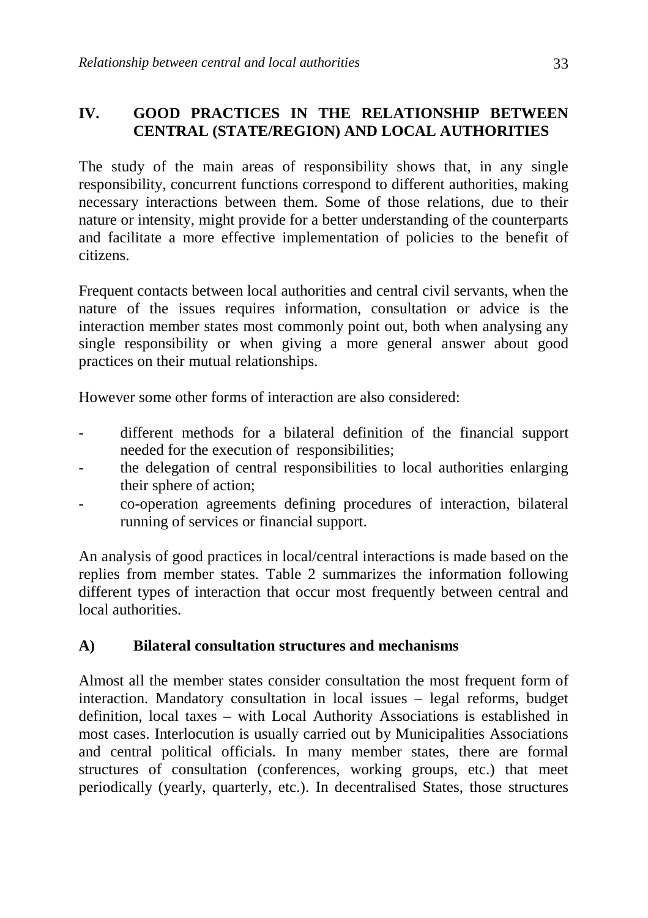## IV. GOOD PRACTICES IN THE RELATIONSHIP BETWEEN CENTRAL (STATE/REGION) AND LOCAL AUTHORITIES

The study of the main areas of responsibility shows that, in any single responsibility, concurrent functions correspond to different authorities, making necessary interactions between them. Some of those relations, due to their nature or intensity, might provide for a better understanding of the counterparts and facilitate a more effective implementation of policies to the benefit of citizens.

Frequent contacts between local authorities and central civil servants, when the nature of the issues requires information, consultation or advice is the interaction member states most commonly point out, both when analysing any single responsibility or when giving a more general answer about good practices on their mutual relationships.

However some other forms of interaction are also considered:

- different methods for a bilateral definition of the financial support needed for the execution of responsibilities;
- the delegation of central responsibilities to local authorities enlarging their sphere of action;
- co-operation agreements defining procedures of interaction, bilateral running of services or financial support.

An analysis of good practices in local/central interactions is made based on the replies from member states. Table 2 summarizes the information following different types of interaction that occur most frequently between central and local authorities.

### A) Bilateral consultation structures and mechanisms

Almost all the member states consider consultation the most frequent form of interaction. Mandatory consultation in local issues – legal reforms, budget definition, local taxes – with Local Authority Associations is established in most cases. Interlocution is usually carried out by Municipalities Associations and central political officials. In many member states, there are formal structures of consultation (conferences, working groups, etc.) that meet periodically (yearly, quarterly, etc.). In decentralised States, those structures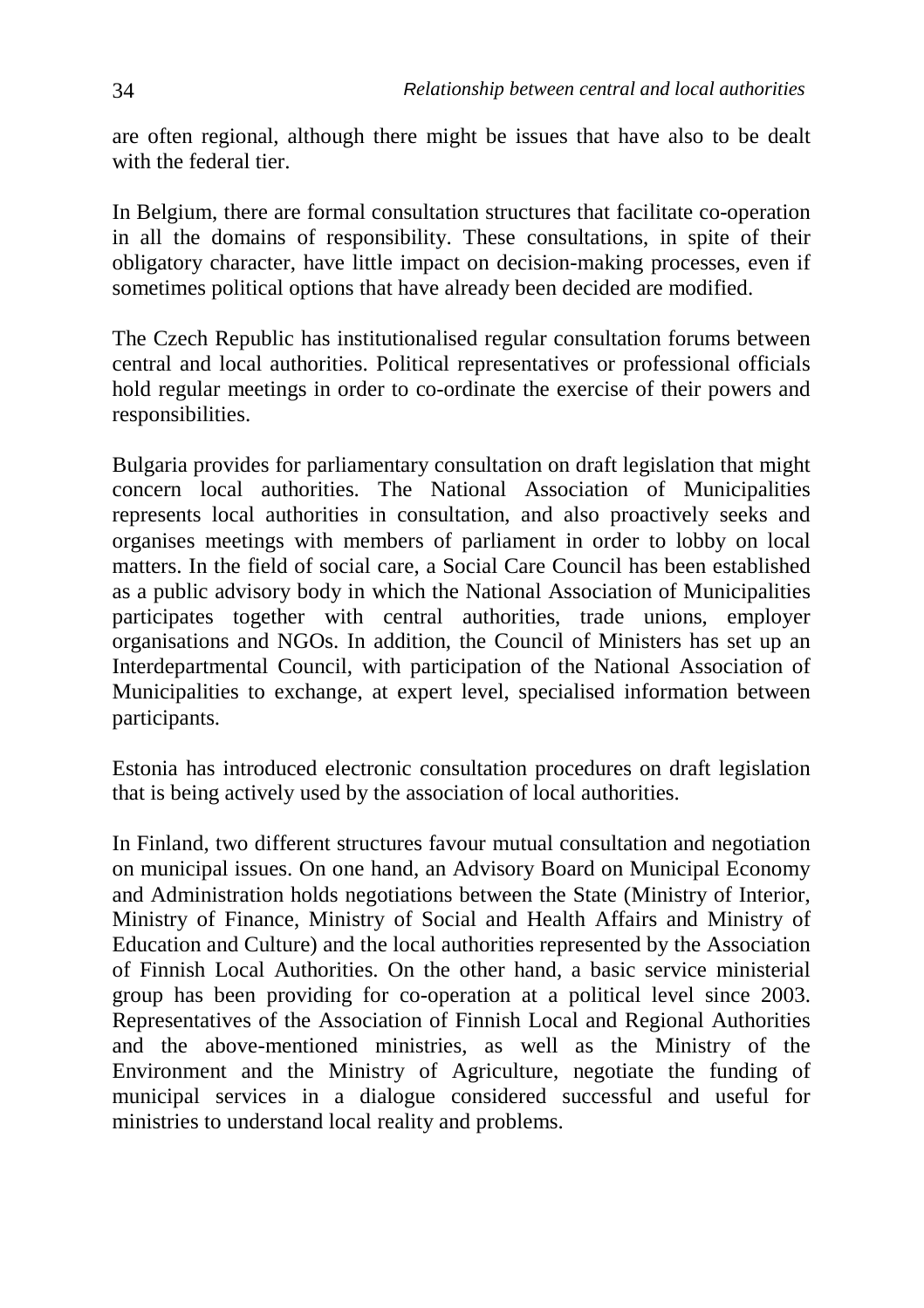are often regional, although there might be issues that have also to be dealt with the federal tier.

In Belgium, there are formal consultation structures that facilitate co-operation in all the domains of responsibility. These consultations, in spite of their obligatory character, have little impact on decision-making processes, even if sometimes political options that have already been decided are modified.

The Czech Republic has institutionalised regular consultation forums between central and local authorities. Political representatives or professional officials hold regular meetings in order to co-ordinate the exercise of their powers and responsibilities.

Bulgaria provides for parliamentary consultation on draft legislation that might concern local authorities. The National Association of Municipalities represents local authorities in consultation, and also proactively seeks and organises meetings with members of parliament in order to lobby on local matters. In the field of social care, a Social Care Council has been established as a public advisory body in which the National Association of Municipalities participates together with central authorities, trade unions, employer organisations and NGOs. In addition, the Council of Ministers has set up an Interdepartmental Council, with participation of the National Association of Municipalities to exchange, at expert level, specialised information between participants.

Estonia has introduced electronic consultation procedures on draft legislation that is being actively used by the association of local authorities.

In Finland, two different structures favour mutual consultation and negotiation on municipal issues. On one hand, an Advisory Board on Municipal Economy and Administration holds negotiations between the State (Ministry of Interior, Ministry of Finance, Ministry of Social and Health Affairs and Ministry of Education and Culture) and the local authorities represented by the Association of Finnish Local Authorities. On the other hand, a basic service ministerial group has been providing for co-operation at a political level since 2003. Representatives of the Association of Finnish Local and Regional Authorities and the above-mentioned ministries, as well as the Ministry of the Environment and the Ministry of Agriculture, negotiate the funding of municipal services in a dialogue considered successful and useful for ministries to understand local reality and problems.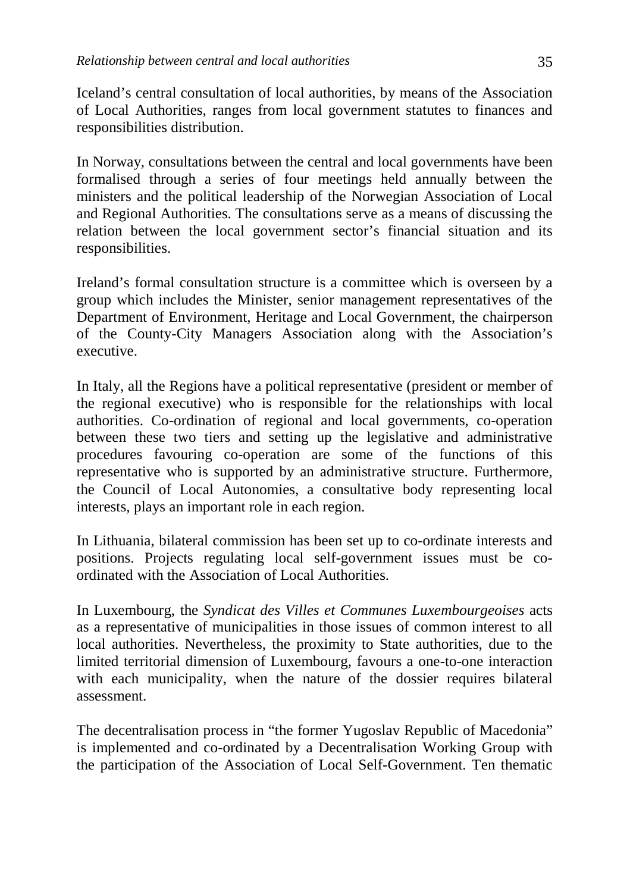Iceland's central consultation of local authorities, by means of the Association of Local Authorities, ranges from local government statutes to finances and responsibilities distribution.

In Norway, consultations between the central and local governments have been formalised through a series of four meetings held annually between the ministers and the political leadership of the Norwegian Association of Local and Regional Authorities. The consultations serve as a means of discussing the relation between the local government sector's financial situation and its responsibilities.

Ireland's formal consultation structure is a committee which is overseen by a group which includes the Minister, senior management representatives of the Department of Environment, Heritage and Local Government, the chairperson of the County-City Managers Association along with the Association's executive.

In Italy, all the Regions have a political representative (president or member of the regional executive) who is responsible for the relationships with local authorities. Co-ordination of regional and local governments, co-operation between these two tiers and setting up the legislative and administrative procedures favouring co-operation are some of the functions of this representative who is supported by an administrative structure. Furthermore, the Council of Local Autonomies, a consultative body representing local interests, plays an important role in each region.

In Lithuania, bilateral commission has been set up to co-ordinate interests and positions. Projects regulating local self-government issues must be co-ordinated with the Association of Local Authorities.

In Luxembourg, the *Syndicat des Villes et Communes Luxembourgeoises* acts as a representative of municipalities in those issues of common interest to all local authorities. Nevertheless, the proximity to State authorities, due to the limited territorial dimension of Luxembourg, favours a one-to-one interaction with each municipality, when the nature of the dossier requires bilateral assessment.

The decentralisation process in "the former Yugoslav Republic of Macedonia" is implemented and co-ordinated by a Decentralisation Working Group with the participation of the Association of Local Self-Government. Ten thematic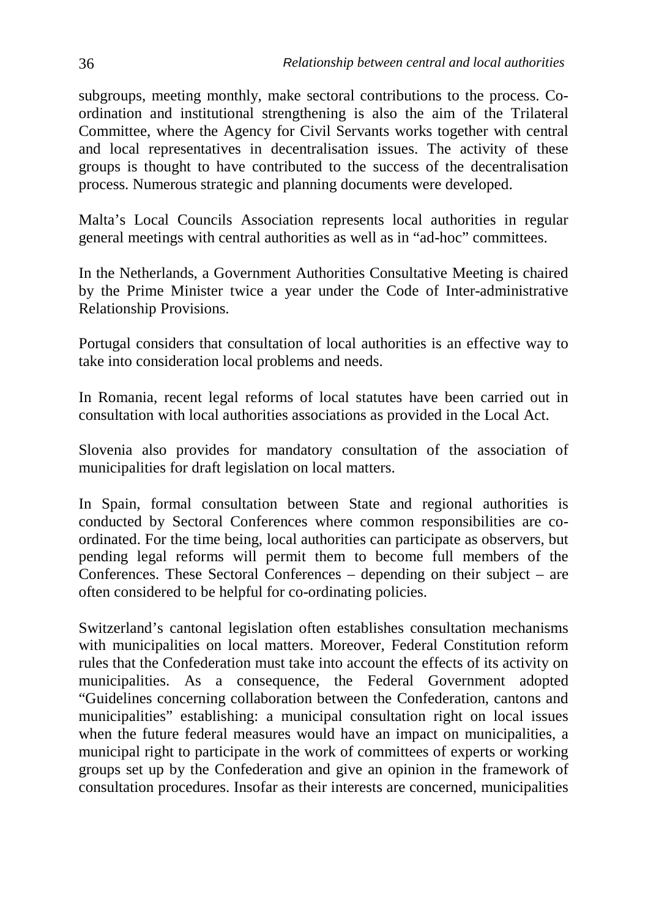subgroups, meeting monthly, make sectoral contributions to the process. Co-ordination and institutional strengthening is also the aim of the Trilateral Committee, where the Agency for Civil Servants works together with central and local representatives in decentralisation issues. The activity of these groups is thought to have contributed to the success of the decentralisation process. Numerous strategic and planning documents were developed.

Malta's Local Councils Association represents local authorities in regular general meetings with central authorities as well as in "ad-hoc" committees.

In the Netherlands, a Government Authorities Consultative Meeting is chaired by the Prime Minister twice a year under the Code of Inter-administrative Relationship Provisions.

Portugal considers that consultation of local authorities is an effective way to take into consideration local problems and needs.

In Romania, recent legal reforms of local statutes have been carried out in consultation with local authorities associations as provided in the Local Act.

Slovenia also provides for mandatory consultation of the association of municipalities for draft legislation on local matters.

In Spain, formal consultation between State and regional authorities is conducted by Sectoral Conferences where common responsibilities are co-ordinated. For the time being, local authorities can participate as observers, but pending legal reforms will permit them to become full members of the Conferences. These Sectoral Conferences – depending on their subject – are often considered to be helpful for co-ordinating policies.

Switzerland's cantonal legislation often establishes consultation mechanisms with municipalities on local matters. Moreover, Federal Constitution reform rules that the Confederation must take into account the effects of its activity on municipalities. As a consequence, the Federal Government adopted "Guidelines concerning collaboration between the Confederation, cantons and municipalities" establishing: a municipal consultation right on local issues when the future federal measures would have an impact on municipalities, a municipal right to participate in the work of committees of experts or working groups set up by the Confederation and give an opinion in the framework of consultation procedures. Insofar as their interests are concerned, municipalities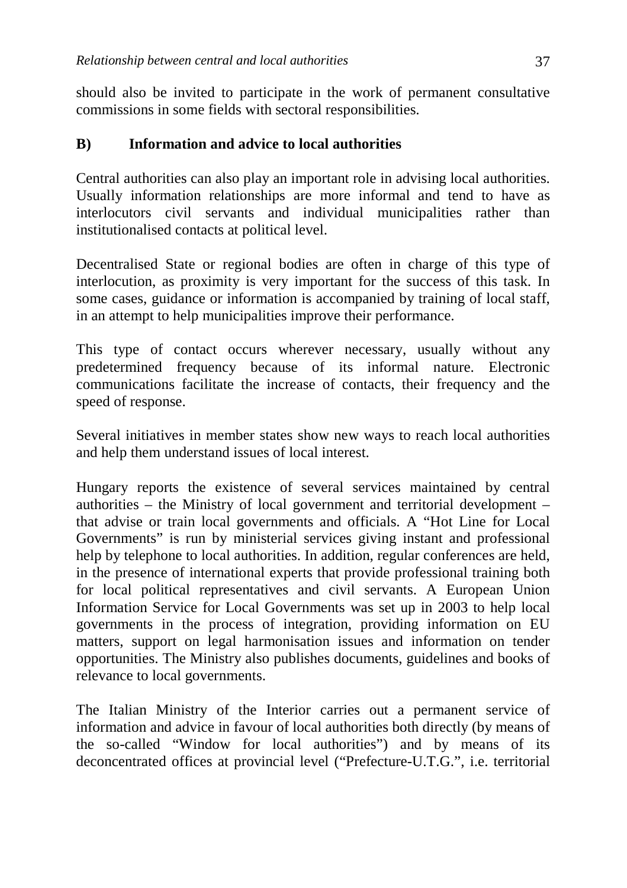should also be invited to participate in the work of permanent consultative commissions in some fields with sectoral responsibilities.

### B) Information and advice to local authorities

Central authorities can also play an important role in advising local authorities. Usually information relationships are more informal and tend to have as interlocutors civil servants and individual municipalities rather than institutionalised contacts at political level.

Decentralised State or regional bodies are often in charge of this type of interlocution, as proximity is very important for the success of this task. In some cases, guidance or information is accompanied by training of local staff, in an attempt to help municipalities improve their performance.

This type of contact occurs wherever necessary, usually without any predetermined frequency because of its informal nature. Electronic communications facilitate the increase of contacts, their frequency and the speed of response.

Several initiatives in member states show new ways to reach local authorities and help them understand issues of local interest.

Hungary reports the existence of several services maintained by central authorities – the Ministry of local government and territorial development – that advise or train local governments and officials. A “Hot Line for Local Governments” is run by ministerial services giving instant and professional help by telephone to local authorities. In addition, regular conferences are held, in the presence of international experts that provide professional training both for local political representatives and civil servants. A European Union Information Service for Local Governments was set up in 2003 to help local governments in the process of integration, providing information on EU matters, support on legal harmonisation issues and information on tender opportunities. The Ministry also publishes documents, guidelines and books of relevance to local governments.

The Italian Ministry of the Interior carries out a permanent service of information and advice in favour of local authorities both directly (by means of the so-called “Window for local authorities”) and by means of its deconcentrated offices at provincial level (“Prefecture-U.T.G.”, i.e. territorial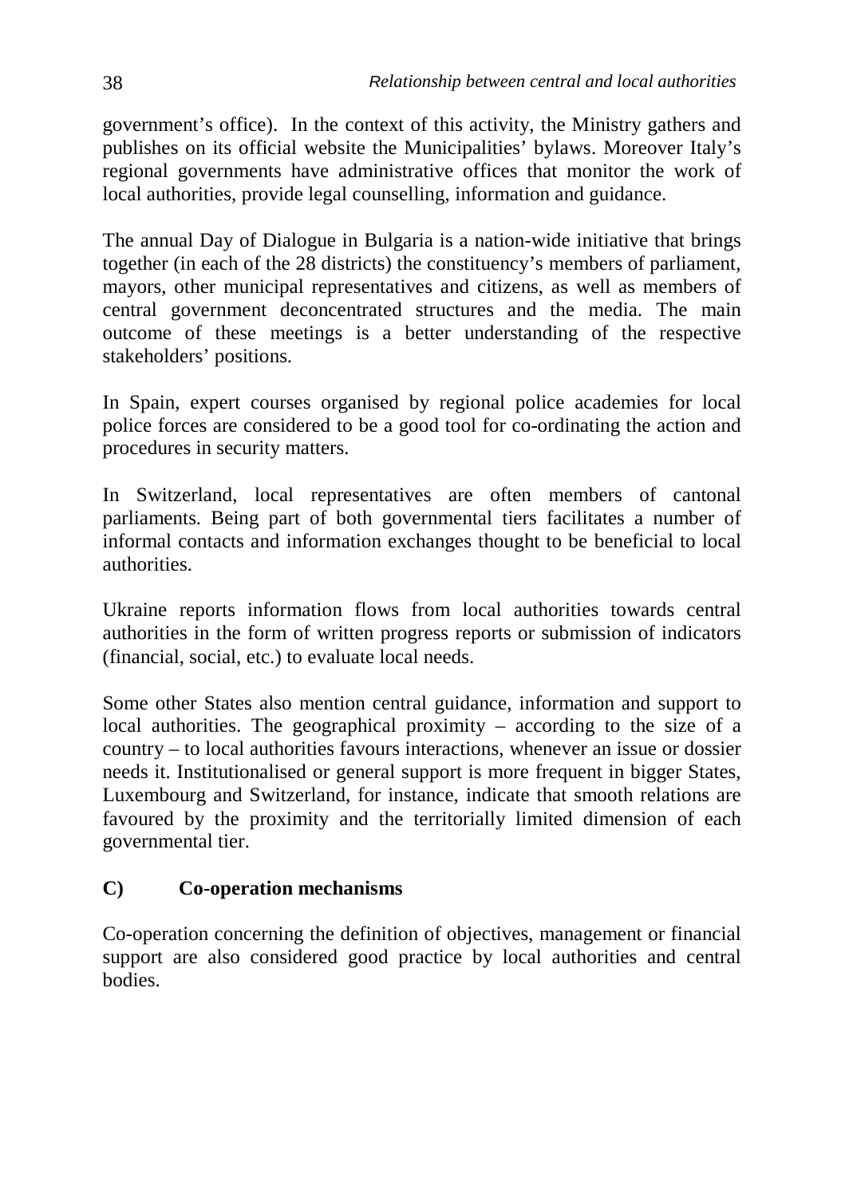government's office). In the context of this activity, the Ministry gathers and publishes on its official website the Municipalities' bylaws. Moreover Italy's regional governments have administrative offices that monitor the work of local authorities, provide legal counselling, information and guidance.

The annual Day of Dialogue in Bulgaria is a nation-wide initiative that brings together (in each of the 28 districts) the constituency's members of parliament, mayors, other municipal representatives and citizens, as well as members of central government deconcentrated structures and the media. The main outcome of these meetings is a better understanding of the respective stakeholders' positions.

In Spain, expert courses organised by regional police academies for local police forces are considered to be a good tool for co-ordinating the action and procedures in security matters.

In Switzerland, local representatives are often members of cantonal parliaments. Being part of both governmental tiers facilitates a number of informal contacts and information exchanges thought to be beneficial to local authorities.

Ukraine reports information flows from local authorities towards central authorities in the form of written progress reports or submission of indicators (financial, social, etc.) to evaluate local needs.

Some other States also mention central guidance, information and support to local authorities. The geographical proximity – according to the size of a country – to local authorities favours interactions, whenever an issue or dossier needs it. Institutionalised or general support is more frequent in bigger States, Luxembourg and Switzerland, for instance, indicate that smooth relations are favoured by the proximity and the territorially limited dimension of each governmental tier.

### C) Co-operation mechanisms

Co-operation concerning the definition of objectives, management or financial support are also considered good practice by local authorities and central bodies.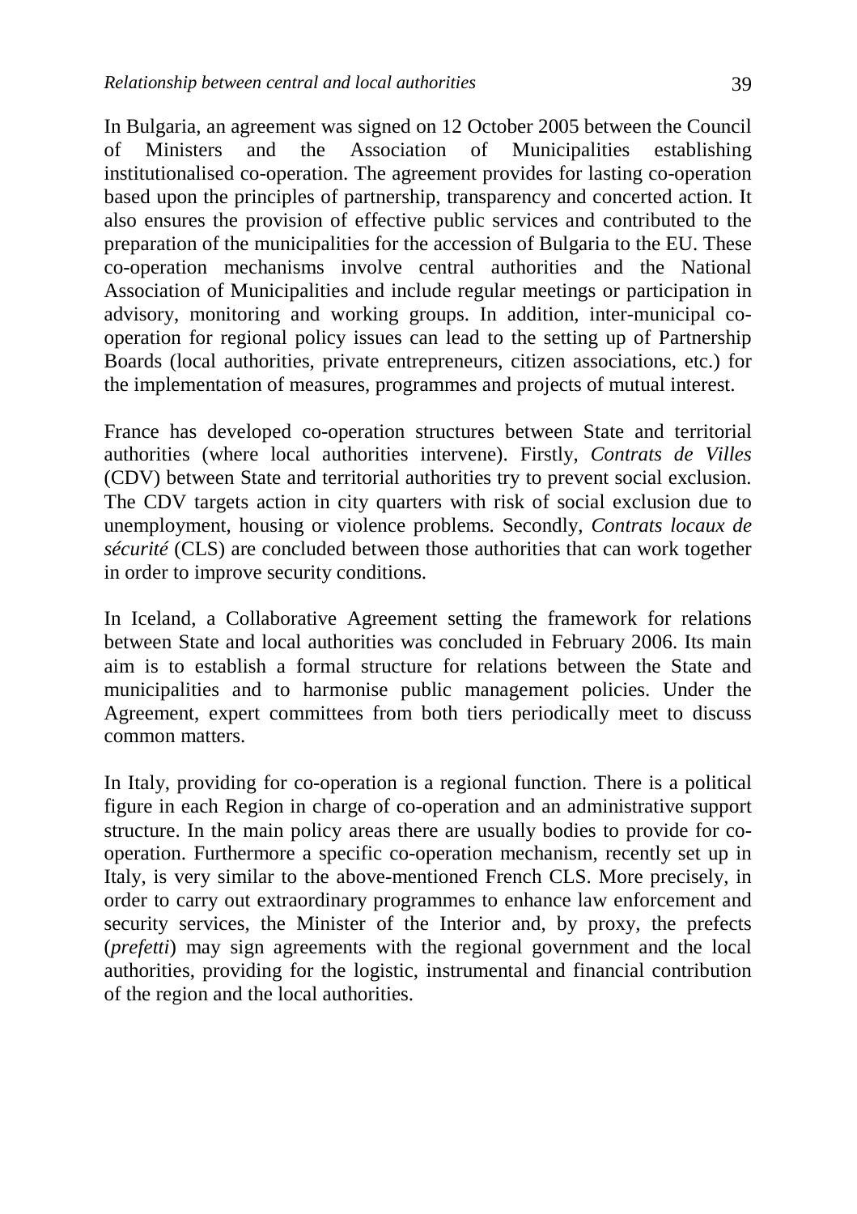In Bulgaria, an agreement was signed on 12 October 2005 between the Council of Ministers and the Association of Municipalities establishing institutionalised co-operation. The agreement provides for lasting co-operation based upon the principles of partnership, transparency and concerted action. It also ensures the provision of effective public services and contributed to the preparation of the municipalities for the accession of Bulgaria to the EU. These co-operation mechanisms involve central authorities and the National Association of Municipalities and include regular meetings or participation in advisory, monitoring and working groups. In addition, inter-municipal co-operation for regional policy issues can lead to the setting up of Partnership Boards (local authorities, private entrepreneurs, citizen associations, etc.) for the implementation of measures, programmes and projects of mutual interest.

France has developed co-operation structures between State and territorial authorities (where local authorities intervene). Firstly, *Contrats de Villes* (CDV) between State and territorial authorities try to prevent social exclusion. The CDV targets action in city quarters with risk of social exclusion due to unemployment, housing or violence problems. Secondly, *Contrats locaux de sécurité* (CLS) are concluded between those authorities that can work together in order to improve security conditions.

In Iceland, a Collaborative Agreement setting the framework for relations between State and local authorities was concluded in February 2006. Its main aim is to establish a formal structure for relations between the State and municipalities and to harmonise public management policies. Under the Agreement, expert committees from both tiers periodically meet to discuss common matters.

In Italy, providing for co-operation is a regional function. There is a political figure in each Region in charge of co-operation and an administrative support structure. In the main policy areas there are usually bodies to provide for co-operation. Furthermore a specific co-operation mechanism, recently set up in Italy, is very similar to the above-mentioned French CLS. More precisely, in order to carry out extraordinary programmes to enhance law enforcement and security services, the Minister of the Interior and, by proxy, the prefects (*prefetti*) may sign agreements with the regional government and the local authorities, providing for the logistic, instrumental and financial contribution of the region and the local authorities.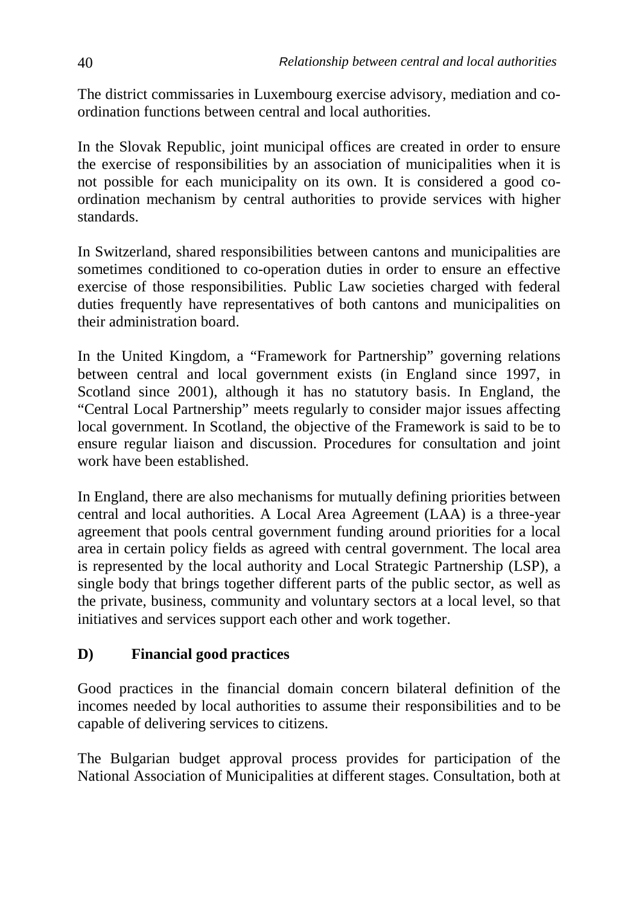The district commissaries in Luxembourg exercise advisory, mediation and co-ordination functions between central and local authorities.

In the Slovak Republic, joint municipal offices are created in order to ensure the exercise of responsibilities by an association of municipalities when it is not possible for each municipality on its own. It is considered a good co-ordination mechanism by central authorities to provide services with higher standards.

In Switzerland, shared responsibilities between cantons and municipalities are sometimes conditioned to co-operation duties in order to ensure an effective exercise of those responsibilities. Public Law societies charged with federal duties frequently have representatives of both cantons and municipalities on their administration board.

In the United Kingdom, a "Framework for Partnership" governing relations between central and local government exists (in England since 1997, in Scotland since 2001), although it has no statutory basis. In England, the "Central Local Partnership" meets regularly to consider major issues affecting local government. In Scotland, the objective of the Framework is said to be to ensure regular liaison and discussion. Procedures for consultation and joint work have been established.

In England, there are also mechanisms for mutually defining priorities between central and local authorities. A Local Area Agreement (LAA) is a three-year agreement that pools central government funding around priorities for a local area in certain policy fields as agreed with central government. The local area is represented by the local authority and Local Strategic Partnership (LSP), a single body that brings together different parts of the public sector, as well as the private, business, community and voluntary sectors at a local level, so that initiatives and services support each other and work together.

### D) Financial good practices

Good practices in the financial domain concern bilateral definition of the incomes needed by local authorities to assume their responsibilities and to be capable of delivering services to citizens.

The Bulgarian budget approval process provides for participation of the National Association of Municipalities at different stages. Consultation, both at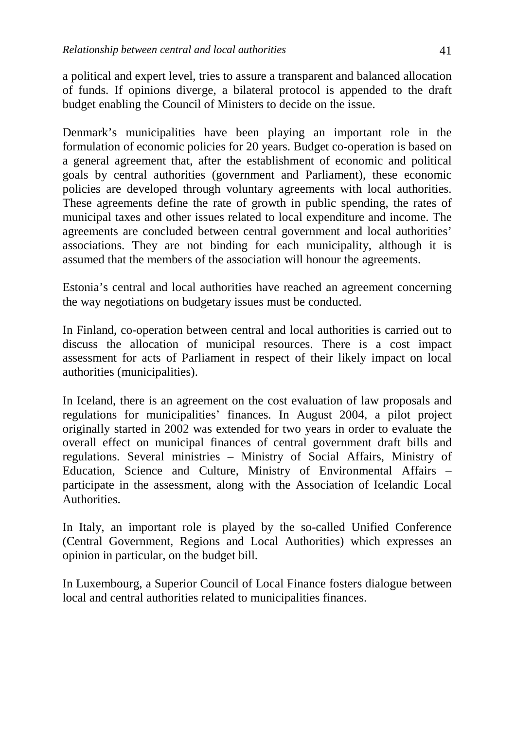a political and expert level, tries to assure a transparent and balanced allocation of funds. If opinions diverge, a bilateral protocol is appended to the draft budget enabling the Council of Ministers to decide on the issue.

Denmark's municipalities have been playing an important role in the formulation of economic policies for 20 years. Budget co-operation is based on a general agreement that, after the establishment of economic and political goals by central authorities (government and Parliament), these economic policies are developed through voluntary agreements with local authorities. These agreements define the rate of growth in public spending, the rates of municipal taxes and other issues related to local expenditure and income. The agreements are concluded between central government and local authorities' associations. They are not binding for each municipality, although it is assumed that the members of the association will honour the agreements.

Estonia's central and local authorities have reached an agreement concerning the way negotiations on budgetary issues must be conducted.

In Finland, co-operation between central and local authorities is carried out to discuss the allocation of municipal resources. There is a cost impact assessment for acts of Parliament in respect of their likely impact on local authorities (municipalities).

In Iceland, there is an agreement on the cost evaluation of law proposals and regulations for municipalities' finances. In August 2004, a pilot project originally started in 2002 was extended for two years in order to evaluate the overall effect on municipal finances of central government draft bills and regulations. Several ministries – Ministry of Social Affairs, Ministry of Education, Science and Culture, Ministry of Environmental Affairs – participate in the assessment, along with the Association of Icelandic Local Authorities.

In Italy, an important role is played by the so-called Unified Conference (Central Government, Regions and Local Authorities) which expresses an opinion in particular, on the budget bill.

In Luxembourg, a Superior Council of Local Finance fosters dialogue between local and central authorities related to municipalities finances.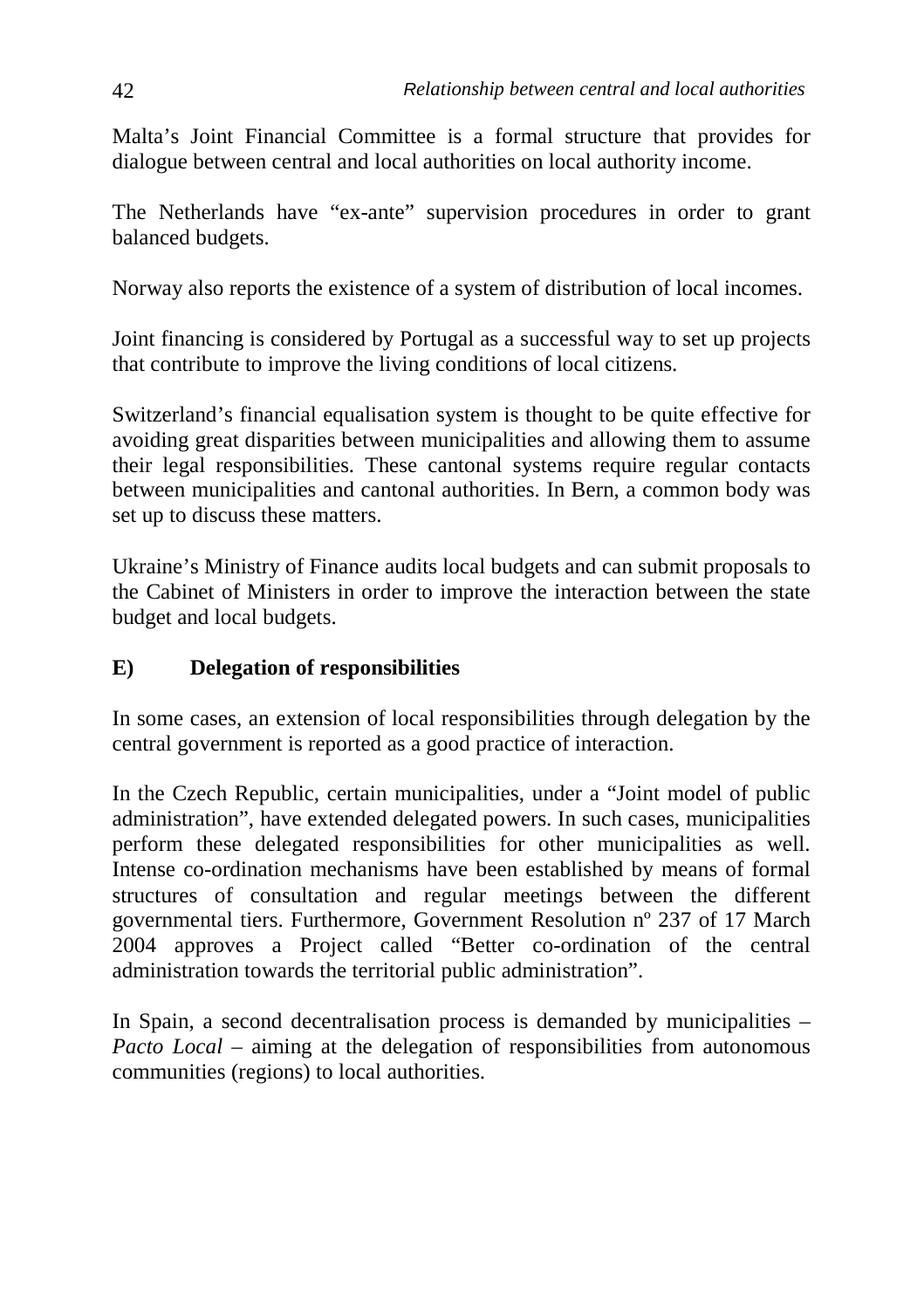Malta's Joint Financial Committee is a formal structure that provides for dialogue between central and local authorities on local authority income.

The Netherlands have "ex-ante" supervision procedures in order to grant balanced budgets.

Norway also reports the existence of a system of distribution of local incomes.

Joint financing is considered by Portugal as a successful way to set up projects that contribute to improve the living conditions of local citizens.

Switzerland's financial equalisation system is thought to be quite effective for avoiding great disparities between municipalities and allowing them to assume their legal responsibilities. These cantonal systems require regular contacts between municipalities and cantonal authorities. In Bern, a common body was set up to discuss these matters.

Ukraine's Ministry of Finance audits local budgets and can submit proposals to the Cabinet of Ministers in order to improve the interaction between the state budget and local budgets.

## E) Delegation of responsibilities

In some cases, an extension of local responsibilities through delegation by the central government is reported as a good practice of interaction.

In the Czech Republic, certain municipalities, under a "Joint model of public administration", have extended delegated powers. In such cases, municipalities perform these delegated responsibilities for other municipalities as well. Intense co-ordination mechanisms have been established by means of formal structures of consultation and regular meetings between the different governmental tiers. Furthermore, Government Resolution nº 237 of 17 March 2004 approves a Project called "Better co-ordination of the central administration towards the territorial public administration".

In Spain, a second decentralisation process is demanded by municipalities – *Pacto Local* – aiming at the delegation of responsibilities from autonomous communities (regions) to local authorities.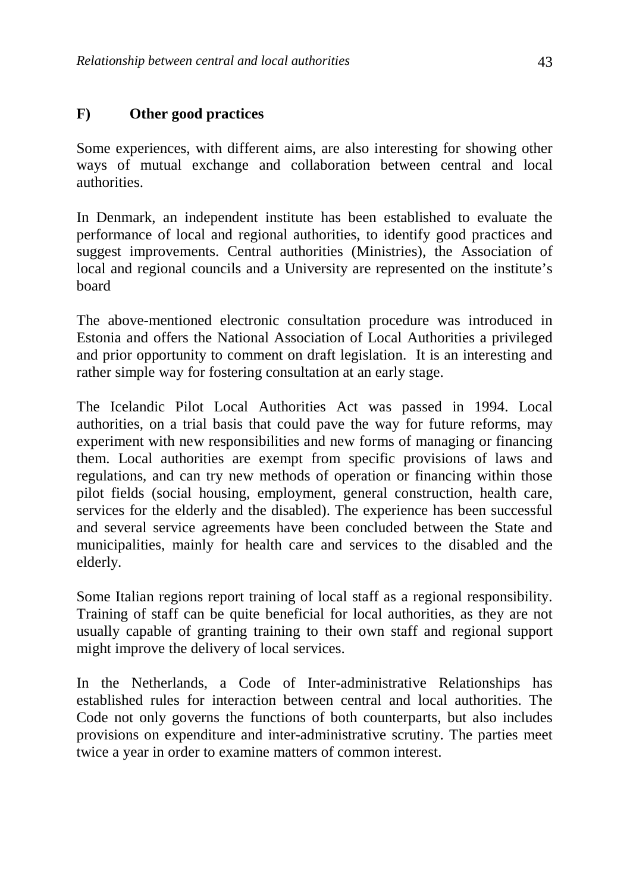## F) Other good practices

Some experiences, with different aims, are also interesting for showing other ways of mutual exchange and collaboration between central and local authorities.

In Denmark, an independent institute has been established to evaluate the performance of local and regional authorities, to identify good practices and suggest improvements. Central authorities (Ministries), the Association of local and regional councils and a University are represented on the institute's board

The above-mentioned electronic consultation procedure was introduced in Estonia and offers the National Association of Local Authorities a privileged and prior opportunity to comment on draft legislation. It is an interesting and rather simple way for fostering consultation at an early stage.

The Icelandic Pilot Local Authorities Act was passed in 1994. Local authorities, on a trial basis that could pave the way for future reforms, may experiment with new responsibilities and new forms of managing or financing them. Local authorities are exempt from specific provisions of laws and regulations, and can try new methods of operation or financing within those pilot fields (social housing, employment, general construction, health care, services for the elderly and the disabled). The experience has been successful and several service agreements have been concluded between the State and municipalities, mainly for health care and services to the disabled and the elderly.

Some Italian regions report training of local staff as a regional responsibility. Training of staff can be quite beneficial for local authorities, as they are not usually capable of granting training to their own staff and regional support might improve the delivery of local services.

In the Netherlands, a Code of Inter-administrative Relationships has established rules for interaction between central and local authorities. The Code not only governs the functions of both counterparts, but also includes provisions on expenditure and inter-administrative scrutiny. The parties meet twice a year in order to examine matters of common interest.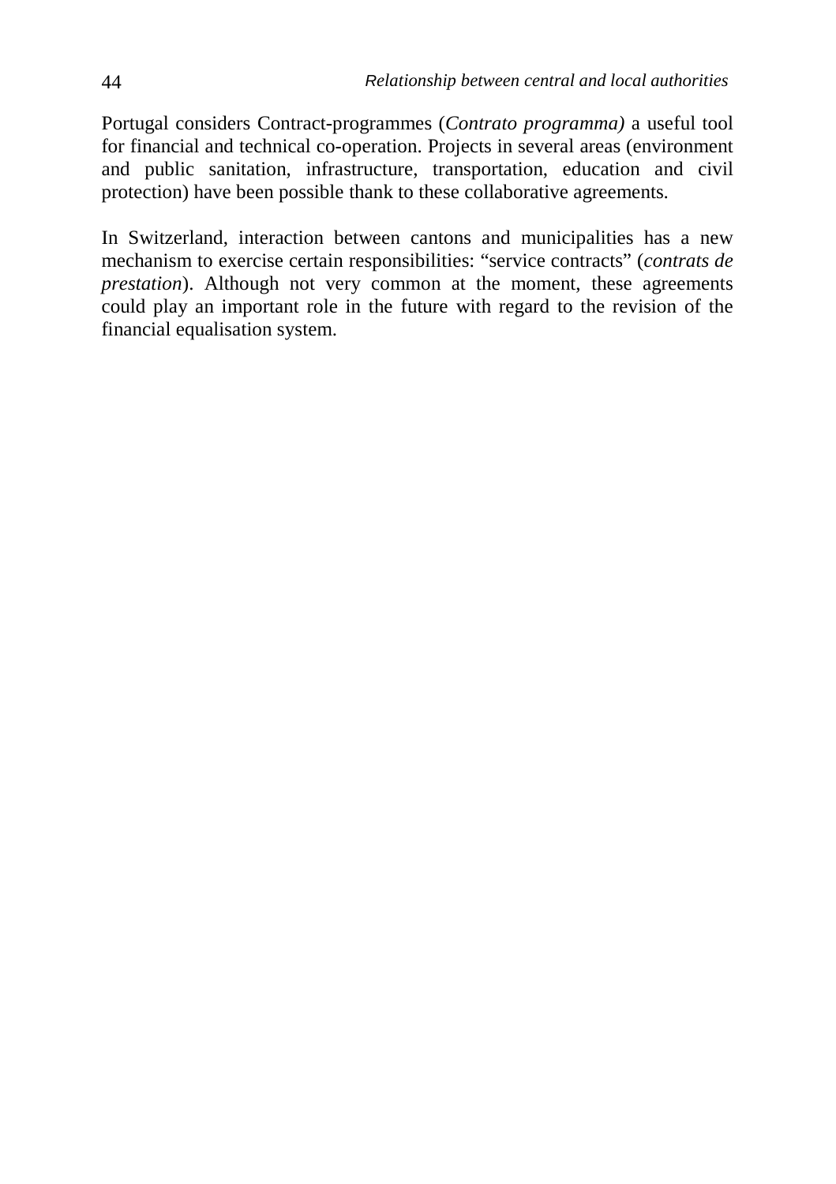Portugal considers Contract-programmes (*Contrato programma)* a useful tool for financial and technical co-operation. Projects in several areas (environment and public sanitation, infrastructure, transportation, education and civil protection) have been possible thank to these collaborative agreements.

In Switzerland, interaction between cantons and municipalities has a new mechanism to exercise certain responsibilities: “service contracts” (*contrats de prestation*). Although not very common at the moment, these agreements could play an important role in the future with regard to the revision of the financial equalisation system.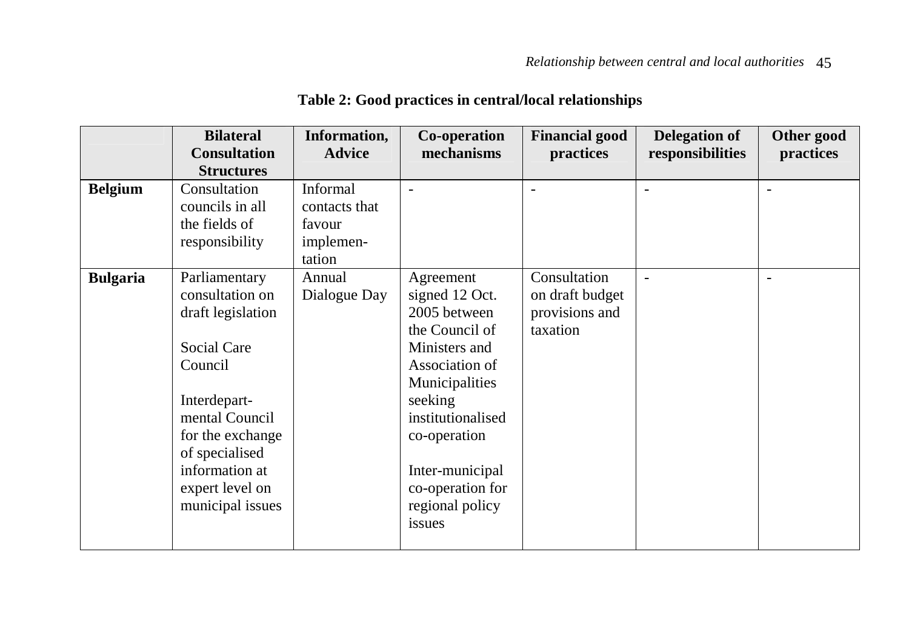**Table 2: Good practices in central/local relationships**

| | Bilateral Consultation Structures | Information, Advice | Co-operation mechanisms | Financial good practices | Delegation of responsibilities | Other good practices |
|---|---|---|---|---|---|---|
| **Belgium** | Consultation councils in all the fields of responsibility | Informal contacts that favour implementation | - | - | - | - |
| **Bulgaria** | Parliamentary consultation on draft legislation<br><br>Social Care Council<br><br>Interdepartmental Council for the exchange of specialised information at expert level on municipal issues | Annual Dialogue Day | Agreement signed 12 Oct. 2005 between the Council of Ministers and Association of Municipalities seeking institutionalised co-operation<br><br>Inter-municipal co-operation for regional policy issues | Consultation on draft budget provisions and taxation | - | - |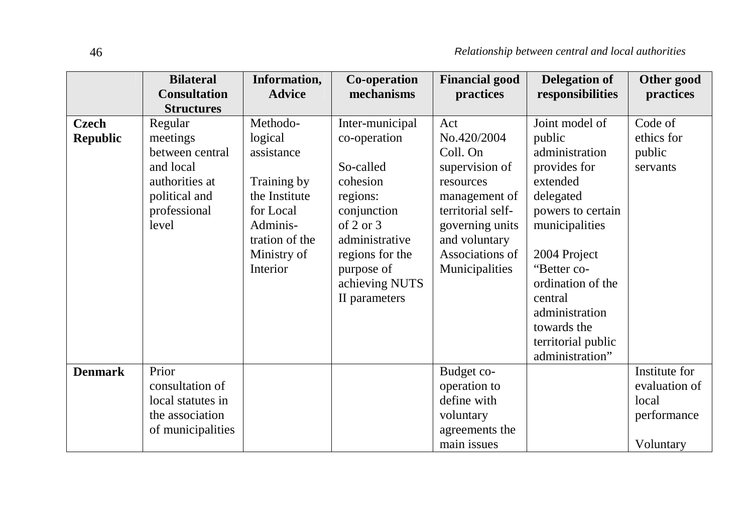| | Bilateral Consultation Structures | Information, Advice | Co-operation mechanisms | Financial good practices | Delegation of responsibilities | Other good practices |
|---|---|---|---|---|---|---|
| **Czech Republic** | Regular meetings between central and local authorities at political and professional level | Methodological assistance<br><br>Training by the Institute for Local Administration of the Ministry of Interior | Inter-municipal co-operation<br><br>So-called cohesion regions: conjunction of 2 or 3 administrative regions for the purpose of achieving NUTS II parameters | Act No.420/2004 Coll. On supervision of resources management of territorial self-governing units and voluntary Associations of Municipalities | Joint model of public administration provides for extended delegated powers to certain municipalities<br><br>2004 Project "Better co-ordination of the central administration towards the territorial public administration" | Code of ethics for public servants |
| **Denmark** | Prior consultation of local statutes in the association of municipalities | | | Budget co-operation to define with voluntary agreements the main issues | | Institute for evaluation of local performance<br><br>Voluntary |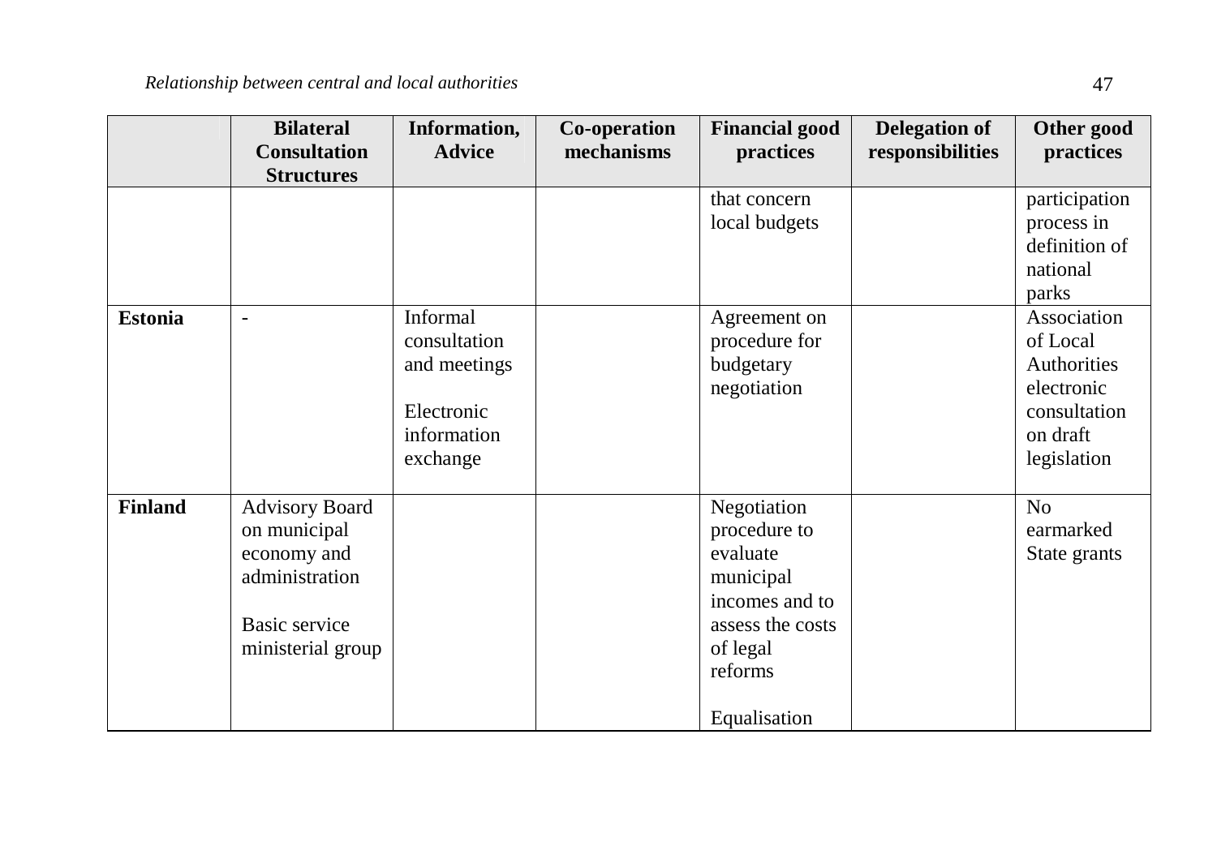| | Bilateral Consultation Structures | Information, Advice | Co-operation mechanisms | Financial good practices | Delegation of responsibilities | Other good practices |
|---|---|---|---|---|---|---|
| | | | | that concern local budgets | | participation process in definition of national parks |
| **Estonia** | - | Informal consultation and meetings<br><br>Electronic information exchange | | Agreement on procedure for budgetary negotiation | | Association of Local Authorities electronic consultation on draft legislation |
| **Finland** | Advisory Board on municipal economy and administration<br><br>Basic service ministerial group | | | Negotiation procedure to evaluate municipal incomes and to assess the costs of legal reforms<br><br>Equalisation | | No earmarked State grants |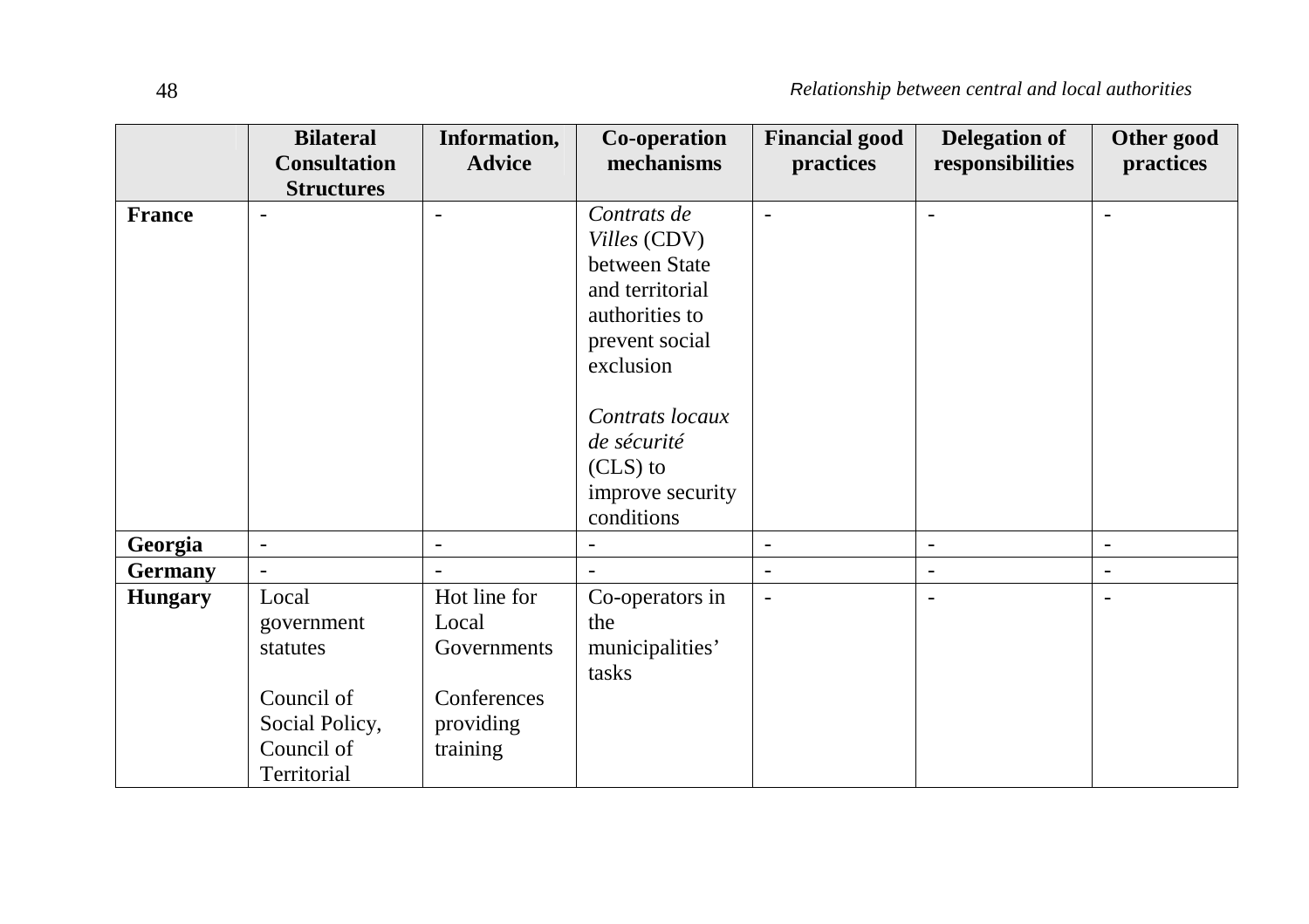| | Bilateral Consultation Structures | Information, Advice | Co-operation mechanisms | Financial good practices | Delegation of responsibilities | Other good practices |
|---|---|---|---|---|---|---|
| **France** | - | - | *Contrats de Villes* (CDV) between State and territorial authorities to prevent social exclusion<br><br>*Contrats locaux de sécurité* (CLS) to improve security conditions | - | - | - |
| **Georgia** | - | - | - | - | - | - |
| **Germany** | - | - | - | - | - | - |
| **Hungary** | Local government statutes<br><br>Council of Social Policy, Council of Territorial | Hot line for Local Governments<br><br>Conferences providing training | Co-operators in the municipalities' tasks | - | - | - |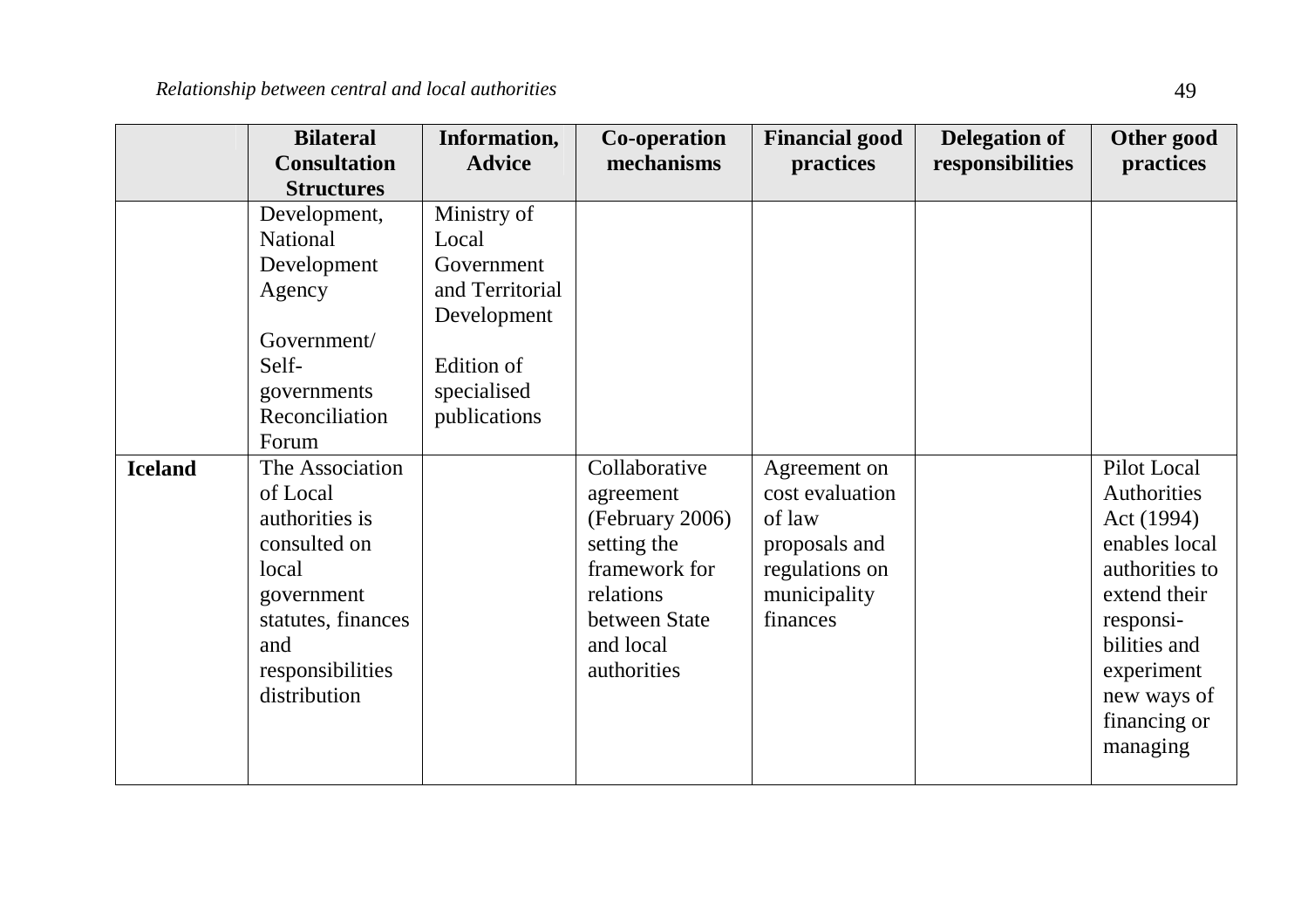| | Bilateral Consultation Structures | Information, Advice | Co-operation mechanisms | Financial good practices | Delegation of responsibilities | Other good practices |
|---|---|---|---|---|---|---|
| | Development, National Development Agency<br><br>Government/ Self-governments Reconciliation Forum | Ministry of Local Government and Territorial Development<br><br>Edition of specialised publications | | | | |
| **Iceland** | The Association of Local authorities is consulted on local government statutes, finances and responsibilities distribution | | Collaborative agreement (February 2006) setting the framework for relations between State and local authorities | Agreement on cost evaluation of law proposals and regulations on municipality finances | | Pilot Local Authorities Act (1994) enables local authorities to extend their responsi-bilities and experiment new ways of financing or managing |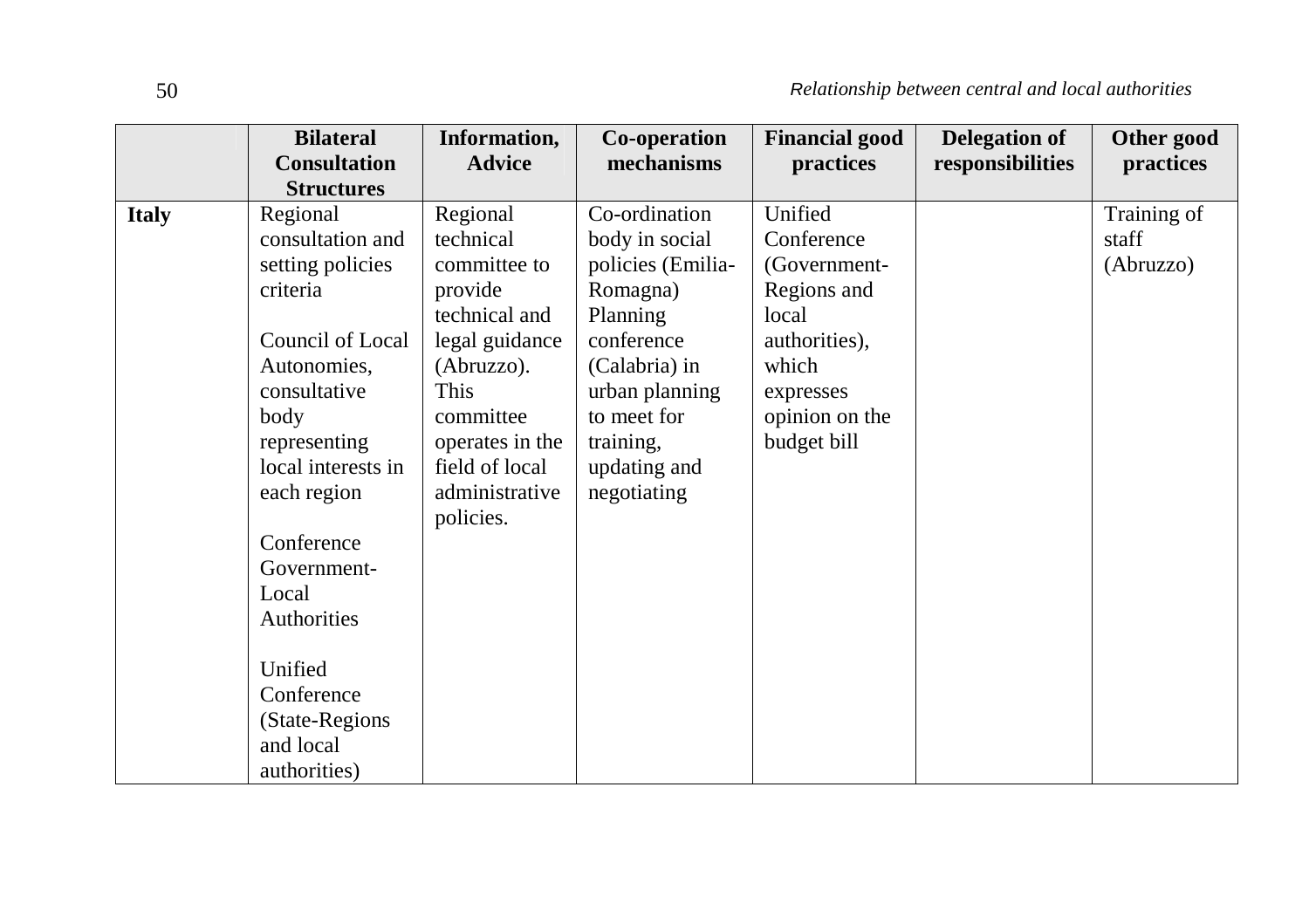| | Bilateral Consultation Structures | Information, Advice | Co-operation mechanisms | Financial good practices | Delegation of responsibilities | Other good practices |
|---|---|---|---|---|---|---|
| **Italy** | Regional consultation and setting policies criteria<br><br>Council of Local Autonomies, consultative body representing local interests in each region<br><br>Conference Government-Local Authorities<br><br>Unified Conference (State-Regions and local authorities) | Regional technical committee to provide technical and legal guidance (Abruzzo). This committee operates in the field of local administrative policies. | Co-ordination body in social policies (Emilia-Romagna) Planning conference (Calabria) in urban planning to meet for training, updating and negotiating | Unified Conference (Government-Regions and local authorities), which expresses opinion on the budget bill | | Training of staff (Abruzzo) |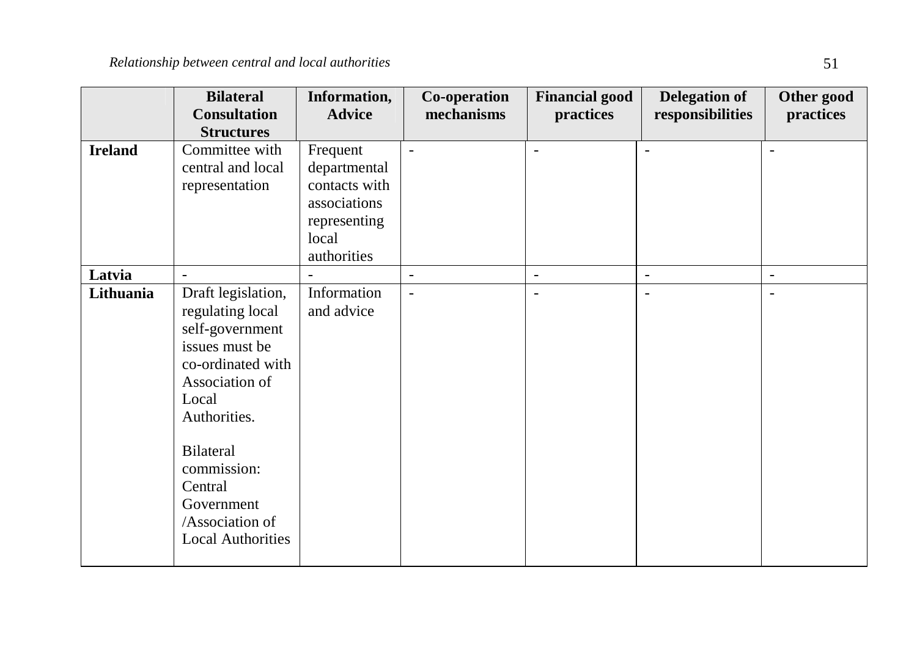| | Bilateral Consultation Structures | Information, Advice | Co-operation mechanisms | Financial good practices | Delegation of responsibilities | Other good practices |
|---|---|---|---|---|---|---|
| **Ireland** | Committee with central and local representation | Frequent departmental contacts with associations representing local authorities | - | - | - | - |
| **Latvia** | - | - | - | - | - | - |
| **Lithuania** | Draft legislation, regulating local self-government issues must be co-ordinated with Association of Local Authorities.<br><br>Bilateral commission: Central Government /Association of Local Authorities | Information and advice | - | - | - | - |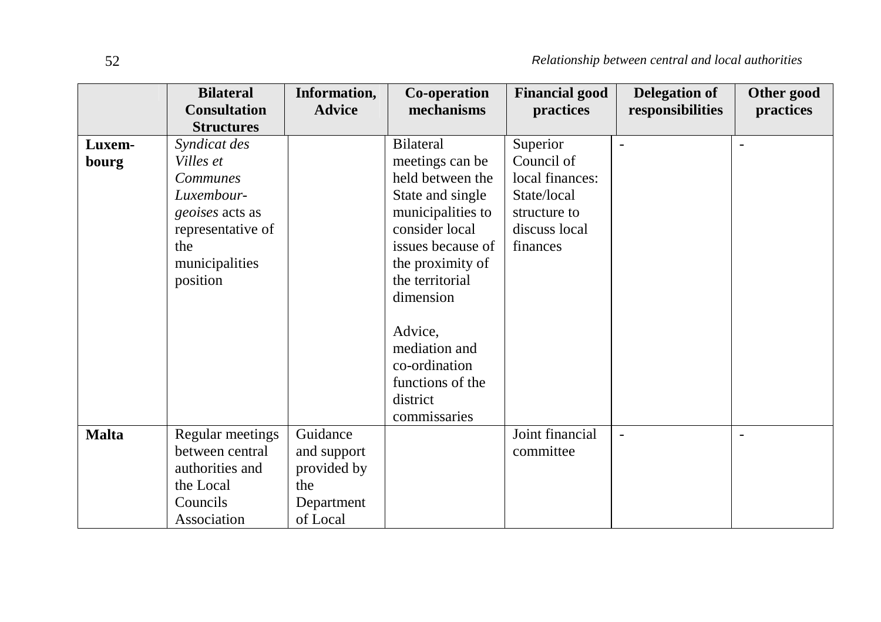| | Bilateral Consultation Structures | Information, Advice | Co-operation mechanisms | Financial good practices | Delegation of responsibilities | Other good practices |
|---|---|---|---|---|---|---|
| **Luxem-bourg** | *Syndicat des Villes et Communes Luxembour-geoises* acts as representative of the municipalities position | | Bilateral meetings can be held between the State and single municipalities to consider local issues because of the proximity of the territorial dimension<br><br>Advice, mediation and co-ordination functions of the district commissaries | Superior Council of local finances: State/local structure to discuss local finances | - | - |
| **Malta** | Regular meetings between central authorities and the Local Councils Association | Guidance and support provided by the Department of Local | | Joint financial committee | - | - |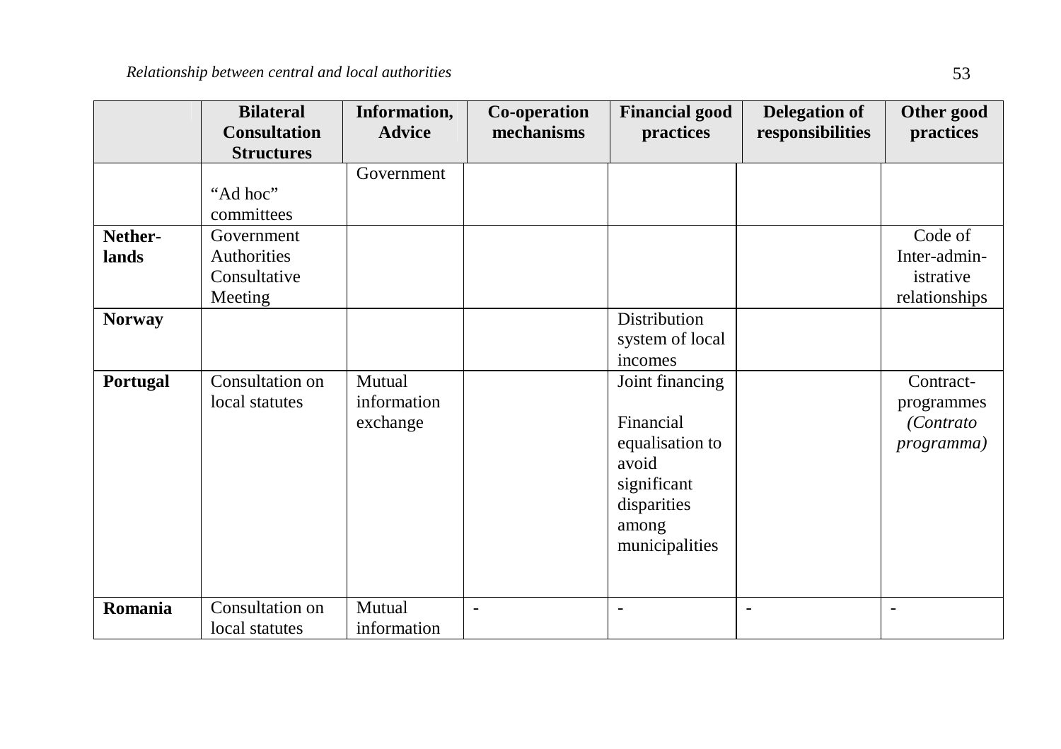| | Bilateral Consultation Structures | Information, Advice | Co-operation mechanisms | Financial good practices | Delegation of responsibilities | Other good practices |
|---|---|---|---|---|---|---|
| | "Ad hoc" committees | Government | | | | |
| **Nether-lands** | Government Authorities Consultative Meeting | | | | | Code of Inter-admin-istrative relationships |
| **Norway** | | | | Distribution system of local incomes | | |
| **Portugal** | Consultation on local statutes | Mutual information exchange | | Joint financing<br><br>Financial equalisation to avoid significant disparities among municipalities | | Contract-programmes *(Contrato programma)* |
| **Romania** | Consultation on local statutes | Mutual information | - | - | - | - |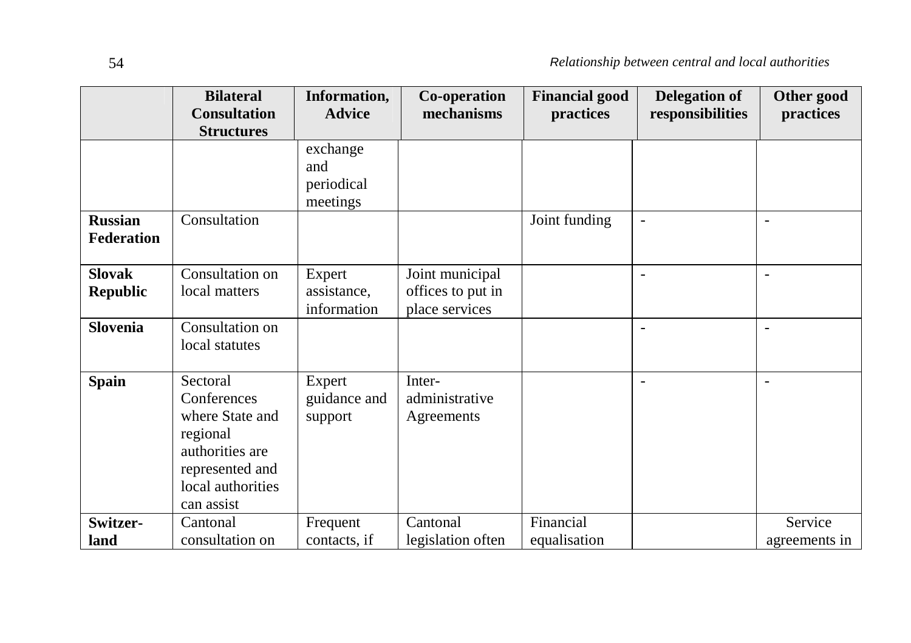| | Bilateral Consultation Structures | Information, Advice | Co-operation mechanisms | Financial good practices | Delegation of responsibilities | Other good practices |
|---|---|---|---|---|---|---|
| | | exchange and periodical meetings | | | | |
| **Russian Federation** | Consultation | | | Joint funding | - | - |
| **Slovak Republic** | Consultation on local matters | Expert assistance, information | Joint municipal offices to put in place services | | - | - |
| **Slovenia** | Consultation on local statutes | | | | - | - |
| **Spain** | Sectoral Conferences where State and regional authorities are represented and local authorities can assist | Expert guidance and support | Inter-administrative Agreements | | - | - |
| **Switzer-land** | Cantonal consultation on | Frequent contacts, if | Cantonal legislation often | Financial equalisation | | Service agreements in |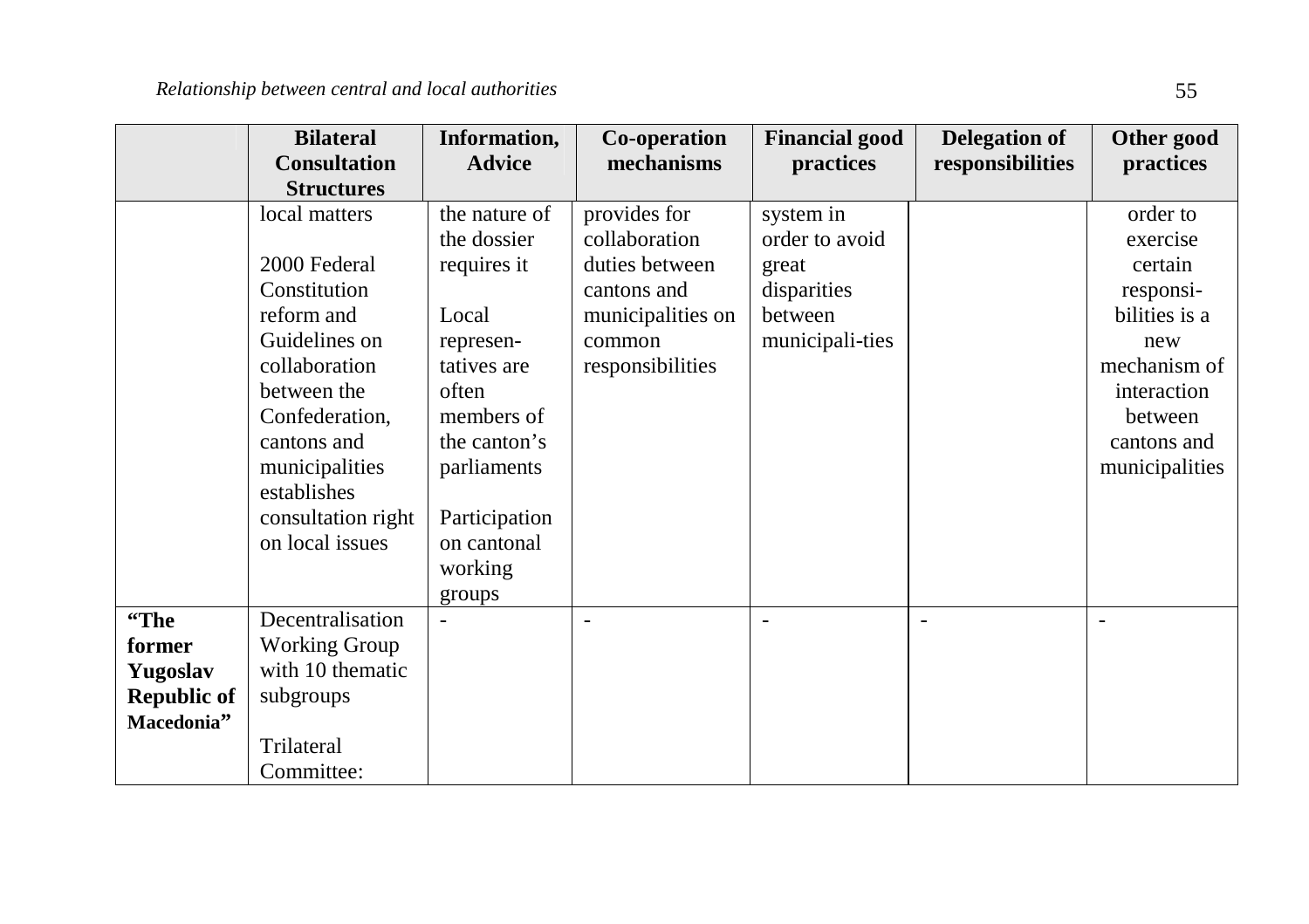| | Bilateral Consultation Structures | Information, Advice | Co-operation mechanisms | Financial good practices | Delegation of responsibilities | Other good practices |
|---|---|---|---|---|---|---|
| | local matters<br><br>2000 Federal Constitution reform and Guidelines on collaboration between the Confederation, cantons and municipalities establishes consultation right on local issues | the nature of the dossier requires it<br><br>Local represen-tatives are often members of the canton's parliaments<br><br>Participation on cantonal working groups | provides for collaboration duties between cantons and municipalities on common responsibilities | system in order to avoid great disparities between municipali-ties | | order to exercise certain responsi-bilities is a new mechanism of interaction between cantons and municipalities |
| **"The former Yugoslav Republic of Macedonia"** | Decentralisation Working Group with 10 thematic subgroups<br><br>Trilateral Committee: | - | - | - | - | - |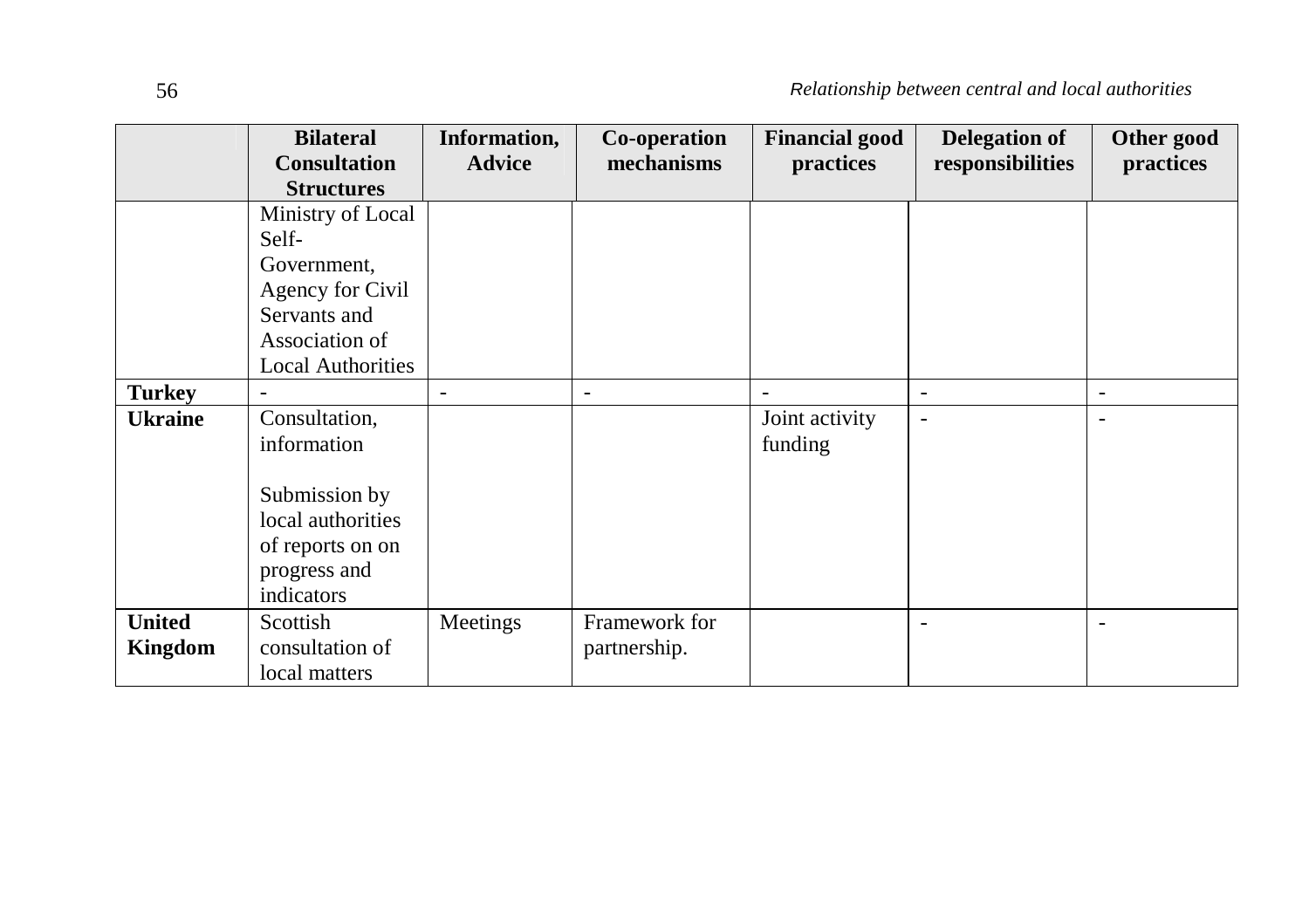| | Bilateral Consultation Structures | Information, Advice | Co-operation mechanisms | Financial good practices | Delegation of responsibilities | Other good practices |
|---|---|---|---|---|---|---|
| | Ministry of Local Self-Government, Agency for Civil Servants and Association of Local Authorities | | | | | |
| **Turkey** | - | - | - | - | - | - |
| **Ukraine** | Consultation, information<br><br>Submission by local authorities of reports on on progress and indicators | | | Joint activity funding | - | - |
| **United Kingdom** | Scottish consultation of local matters | Meetings | Framework for partnership. | | - | - |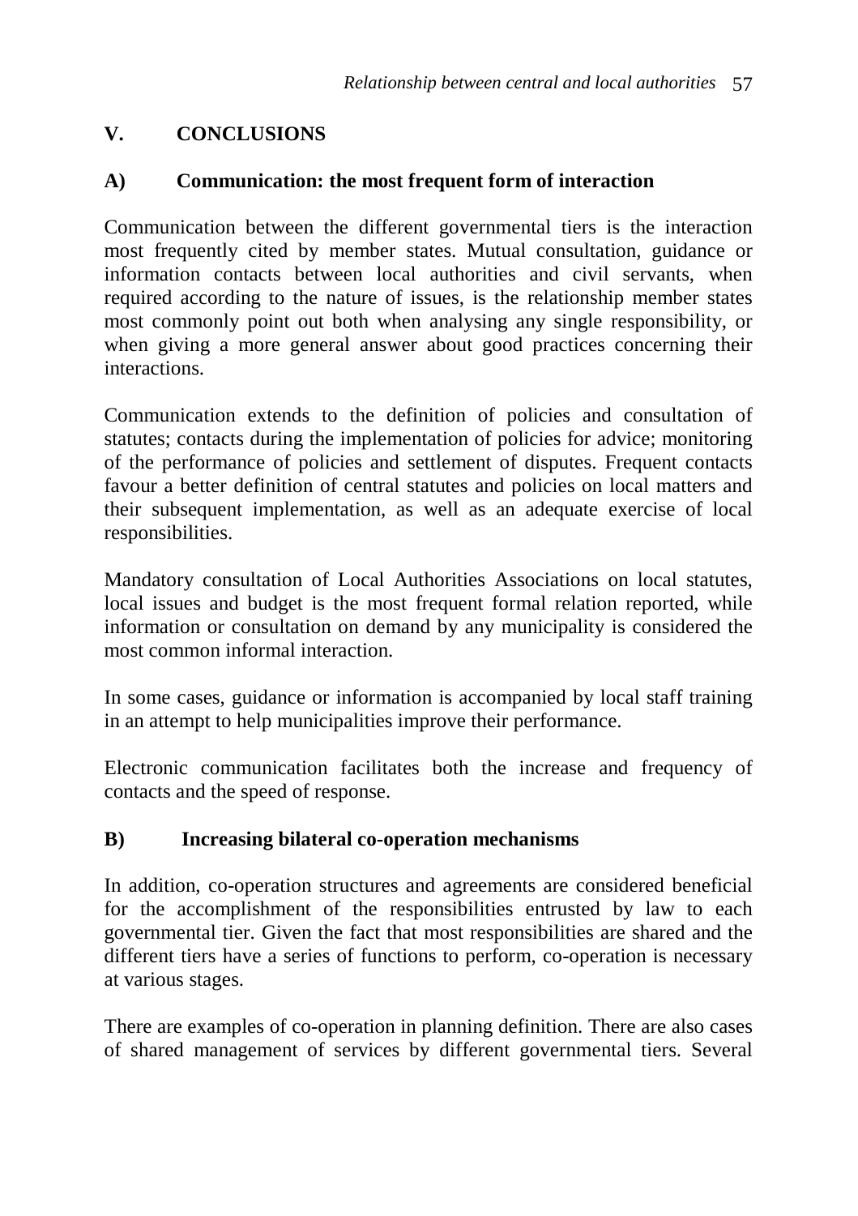## V. CONCLUSIONS

### A) Communication: the most frequent form of interaction

Communication between the different governmental tiers is the interaction most frequently cited by member states. Mutual consultation, guidance or information contacts between local authorities and civil servants, when required according to the nature of issues, is the relationship member states most commonly point out both when analysing any single responsibility, or when giving a more general answer about good practices concerning their interactions.

Communication extends to the definition of policies and consultation of statutes; contacts during the implementation of policies for advice; monitoring of the performance of policies and settlement of disputes. Frequent contacts favour a better definition of central statutes and policies on local matters and their subsequent implementation, as well as an adequate exercise of local responsibilities.

Mandatory consultation of Local Authorities Associations on local statutes, local issues and budget is the most frequent formal relation reported, while information or consultation on demand by any municipality is considered the most common informal interaction.

In some cases, guidance or information is accompanied by local staff training in an attempt to help municipalities improve their performance.

Electronic communication facilitates both the increase and frequency of contacts and the speed of response.

### B) Increasing bilateral co-operation mechanisms

In addition, co-operation structures and agreements are considered beneficial for the accomplishment of the responsibilities entrusted by law to each governmental tier. Given the fact that most responsibilities are shared and the different tiers have a series of functions to perform, co-operation is necessary at various stages.

There are examples of co-operation in planning definition. There are also cases of shared management of services by different governmental tiers. Several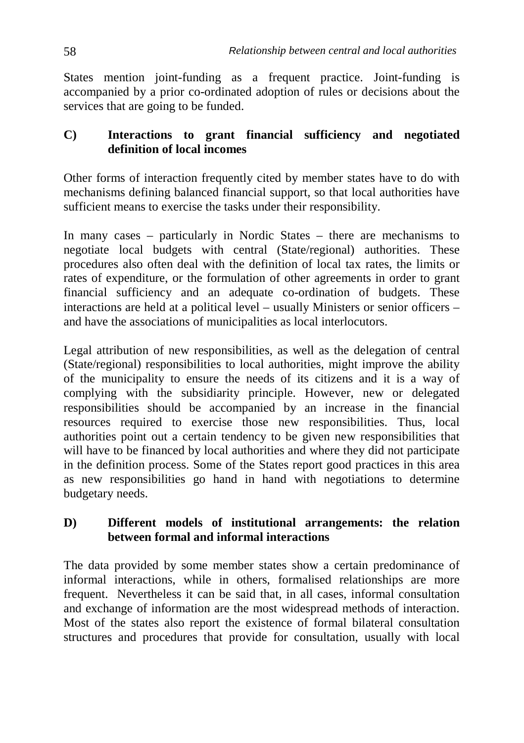States mention joint-funding as a frequent practice. Joint-funding is accompanied by a prior co-ordinated adoption of rules or decisions about the services that are going to be funded.

### C) Interactions to grant financial sufficiency and negotiated definition of local incomes

Other forms of interaction frequently cited by member states have to do with mechanisms defining balanced financial support, so that local authorities have sufficient means to exercise the tasks under their responsibility.

In many cases – particularly in Nordic States – there are mechanisms to negotiate local budgets with central (State/regional) authorities. These procedures also often deal with the definition of local tax rates, the limits or rates of expenditure, or the formulation of other agreements in order to grant financial sufficiency and an adequate co-ordination of budgets. These interactions are held at a political level – usually Ministers or senior officers – and have the associations of municipalities as local interlocutors.

Legal attribution of new responsibilities, as well as the delegation of central (State/regional) responsibilities to local authorities, might improve the ability of the municipality to ensure the needs of its citizens and it is a way of complying with the subsidiarity principle. However, new or delegated responsibilities should be accompanied by an increase in the financial resources required to exercise those new responsibilities. Thus, local authorities point out a certain tendency to be given new responsibilities that will have to be financed by local authorities and where they did not participate in the definition process. Some of the States report good practices in this area as new responsibilities go hand in hand with negotiations to determine budgetary needs.

### D) Different models of institutional arrangements: the relation between formal and informal interactions

The data provided by some member states show a certain predominance of informal interactions, while in others, formalised relationships are more frequent. Nevertheless it can be said that, in all cases, informal consultation and exchange of information are the most widespread methods of interaction. Most of the states also report the existence of formal bilateral consultation structures and procedures that provide for consultation, usually with local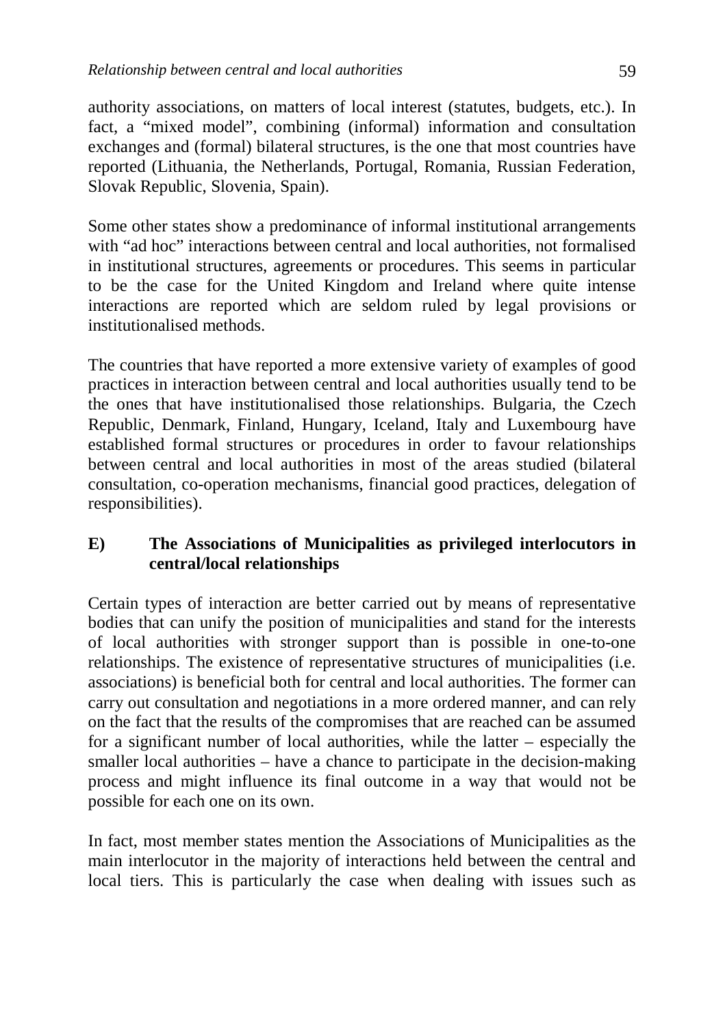authority associations, on matters of local interest (statutes, budgets, etc.). In fact, a "mixed model", combining (informal) information and consultation exchanges and (formal) bilateral structures, is the one that most countries have reported (Lithuania, the Netherlands, Portugal, Romania, Russian Federation, Slovak Republic, Slovenia, Spain).

Some other states show a predominance of informal institutional arrangements with "ad hoc" interactions between central and local authorities, not formalised in institutional structures, agreements or procedures. This seems in particular to be the case for the United Kingdom and Ireland where quite intense interactions are reported which are seldom ruled by legal provisions or institutionalised methods.

The countries that have reported a more extensive variety of examples of good practices in interaction between central and local authorities usually tend to be the ones that have institutionalised those relationships. Bulgaria, the Czech Republic, Denmark, Finland, Hungary, Iceland, Italy and Luxembourg have established formal structures or procedures in order to favour relationships between central and local authorities in most of the areas studied (bilateral consultation, co-operation mechanisms, financial good practices, delegation of responsibilities).

### E) The Associations of Municipalities as privileged interlocutors in central/local relationships

Certain types of interaction are better carried out by means of representative bodies that can unify the position of municipalities and stand for the interests of local authorities with stronger support than is possible in one-to-one relationships. The existence of representative structures of municipalities (i.e. associations) is beneficial both for central and local authorities. The former can carry out consultation and negotiations in a more ordered manner, and can rely on the fact that the results of the compromises that are reached can be assumed for a significant number of local authorities, while the latter – especially the smaller local authorities – have a chance to participate in the decision-making process and might influence its final outcome in a way that would not be possible for each one on its own.

In fact, most member states mention the Associations of Municipalities as the main interlocutor in the majority of interactions held between the central and local tiers. This is particularly the case when dealing with issues such as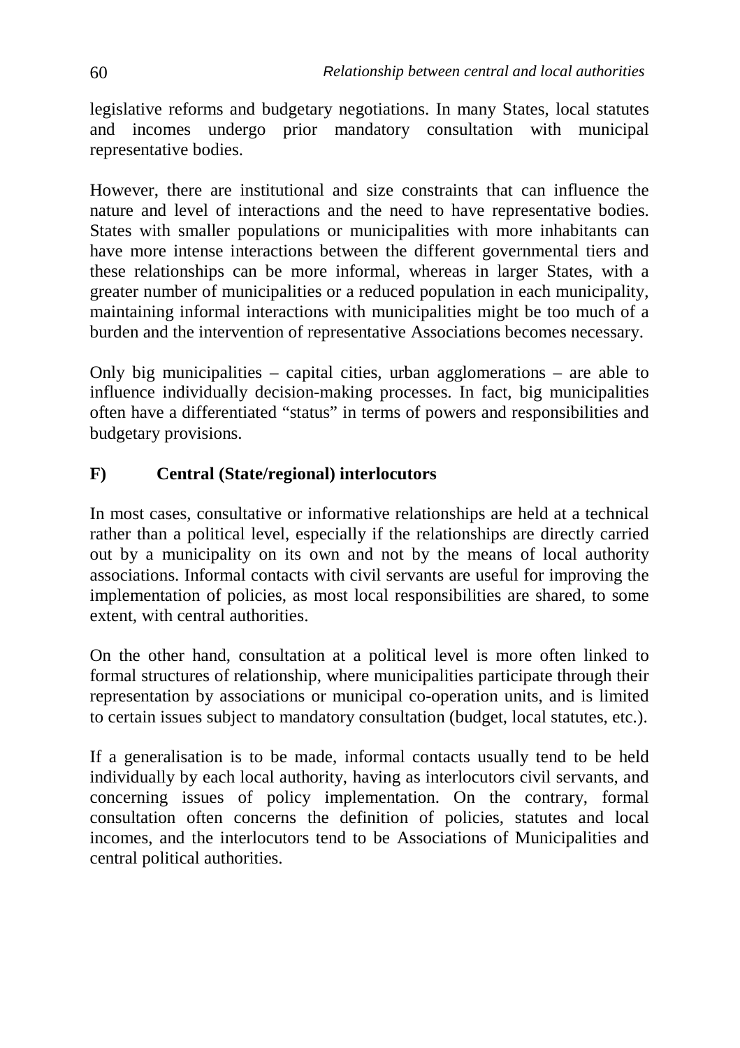legislative reforms and budgetary negotiations. In many States, local statutes and incomes undergo prior mandatory consultation with municipal representative bodies.

However, there are institutional and size constraints that can influence the nature and level of interactions and the need to have representative bodies. States with smaller populations or municipalities with more inhabitants can have more intense interactions between the different governmental tiers and these relationships can be more informal, whereas in larger States, with a greater number of municipalities or a reduced population in each municipality, maintaining informal interactions with municipalities might be too much of a burden and the intervention of representative Associations becomes necessary.

Only big municipalities – capital cities, urban agglomerations – are able to influence individually decision-making processes. In fact, big municipalities often have a differentiated "status" in terms of powers and responsibilities and budgetary provisions.

## F) Central (State/regional) interlocutors

In most cases, consultative or informative relationships are held at a technical rather than a political level, especially if the relationships are directly carried out by a municipality on its own and not by the means of local authority associations. Informal contacts with civil servants are useful for improving the implementation of policies, as most local responsibilities are shared, to some extent, with central authorities.

On the other hand, consultation at a political level is more often linked to formal structures of relationship, where municipalities participate through their representation by associations or municipal co-operation units, and is limited to certain issues subject to mandatory consultation (budget, local statutes, etc.).

If a generalisation is to be made, informal contacts usually tend to be held individually by each local authority, having as interlocutors civil servants, and concerning issues of policy implementation. On the contrary, formal consultation often concerns the definition of policies, statutes and local incomes, and the interlocutors tend to be Associations of Municipalities and central political authorities.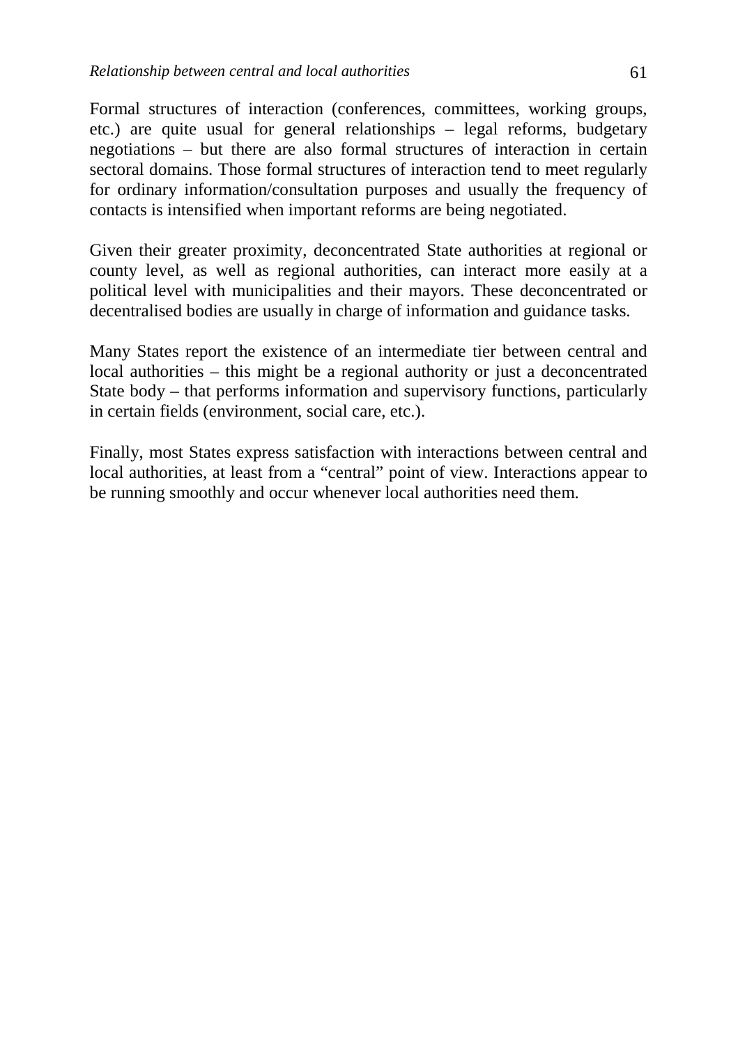Formal structures of interaction (conferences, committees, working groups, etc.) are quite usual for general relationships – legal reforms, budgetary negotiations – but there are also formal structures of interaction in certain sectoral domains. Those formal structures of interaction tend to meet regularly for ordinary information/consultation purposes and usually the frequency of contacts is intensified when important reforms are being negotiated.

Given their greater proximity, deconcentrated State authorities at regional or county level, as well as regional authorities, can interact more easily at a political level with municipalities and their mayors. These deconcentrated or decentralised bodies are usually in charge of information and guidance tasks.

Many States report the existence of an intermediate tier between central and local authorities – this might be a regional authority or just a deconcentrated State body – that performs information and supervisory functions, particularly in certain fields (environment, social care, etc.).

Finally, most States express satisfaction with interactions between central and local authorities, at least from a "central" point of view. Interactions appear to be running smoothly and occur whenever local authorities need them.